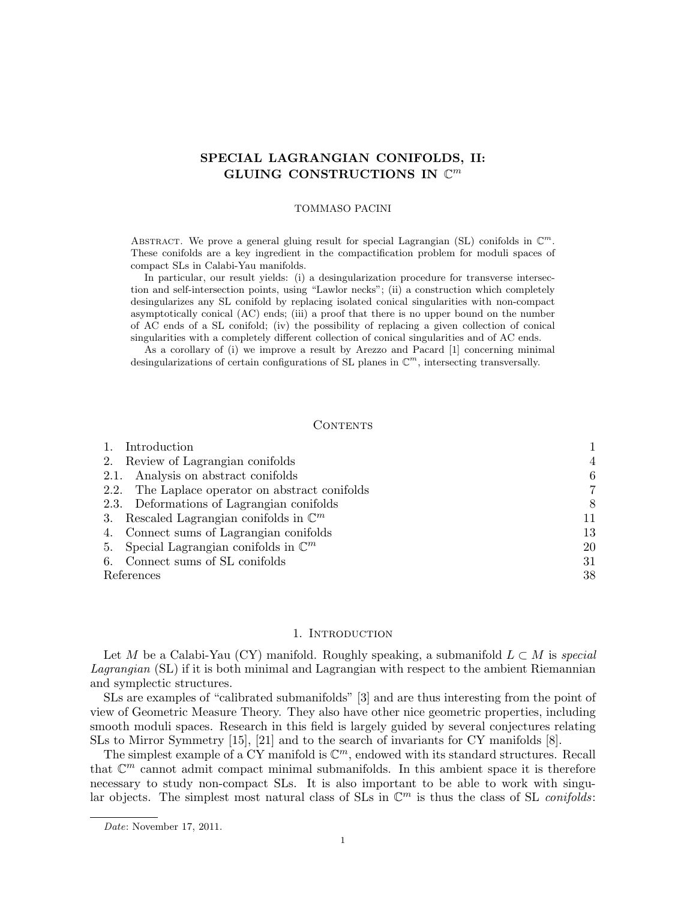# SPECIAL LAGRANGIAN CONIFOLDS, II: GLUING CONSTRUCTIONS IN $\mathbb{C}^m$

TOMMASO PACINI

Abstract. We prove a general gluing result for special Lagrangian (SL) conifolds in $\mathbb{C}^m$. These conifolds are a key ingredient in the compactification problem for moduli spaces of compact SLs in Calabi-Yau manifolds.

In particular, our result yields: (i) a desingularization procedure for transverse intersection and self-intersection points, using "Lawlor necks"; (ii) a construction which completely desingularizes any SL conifold by replacing isolated conical singularities with non-compact asymptotically conical (AC) ends; (iii) a proof that there is no upper bound on the number of AC ends of a SL conifold; (iv) the possibility of replacing a given collection of conical singularities with a completely different collection of conical singularities and of AC ends.

As a corollary of (i) we improve a result by Arezzo and Pacard [1] concerning minimal desingularizations of certain configurations of SL planes in $\mathbb{C}^m$, intersecting transversally.

## Contents

| | |
|---|---|
| 1. Introduction | 1 |
| 2. Review of Lagrangian conifolds | 4 |
| 2.1. Analysis on abstract conifolds | 6 |
| 2.2. The Laplace operator on abstract conifolds | 7 |
| 2.3. Deformations of Lagrangian conifolds | 8 |
| 3. Rescaled Lagrangian conifolds in $\mathbb{C}^m$ | 11 |
| 4. Connect sums of Lagrangian conifolds | 13 |
| 5. Special Lagrangian conifolds in $\mathbb{C}^m$ | 20 |
| 6. Connect sums of SL conifolds | 31 |
| References | 38 |

## 1. Introduction

Let $M$ be a Calabi-Yau (CY) manifold. Roughly speaking, a submanifold $L \subset M$ is *special Lagrangian* (SL) if it is both minimal and Lagrangian with respect to the ambient Riemannian and symplectic structures.

SLs are examples of "calibrated submanifolds" [3] and are thus interesting from the point of view of Geometric Measure Theory. They also have other nice geometric properties, including smooth moduli spaces. Research in this field is largely guided by several conjectures relating SLs to Mirror Symmetry [15], [21] and to the search of invariants for CY manifolds [8].

The simplest example of a CY manifold is $\mathbb{C}^m$, endowed with its standard structures. Recall that $\mathbb{C}^m$ cannot admit compact minimal submanifolds. In this ambient space it is therefore necessary to study non-compact SLs. It is also important to be able to work with singular objects. The simplest most natural class of SLs in $\mathbb{C}^m$ is thus the class of SL *conifolds*:

*Date*: November 17, 2011.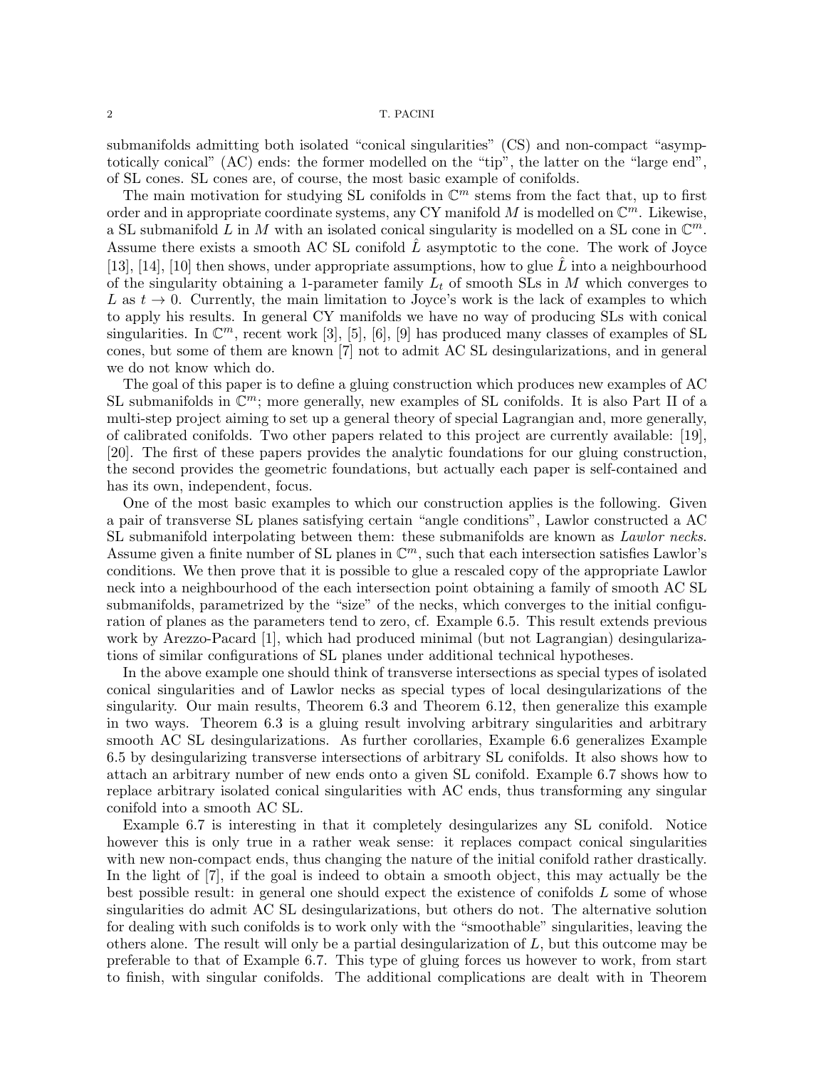submanifolds admitting both isolated "conical singularities" (CS) and non-compact "asymptotically conical" (AC) ends: the former modelled on the "tip", the latter on the "large end", of SL cones. SL cones are, of course, the most basic example of conifolds.

The main motivation for studying SL conifolds in $\mathbb{C}^m$ stems from the fact that, up to first order and in appropriate coordinate systems, any CY manifold $M$ is modelled on $\mathbb{C}^m$. Likewise, a SL submanifold $L$ in $M$ with an isolated conical singularity is modelled on a SL cone in $\mathbb{C}^m$. Assume there exists a smooth AC SL conifold $\hat{L}$ asymptotic to the cone. The work of Joyce [13], [14], [10] then shows, under appropriate assumptions, how to glue $\hat{L}$ into a neighbourhood of the singularity obtaining a 1-parameter family $L_t$ of smooth SLs in $M$ which converges to $L$ as $t \to 0$. Currently, the main limitation to Joyce's work is the lack of examples to which to apply his results. In general CY manifolds we have no way of producing SLs with conical singularities. In $\mathbb{C}^m$, recent work [3], [5], [6], [9] has produced many classes of examples of SL cones, but some of them are known [7] not to admit AC SL desingularizations, and in general we do not know which do.

The goal of this paper is to define a gluing construction which produces new examples of AC SL submanifolds in $\mathbb{C}^m$; more generally, new examples of SL conifolds. It is also Part II of a multi-step project aiming to set up a general theory of special Lagrangian and, more generally, of calibrated conifolds. Two other papers related to this project are currently available: [19], [20]. The first of these papers provides the analytic foundations for our gluing construction, the second provides the geometric foundations, but actually each paper is self-contained and has its own, independent, focus.

One of the most basic examples to which our construction applies is the following. Given a pair of transverse SL planes satisfying certain "angle conditions", Lawlor constructed a AC SL submanifold interpolating between them: these submanifolds are known as *Lawlor necks*. Assume given a finite number of SL planes in $\mathbb{C}^m$, such that each intersection satisfies Lawlor's conditions. We then prove that it is possible to glue a rescaled copy of the appropriate Lawlor neck into a neighbourhood of the each intersection point obtaining a family of smooth AC SL submanifolds, parametrized by the "size" of the necks, which converges to the initial configuration of planes as the parameters tend to zero, cf. Example 6.5. This result extends previous work by Arezzo-Pacard [1], which had produced minimal (but not Lagrangian) desingularizations of similar configurations of SL planes under additional technical hypotheses.

In the above example one should think of transverse intersections as special types of isolated conical singularities and of Lawlor necks as special types of local desingularizations of the singularity. Our main results, Theorem 6.3 and Theorem 6.12, then generalize this example in two ways. Theorem 6.3 is a gluing result involving arbitrary singularities and arbitrary smooth AC SL desingularizations. As further corollaries, Example 6.6 generalizes Example 6.5 by desingularizing transverse intersections of arbitrary SL conifolds. It also shows how to attach an arbitrary number of new ends onto a given SL conifold. Example 6.7 shows how to replace arbitrary isolated conical singularities with AC ends, thus transforming any singular conifold into a smooth AC SL.

Example 6.7 is interesting in that it completely desingularizes any SL conifold. Notice however this is only true in a rather weak sense: it replaces compact conical singularities with new non-compact ends, thus changing the nature of the initial conifold rather drastically. In the light of [7], if the goal is indeed to obtain a smooth object, this may actually be the best possible result: in general one should expect the existence of conifolds $L$ some of whose singularities do admit AC SL desingularizations, but others do not. The alternative solution for dealing with such conifolds is to work only with the "smoothable" singularities, leaving the others alone. The result will only be a partial desingularization of $L$, but this outcome may be preferable to that of Example 6.7. This type of gluing forces us however to work, from start to finish, with singular conifolds. The additional complications are dealt with in Theorem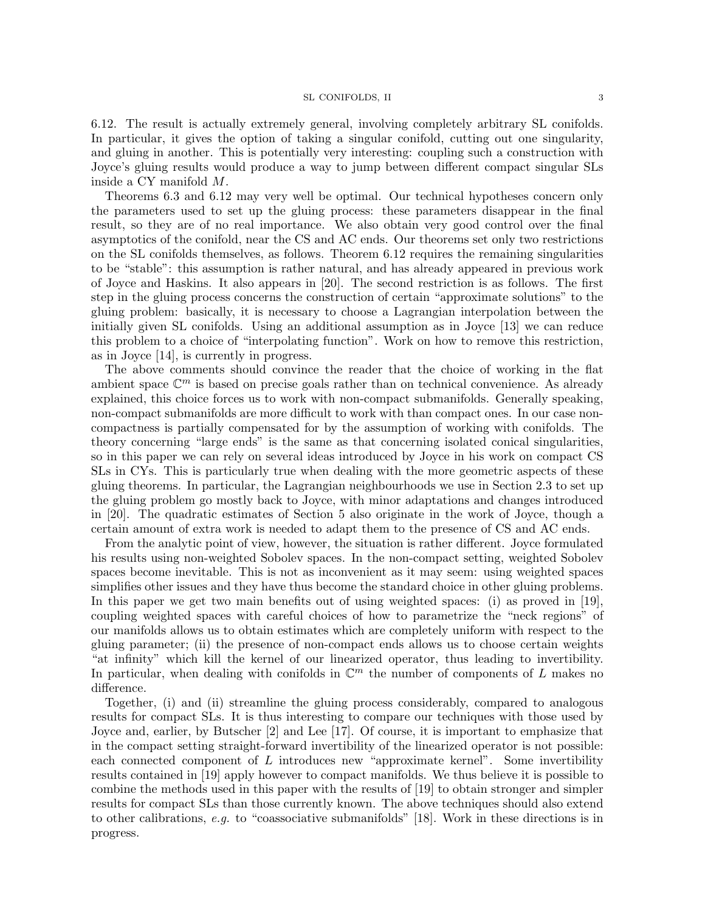6.12. The result is actually extremely general, involving completely arbitrary SL conifolds. In particular, it gives the option of taking a singular conifold, cutting out one singularity, and gluing in another. This is potentially very interesting: coupling such a construction with Joyce's gluing results would produce a way to jump between different compact singular SLs inside a CY manifold $M$.

Theorems 6.3 and 6.12 may very well be optimal. Our technical hypotheses concern only the parameters used to set up the gluing process: these parameters disappear in the final result, so they are of no real importance. We also obtain very good control over the final asymptotics of the conifold, near the CS and AC ends. Our theorems set only two restrictions on the SL conifolds themselves, as follows. Theorem 6.12 requires the remaining singularities to be "stable": this assumption is rather natural, and has already appeared in previous work of Joyce and Haskins. It also appears in [20]. The second restriction is as follows. The first step in the gluing process concerns the construction of certain "approximate solutions" to the gluing problem: basically, it is necessary to choose a Lagrangian interpolation between the initially given SL conifolds. Using an additional assumption as in Joyce [13] we can reduce this problem to a choice of "interpolating function". Work on how to remove this restriction, as in Joyce [14], is currently in progress.

The above comments should convince the reader that the choice of working in the flat ambient space $\mathbb{C}^m$ is based on precise goals rather than on technical convenience. As already explained, this choice forces us to work with non-compact submanifolds. Generally speaking, non-compact submanifolds are more difficult to work with than compact ones. In our case non-compactness is partially compensated for by the assumption of working with conifolds. The theory concerning "large ends" is the same as that concerning isolated conical singularities, so in this paper we can rely on several ideas introduced by Joyce in his work on compact CS SLs in CYs. This is particularly true when dealing with the more geometric aspects of these gluing theorems. In particular, the Lagrangian neighbourhoods we use in Section 2.3 to set up the gluing problem go mostly back to Joyce, with minor adaptations and changes introduced in [20]. The quadratic estimates of Section 5 also originate in the work of Joyce, though a certain amount of extra work is needed to adapt them to the presence of CS and AC ends.

From the analytic point of view, however, the situation is rather different. Joyce formulated his results using non-weighted Sobolev spaces. In the non-compact setting, weighted Sobolev spaces become inevitable. This is not as inconvenient as it may seem: using weighted spaces simplifies other issues and they have thus become the standard choice in other gluing problems. In this paper we get two main benefits out of using weighted spaces: (i) as proved in [19], coupling weighted spaces with careful choices of how to parametrize the "neck regions" of our manifolds allows us to obtain estimates which are completely uniform with respect to the gluing parameter; (ii) the presence of non-compact ends allows us to choose certain weights "at infinity" which kill the kernel of our linearized operator, thus leading to invertibility. In particular, when dealing with conifolds in $\mathbb{C}^m$ the number of components of $L$ makes no difference.

Together, (i) and (ii) streamline the gluing process considerably, compared to analogous results for compact SLs. It is thus interesting to compare our techniques with those used by Joyce and, earlier, by Butscher [2] and Lee [17]. Of course, it is important to emphasize that in the compact setting straight-forward invertibility of the linearized operator is not possible: each connected component of $L$ introduces new "approximate kernel". Some invertibility results contained in [19] apply however to compact manifolds. We thus believe it is possible to combine the methods used in this paper with the results of [19] to obtain stronger and simpler results for compact SLs than those currently known. The above techniques should also extend to other calibrations, *e.g.* to "coassociative submanifolds" [18]. Work in these directions is in progress.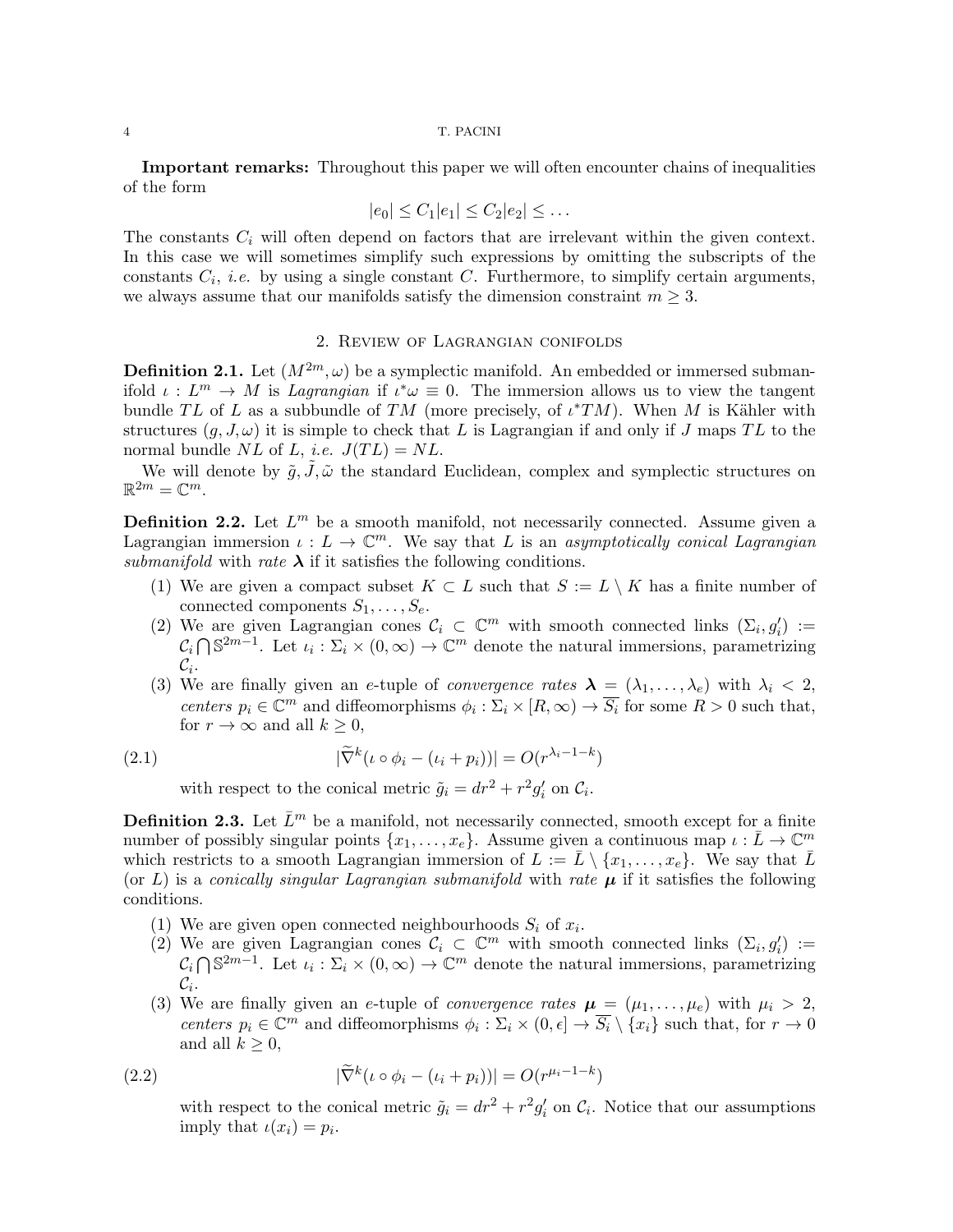**Important remarks:** Throughout this paper we will often encounter chains of inequalities of the form

$$|e_0| \leq C_1|e_1| \leq C_2|e_2| \leq \dots$$

The constants $C_i$ will often depend on factors that are irrelevant within the given context. In this case we will sometimes simplify such expressions by omitting the subscripts of the constants $C_i$, *i.e.* by using a single constant $C$. Furthermore, to simplify certain arguments, we always assume that our manifolds satisfy the dimension constraint $m \geq 3$.

## 2. Review of Lagrangian conifolds

**Definition 2.1.** Let $(M^{2m}, \omega)$ be a symplectic manifold. An embedded or immersed submanifold $\iota : L^m \to M$ is *Lagrangian* if $\iota^*\omega \equiv 0$. The immersion allows us to view the tangent bundle $TL$ of $L$ as a subbundle of $TM$ (more precisely, of $\iota^*TM$). When $M$ is Kähler with structures $(g, J, \omega)$ it is simple to check that $L$ is Lagrangian if and only if $J$ maps $TL$ to the normal bundle $NL$ of $L$, *i.e.* $J(TL) = NL$.

We will denote by $\tilde{g}, \tilde{J}, \tilde{\omega}$ the standard Euclidean, complex and symplectic structures on $\mathbb{R}^{2m} = \mathbb{C}^m$.

**Definition 2.2.** Let $L^m$ be a smooth manifold, not necessarily connected. Assume given a Lagrangian immersion $\iota : L \to \mathbb{C}^m$. We say that $L$ is an *asymptotically conical Lagrangian submanifold* with *rate* $\boldsymbol{\lambda}$ if it satisfies the following conditions.

1. We are given a compact subset $K \subset L$ such that $S := L \setminus K$ has a finite number of connected components $S_1, \dots, S_e$.
2. We are given Lagrangian cones $\mathcal{C}_i \subset \mathbb{C}^m$ with smooth connected links $(\Sigma_i, g_i') := \mathcal{C}_i \bigcap \mathbb{S}^{2m-1}$. Let $\iota_i : \Sigma_i \times (0, \infty) \to \mathbb{C}^m$ denote the natural immersions, parametrizing $\mathcal{C}_i$.
3. We are finally given an $e$-tuple of *convergence rates* $\boldsymbol{\lambda} = (\lambda_1, \dots, \lambda_e)$ with $\lambda_i < 2$, *centers* $p_i \in \mathbb{C}^m$ and diffeomorphisms $\phi_i : \Sigma_i \times [R, \infty) \to \overline{S_i}$ for some $R > 0$ such that, for $r \to \infty$ and all $k \geq 0$,

$$|\widetilde{\nabla}^k(\iota \circ \phi_i - (\iota_i + p_i))| = O(r^{\lambda_i - 1 - k}) \tag{2.1}$$

   with respect to the conical metric $\tilde{g}_i = dr^2 + r^2 g_i'$ on $\mathcal{C}_i$.

**Definition 2.3.** Let $\bar{L}^m$ be a manifold, not necessarily connected, smooth except for a finite number of possibly singular points $\{x_1, \dots, x_e\}$. Assume given a continuous map $\iota : \bar{L} \to \mathbb{C}^m$ which restricts to a smooth Lagrangian immersion of $L := \bar{L} \setminus \{x_1, \dots, x_e\}$. We say that $\bar{L}$ (or $L$) is a *conically singular Lagrangian submanifold* with *rate* $\boldsymbol{\mu}$ if it satisfies the following conditions.

1. We are given open connected neighbourhoods $S_i$ of $x_i$.
2. We are given Lagrangian cones $\mathcal{C}_i \subset \mathbb{C}^m$ with smooth connected links $(\Sigma_i, g_i') := \mathcal{C}_i \bigcap \mathbb{S}^{2m-1}$. Let $\iota_i : \Sigma_i \times (0, \infty) \to \mathbb{C}^m$ denote the natural immersions, parametrizing $\mathcal{C}_i$.
3. We are finally given an $e$-tuple of *convergence rates* $\boldsymbol{\mu} = (\mu_1, \dots, \mu_e)$ with $\mu_i > 2$, *centers* $p_i \in \mathbb{C}^m$ and diffeomorphisms $\phi_i : \Sigma_i \times (0, \epsilon] \to \overline{S_i} \setminus \{x_i\}$ such that, for $r \to 0$ and all $k \geq 0$,

$$|\widetilde{\nabla}^k(\iota \circ \phi_i - (\iota_i + p_i))| = O(r^{\mu_i - 1 - k}) \tag{2.2}$$

   with respect to the conical metric $\tilde{g}_i = dr^2 + r^2 g_i'$ on $\mathcal{C}_i$. Notice that our assumptions imply that $\iota(x_i) = p_i$.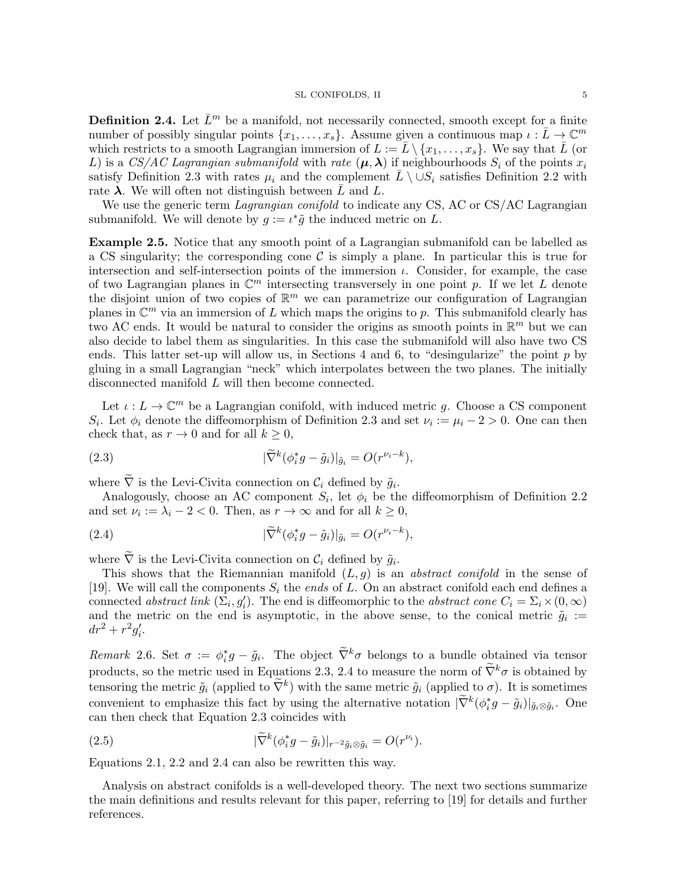**Definition 2.4.** Let $\bar{L}^m$ be a manifold, not necessarily connected, smooth except for a finite number of possibly singular points $\{x_1, \dots, x_s\}$. Assume given a continuous map $\iota : \bar{L} \to \mathbb{C}^m$ which restricts to a smooth Lagrangian immersion of $L := \bar{L} \setminus \{x_1, \dots, x_s\}$. We say that $\bar{L}$ (or $L$) is a *CS/AC Lagrangian submanifold* with *rate* $(\boldsymbol{\mu}, \boldsymbol{\lambda})$ if neighbourhoods $S_i$ of the points $x_i$ satisfy Definition 2.3 with rates $\mu_i$ and the complement $\bar{L} \setminus \cup S_i$ satisfies Definition 2.2 with rate $\boldsymbol{\lambda}$. We will often not distinguish between $\bar{L}$ and $L$.

We use the generic term *Lagrangian conifold* to indicate any CS, AC or CS/AC Lagrangian submanifold. We will denote by $g := \iota^* \tilde{g}$ the induced metric on $L$.

**Example 2.5.** Notice that any smooth point of a Lagrangian submanifold can be labelled as a CS singularity; the corresponding cone $\mathcal{C}$ is simply a plane. In particular this is true for intersection and self-intersection points of the immersion $\iota$. Consider, for example, the case of two Lagrangian planes in $\mathbb{C}^m$ intersecting transversely in one point $p$. If we let $L$ denote the disjoint union of two copies of $\mathbb{R}^m$ we can parametrize our configuration of Lagrangian planes in $\mathbb{C}^m$ via an immersion of $L$ which maps the origins to $p$. This submanifold clearly has two AC ends. It would be natural to consider the origins as smooth points in $\mathbb{R}^m$ but we can also decide to label them as singularities. In this case the submanifold will also have two CS ends. This latter set-up will allow us, in Sections 4 and 6, to "desingularize" the point $p$ by gluing in a small Lagrangian "neck" which interpolates between the two planes. The initially disconnected manifold $L$ will then become connected.

Let $\iota : L \to \mathbb{C}^m$ be a Lagrangian conifold, with induced metric $g$. Choose a CS component $S_i$. Let $\phi_i$ denote the diffeomorphism of Definition 2.3 and set $\nu_i := \mu_i - 2 > 0$. One can then check that, as $r \to 0$ and for all $k \geq 0$,

$$|\widetilde{\nabla}^k(\phi_i^* g - \tilde{g}_i)|_{\tilde{g}_i} = O(r^{\nu_i - k}), \tag{2.3}$$

where $\widetilde{\nabla}$ is the Levi-Civita connection on $\mathcal{C}_i$ defined by $\tilde{g}_i$.

Analogously, choose an AC component $S_i$, let $\phi_i$ be the diffeomorphism of Definition 2.2 and set $\nu_i := \lambda_i - 2 < 0$. Then, as $r \to \infty$ and for all $k \geq 0$,

$$|\widetilde{\nabla}^k(\phi_i^* g - \tilde{g}_i)|_{\tilde{g}_i} = O(r^{\nu_i - k}), \tag{2.4}$$

where $\widetilde{\nabla}$ is the Levi-Civita connection on $\mathcal{C}_i$ defined by $\tilde{g}_i$.

This shows that the Riemannian manifold $(L, g)$ is an *abstract conifold* in the sense of [19]. We will call the components $S_i$ the *ends* of $L$. On an abstract conifold each end defines a connected *abstract link* $(\Sigma_i, g_i')$. The end is diffeomorphic to the *abstract cone* $C_i = \Sigma_i \times (0, \infty)$ and the metric on the end is asymptotic, in the above sense, to the conical metric $\tilde{g}_i := dr^2 + r^2 g_i'$.

*Remark* 2.6. Set $\sigma := \phi_i^* g - \tilde{g}_i$. The object $\widetilde{\nabla}^k \sigma$ belongs to a bundle obtained via tensor products, so the metric used in Equations 2.3, 2.4 to measure the norm of $\widetilde{\nabla}^k \sigma$ is obtained by tensoring the metric $\tilde{g}_i$ (applied to $\widetilde{\nabla}^k$) with the same metric $\tilde{g}_i$ (applied to $\sigma$). It is sometimes convenient to emphasize this fact by using the alternative notation $|\widetilde{\nabla}^k(\phi_i^* g - \tilde{g}_i)|_{\tilde{g}_i \otimes \tilde{g}_i}$. One can then check that Equation 2.3 coincides with

$$|\widetilde{\nabla}^k(\phi_i^* g - \tilde{g}_i)|_{r^{-2}\tilde{g}_i \otimes \tilde{g}_i} = O(r^{\nu_i}). \tag{2.5}$$

Equations 2.1, 2.2 and 2.4 can also be rewritten this way.

Analysis on abstract conifolds is a well-developed theory. The next two sections summarize the main definitions and results relevant for this paper, referring to [19] for details and further references.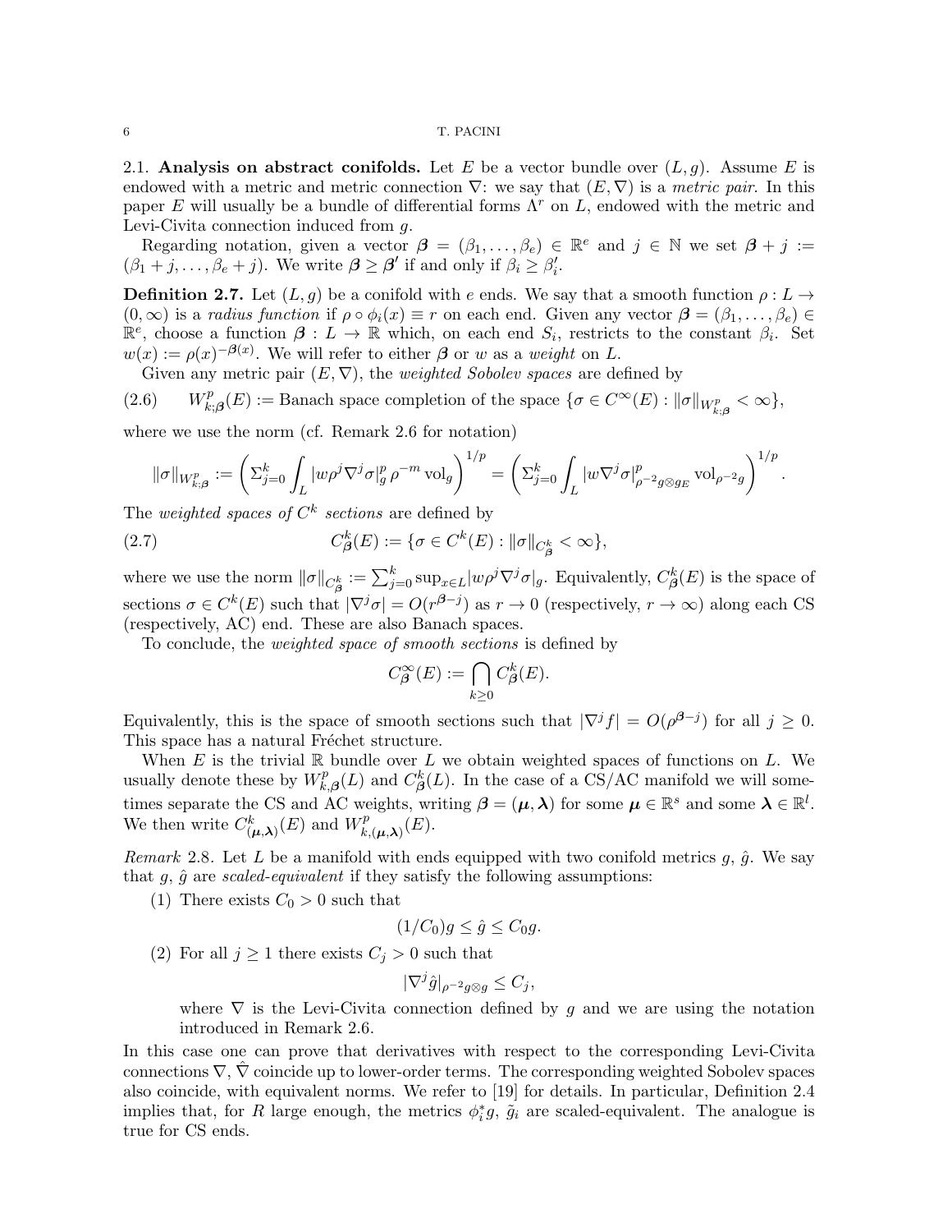### 2.1. Analysis on abstract conifolds.

Let $E$ be a vector bundle over $(L,g)$. Assume $E$ is endowed with a metric and metric connection $\nabla$: we say that $(E,\nabla)$ is a *metric pair*. In this paper $E$ will usually be a bundle of differential forms $\Lambda^r$ on $L$, endowed with the metric and Levi-Civita connection induced from $g$.

Regarding notation, given a vector $\boldsymbol{\beta} = (\beta_1,\dots,\beta_e) \in \mathbb{R}^e$ and $j \in \mathbb{N}$ we set $\boldsymbol{\beta}+j := (\beta_1+j,\dots,\beta_e+j)$. We write $\boldsymbol{\beta} \geq \boldsymbol{\beta}'$ if and only if $\beta_i \geq \beta_i'$.

**Definition 2.7.** Let $(L,g)$ be a conifold with $e$ ends. We say that a smooth function $\rho : L \to (0,\infty)$ is a *radius function* if $\rho \circ \phi_i(x) \equiv r$ on each end. Given any vector $\boldsymbol{\beta} = (\beta_1,\dots,\beta_e) \in \mathbb{R}^e$, choose a function $\boldsymbol{\beta} : L \to \mathbb{R}$ which, on each end $S_i$, restricts to the constant $\beta_i$. Set $w(x) := \rho(x)^{-\boldsymbol{\beta}(x)}$. We will refer to either $\boldsymbol{\beta}$ or $w$ as a *weight* on $L$.

Given any metric pair $(E,\nabla)$, the *weighted Sobolev spaces* are defined by

$$W^p_{k;\boldsymbol{\beta}}(E) := \text{Banach space completion of the space } \{\sigma \in C^\infty(E) : \|\sigma\|_{W^p_{k;\boldsymbol{\beta}}} < \infty\}, \tag{2.6}$$

where we use the norm (cf. Remark 2.6 for notation)

$$\|\sigma\|_{W^p_{k;\boldsymbol{\beta}}} := \left(\Sigma_{j=0}^k \int_L |w\rho^j\nabla^j\sigma|^p_g\,\rho^{-m}\,\mathrm{vol}_g\right)^{1/p} = \left(\Sigma_{j=0}^k \int_L |w\nabla^j\sigma|^p_{\rho^{-2}g\otimes g_E}\,\mathrm{vol}_{\rho^{-2}g}\right)^{1/p}.$$

The *weighted spaces of $C^k$ sections* are defined by

$$C^k_{\boldsymbol{\beta}}(E) := \{\sigma \in C^k(E) : \|\sigma\|_{C^k_{\boldsymbol{\beta}}} < \infty\}, \tag{2.7}$$

where we use the norm $\|\sigma\|_{C^k_{\boldsymbol{\beta}}} := \sum_{j=0}^k \sup_{x\in L}|w\rho^j\nabla^j\sigma|_g$. Equivalently, $C^k_{\boldsymbol{\beta}}(E)$ is the space of sections $\sigma \in C^k(E)$ such that $|\nabla^j\sigma| = O(r^{\boldsymbol{\beta}-j})$ as $r \to 0$ (respectively, $r \to \infty$) along each CS (respectively, AC) end. These are also Banach spaces.

To conclude, the *weighted space of smooth sections* is defined by

$$C^\infty_{\boldsymbol{\beta}}(E) := \bigcap_{k\geq 0} C^k_{\boldsymbol{\beta}}(E).$$

Equivalently, this is the space of smooth sections such that $|\nabla^j f| = O(\rho^{\boldsymbol{\beta}-j})$ for all $j \geq 0$. This space has a natural Fréchet structure.

When $E$ is the trivial $\mathbb{R}$ bundle over $L$ we obtain weighted spaces of functions on $L$. We usually denote these by $W^p_{k,\boldsymbol{\beta}}(L)$ and $C^k_{\boldsymbol{\beta}}(L)$. In the case of a CS/AC manifold we will sometimes separate the CS and AC weights, writing $\boldsymbol{\beta} = (\boldsymbol{\mu},\boldsymbol{\lambda})$ for some $\boldsymbol{\mu} \in \mathbb{R}^s$ and some $\boldsymbol{\lambda} \in \mathbb{R}^l$. We then write $C^k_{(\boldsymbol{\mu},\boldsymbol{\lambda})}(E)$ and $W^p_{k,(\boldsymbol{\mu},\boldsymbol{\lambda})}(E)$.

*Remark* 2.8. Let $L$ be a manifold with ends equipped with two conifold metrics $g$, $\hat{g}$. We say that $g$, $\hat{g}$ are *scaled-equivalent* if they satisfy the following assumptions:

1. There exists $C_0 > 0$ such that
$$(1/C_0)g \leq \hat{g} \leq C_0 g.$$
2. For all $j \geq 1$ there exists $C_j > 0$ such that
$$|\nabla^j\hat{g}|_{\rho^{-2}g\otimes g} \leq C_j,$$
where $\nabla$ is the Levi-Civita connection defined by $g$ and we are using the notation introduced in Remark 2.6.

In this case one can prove that derivatives with respect to the corresponding Levi-Civita connections $\nabla$, $\hat{\nabla}$ coincide up to lower-order terms. The corresponding weighted Sobolev spaces also coincide, with equivalent norms. We refer to [19] for details. In particular, Definition 2.4 implies that, for $R$ large enough, the metrics $\phi_i^*g$, $\tilde{g}_i$ are scaled-equivalent. The analogue is true for CS ends.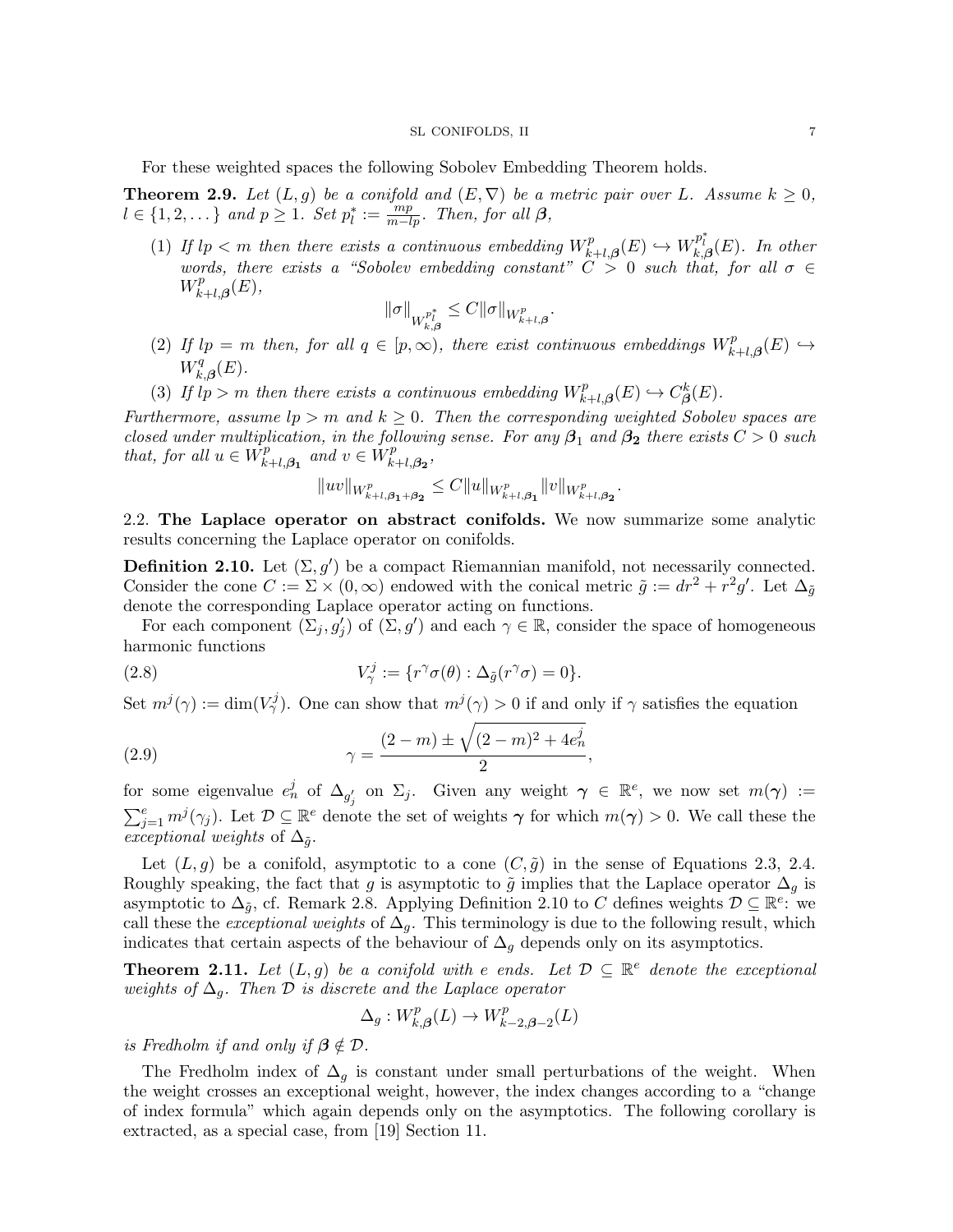For these weighted spaces the following Sobolev Embedding Theorem holds.

**Theorem 2.9.** *Let $(L, g)$ be a conifold and $(E, \nabla)$ be a metric pair over $L$. Assume $k \geq 0$, $l \in \{1, 2, \dots\}$ and $p \geq 1$. Set $p_l^* := \frac{mp}{m - lp}$. Then, for all $\boldsymbol{\beta}$,*

1. *If $lp < m$ then there exists a continuous embedding $W^p_{k+l,\boldsymbol{\beta}}(E) \hookrightarrow W^{p_l^*}_{k,\boldsymbol{\beta}}(E)$. In other words, there exists a "Sobolev embedding constant" $C > 0$ such that, for all $\sigma \in W^p_{k+l,\boldsymbol{\beta}}(E)$,*
$$\|\sigma\|_{W^{p_l^*}_{k,\boldsymbol{\beta}}} \leq C \|\sigma\|_{W^p_{k+l,\boldsymbol{\beta}}}.$$
2. *If $lp = m$ then, for all $q \in [p, \infty)$, there exist continuous embeddings $W^p_{k+l,\boldsymbol{\beta}}(E) \hookrightarrow W^q_{k,\boldsymbol{\beta}}(E)$.*
3. *If $lp > m$ then there exists a continuous embedding $W^p_{k+l,\boldsymbol{\beta}}(E) \hookrightarrow C^k_{\boldsymbol{\beta}}(E)$.*

*Furthermore, assume $lp > m$ and $k \geq 0$. Then the corresponding weighted Sobolev spaces are closed under multiplication, in the following sense. For any $\boldsymbol{\beta}_1$ and $\boldsymbol{\beta}_2$ there exists $C > 0$ such that, for all $u \in W^p_{k+l,\boldsymbol{\beta}_1}$ and $v \in W^p_{k+l,\boldsymbol{\beta}_2}$,*
$$\|uv\|_{W^p_{k+l,\boldsymbol{\beta}_1+\boldsymbol{\beta}_2}} \leq C \|u\|_{W^p_{k+l,\boldsymbol{\beta}_1}} \|v\|_{W^p_{k+l,\boldsymbol{\beta}_2}}.$$

## 2.2. The Laplace operator on abstract conifolds.

We now summarize some analytic results concerning the Laplace operator on conifolds.

**Definition 2.10.** Let $(\Sigma, g')$ be a compact Riemannian manifold, not necessarily connected. Consider the cone $C := \Sigma \times (0, \infty)$ endowed with the conical metric $\tilde{g} := dr^2 + r^2 g'$. Let $\Delta_{\tilde{g}}$ denote the corresponding Laplace operator acting on functions.

For each component $(\Sigma_j, g'_j)$ of $(\Sigma, g')$ and each $\gamma \in \mathbb{R}$, consider the space of homogeneous harmonic functions

$$V^j_\gamma := \{r^\gamma \sigma(\theta) : \Delta_{\tilde{g}}(r^\gamma \sigma) = 0\}. \tag{2.8}$$

Set $m^j(\gamma) := \dim(V^j_\gamma)$. One can show that $m^j(\gamma) > 0$ if and only if $\gamma$ satisfies the equation

$$\gamma = \frac{(2-m) \pm \sqrt{(2-m)^2 + 4e^j_n}}{2}, \tag{2.9}$$

for some eigenvalue $e^j_n$ of $\Delta_{g'_j}$ on $\Sigma_j$. Given any weight $\boldsymbol{\gamma} \in \mathbb{R}^e$, we now set $m(\boldsymbol{\gamma}) := \sum_{j=1}^e m^j(\gamma_j)$. Let $\mathcal{D} \subseteq \mathbb{R}^e$ denote the set of weights $\boldsymbol{\gamma}$ for which $m(\boldsymbol{\gamma}) > 0$. We call these the *exceptional weights* of $\Delta_{\tilde{g}}$.

Let $(L, g)$ be a conifold, asymptotic to a cone $(C, \tilde{g})$ in the sense of Equations 2.3, 2.4. Roughly speaking, the fact that $g$ is asymptotic to $\tilde{g}$ implies that the Laplace operator $\Delta_g$ is asymptotic to $\Delta_{\tilde{g}}$, cf. Remark 2.8. Applying Definition 2.10 to $C$ defines weights $\mathcal{D} \subseteq \mathbb{R}^e$: we call these the *exceptional weights* of $\Delta_g$. This terminology is due to the following result, which indicates that certain aspects of the behaviour of $\Delta_g$ depends only on its asymptotics.

**Theorem 2.11.** *Let $(L, g)$ be a conifold with $e$ ends. Let $\mathcal{D} \subseteq \mathbb{R}^e$ denote the exceptional weights of $\Delta_g$. Then $\mathcal{D}$ is discrete and the Laplace operator*
$$\Delta_g : W^p_{k,\boldsymbol{\beta}}(L) \to W^p_{k-2,\boldsymbol{\beta}-2}(L)$$
*is Fredholm if and only if $\boldsymbol{\beta} \notin \mathcal{D}$.*

The Fredholm index of $\Delta_g$ is constant under small perturbations of the weight. When the weight crosses an exceptional weight, however, the index changes according to a "change of index formula" which again depends only on the asymptotics. The following corollary is extracted, as a special case, from [19] Section 11.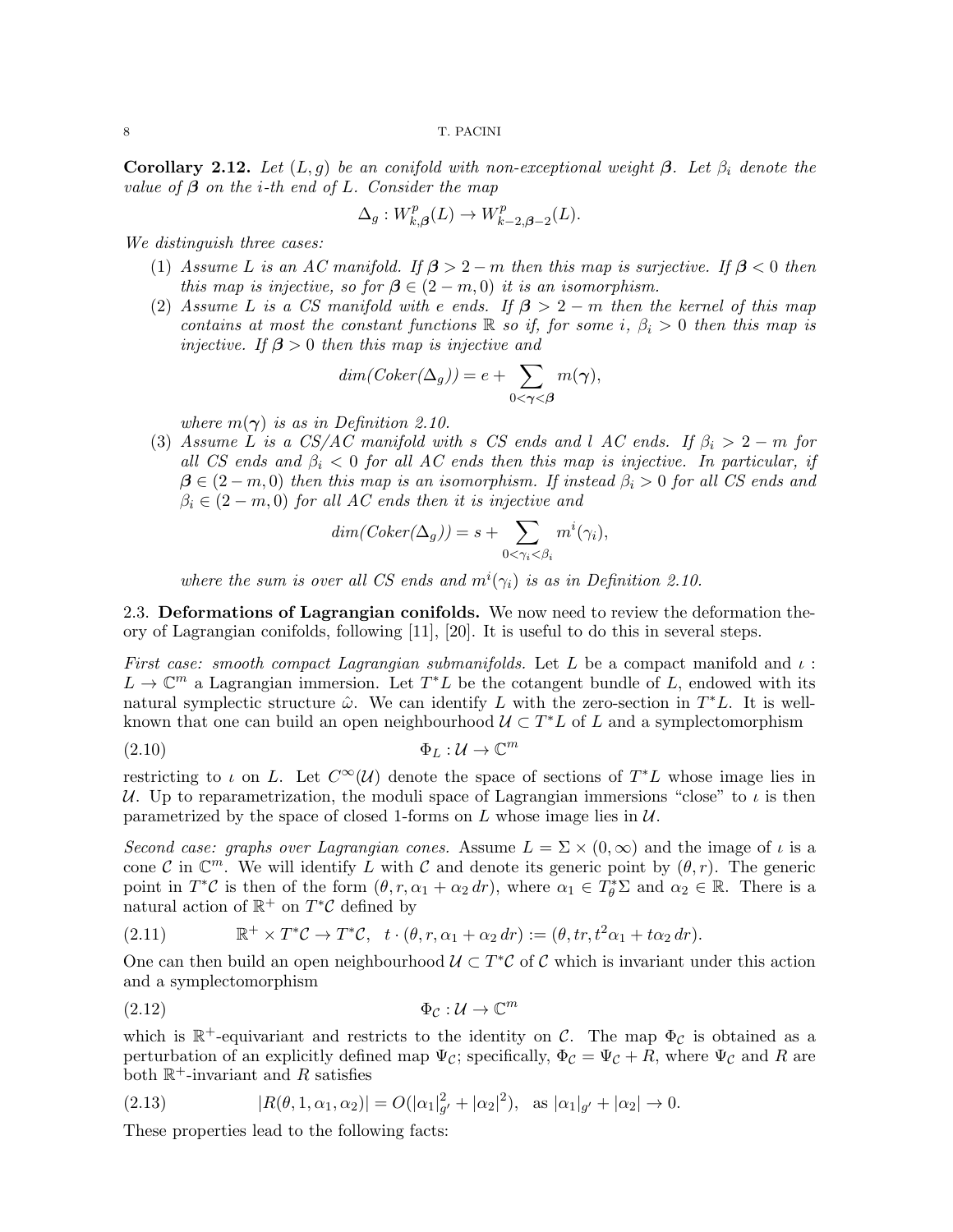**Corollary 2.12.** *Let $(L,g)$ be an conifold with non-exceptional weight $\boldsymbol{\beta}$. Let $\beta_i$ denote the value of $\boldsymbol{\beta}$ on the i-th end of L. Consider the map*

$$\Delta_g : W^p_{k,\boldsymbol{\beta}}(L) \to W^p_{k-2,\boldsymbol{\beta}-2}(L).$$

*We distinguish three cases:*

1. *Assume L is an AC manifold. If $\boldsymbol{\beta} > 2-m$ then this map is surjective. If $\boldsymbol{\beta} < 0$ then this map is injective, so for $\boldsymbol{\beta} \in (2-m, 0)$ it is an isomorphism.*
2. *Assume L is a CS manifold with e ends. If $\boldsymbol{\beta} > 2-m$ then the kernel of this map contains at most the constant functions $\mathbb{R}$ so if, for some i, $\beta_i > 0$ then this map is injective. If $\boldsymbol{\beta} > 0$ then this map is injective and*

$$dim(Coker(\Delta_g)) = e + \sum_{0<\boldsymbol{\gamma}<\boldsymbol{\beta}} m(\boldsymbol{\gamma}),$$

   *where $m(\boldsymbol{\gamma})$ is as in Definition 2.10.*
3. *Assume L is a CS/AC manifold with s CS ends and l AC ends. If $\beta_i > 2-m$ for all CS ends and $\beta_i < 0$ for all AC ends then this map is injective. In particular, if $\boldsymbol{\beta} \in (2-m, 0)$ then this map is an isomorphism. If instead $\beta_i > 0$ for all CS ends and $\beta_i \in (2-m, 0)$ for all AC ends then it is injective and*

$$dim(Coker(\Delta_g)) = s + \sum_{0<\gamma_i<\beta_i} m^i(\gamma_i),$$

   *where the sum is over all CS ends and $m^i(\gamma_i)$ is as in Definition 2.10.*

## 2.3. Deformations of Lagrangian conifolds.

We now need to review the deformation theory of Lagrangian conifolds, following [11], [20]. It is useful to do this in several steps.

*First case: smooth compact Lagrangian submanifolds.* Let $L$ be a compact manifold and $\iota : L \to \mathbb{C}^m$ a Lagrangian immersion. Let $T^*L$ be the cotangent bundle of $L$, endowed with its natural symplectic structure $\hat{\omega}$. We can identify $L$ with the zero-section in $T^*L$. It is well-known that one can build an open neighbourhood $\mathcal{U} \subset T^*L$ of $L$ and a symplectomorphism

$$\Phi_L : \mathcal{U} \to \mathbb{C}^m \tag{2.10}$$

restricting to $\iota$ on $L$. Let $C^\infty(\mathcal{U})$ denote the space of sections of $T^*L$ whose image lies in $\mathcal{U}$. Up to reparametrization, the moduli space of Lagrangian immersions "close" to $\iota$ is then parametrized by the space of closed 1-forms on $L$ whose image lies in $\mathcal{U}$.

*Second case: graphs over Lagrangian cones.* Assume $L = \Sigma \times (0,\infty)$ and the image of $\iota$ is a cone $\mathcal{C}$ in $\mathbb{C}^m$. We will identify $L$ with $\mathcal{C}$ and denote its generic point by $(\theta, r)$. The generic point in $T^*\mathcal{C}$ is then of the form $(\theta, r, \alpha_1 + \alpha_2\, dr)$, where $\alpha_1 \in T^*_\theta\Sigma$ and $\alpha_2 \in \mathbb{R}$. There is a natural action of $\mathbb{R}^+$ on $T^*\mathcal{C}$ defined by

$$\mathbb{R}^+ \times T^*\mathcal{C} \to T^*\mathcal{C}, \quad t \cdot (\theta, r, \alpha_1 + \alpha_2\, dr) := (\theta, tr, t^2\alpha_1 + t\alpha_2\, dr). \tag{2.11}$$

One can then build an open neighbourhood $\mathcal{U} \subset T^*\mathcal{C}$ of $\mathcal{C}$ which is invariant under this action and a symplectomorphism

$$\Phi_\mathcal{C} : \mathcal{U} \to \mathbb{C}^m \tag{2.12}$$

which is $\mathbb{R}^+$-equivariant and restricts to the identity on $\mathcal{C}$. The map $\Phi_\mathcal{C}$ is obtained as a perturbation of an explicitly defined map $\Psi_\mathcal{C}$; specifically, $\Phi_\mathcal{C} = \Psi_\mathcal{C} + R$, where $\Psi_\mathcal{C}$ and $R$ are both $\mathbb{R}^+$-invariant and $R$ satisfies

$$|R(\theta, 1, \alpha_1, \alpha_2)| = O(|\alpha_1|^2_{g'} + |\alpha_2|^2), \quad \text{as } |\alpha_1|_{g'} + |\alpha_2| \to 0. \tag{2.13}$$

These properties lead to the following facts: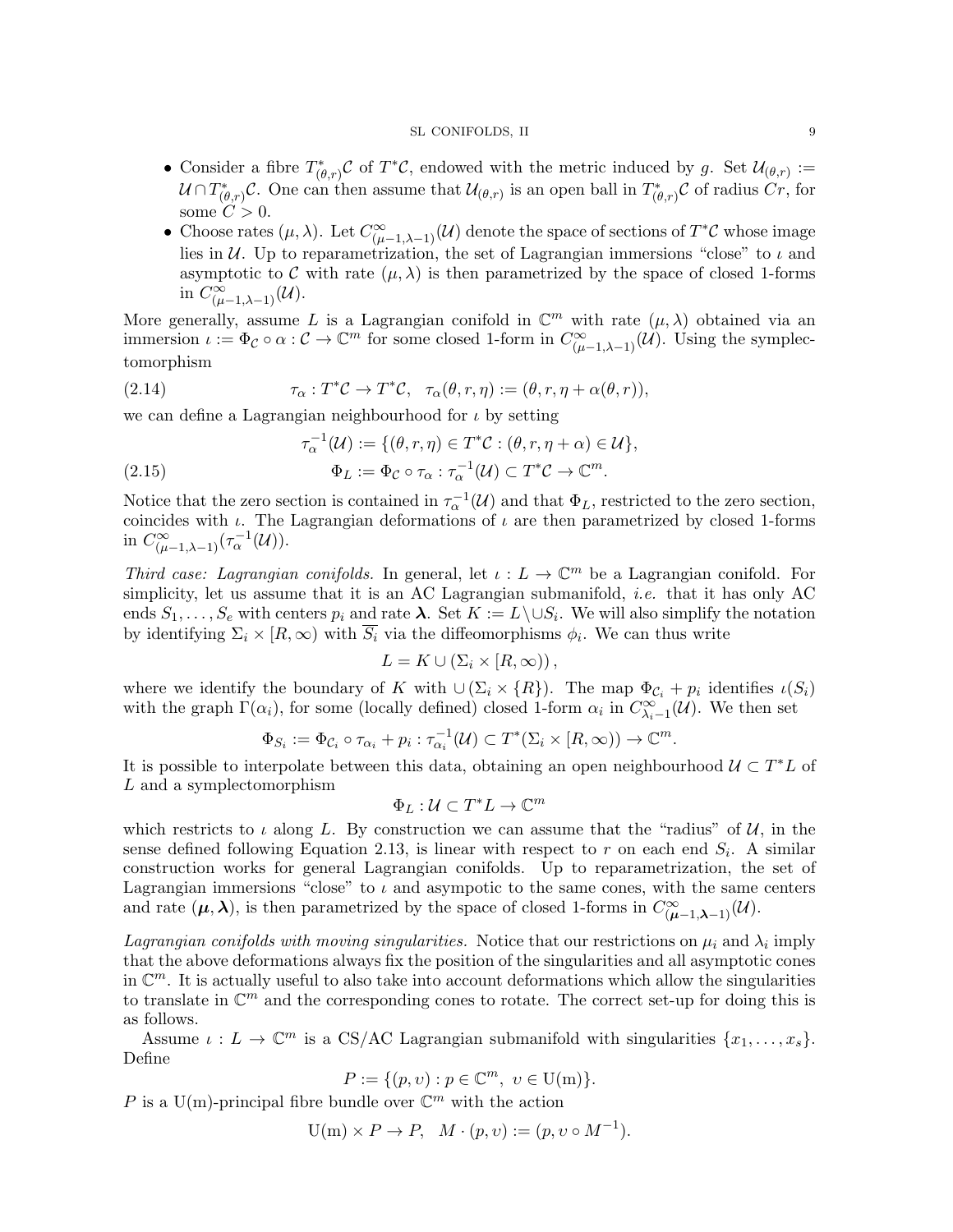- Consider a fibre $T^*_{(\theta,r)}\mathcal{C}$ of $T^*\mathcal{C}$, endowed with the metric induced by $g$. Set $\mathcal{U}_{(\theta,r)} := \mathcal{U} \cap T^*_{(\theta,r)}\mathcal{C}$. One can then assume that $\mathcal{U}_{(\theta,r)}$ is an open ball in $T^*_{(\theta,r)}\mathcal{C}$ of radius $Cr$, for some $C > 0$.
- Choose rates $(\mu, \lambda)$. Let $C^\infty_{(\mu-1,\lambda-1)}(\mathcal{U})$ denote the space of sections of $T^*\mathcal{C}$ whose image lies in $\mathcal{U}$. Up to reparametrization, the set of Lagrangian immersions "close" to $\iota$ and asymptotic to $\mathcal{C}$ with rate $(\mu, \lambda)$ is then parametrized by the space of closed 1-forms in $C^\infty_{(\mu-1,\lambda-1)}(\mathcal{U})$.

More generally, assume $L$ is a Lagrangian conifold in $\mathbb{C}^m$ with rate $(\mu, \lambda)$ obtained via an immersion $\iota := \Phi_{\mathcal{C}} \circ \alpha : \mathcal{C} \to \mathbb{C}^m$ for some closed 1-form in $C^\infty_{(\mu-1,\lambda-1)}(\mathcal{U})$. Using the symplectomorphism

$$\tau_\alpha : T^*\mathcal{C} \to T^*\mathcal{C}, \quad \tau_\alpha(\theta, r, \eta) := (\theta, r, \eta + \alpha(\theta, r)), \tag{2.14}$$

we can define a Lagrangian neighbourhood for $\iota$ by setting

$$\tau_\alpha^{-1}(\mathcal{U}) := \{(\theta, r, \eta) \in T^*\mathcal{C} : (\theta, r, \eta + \alpha) \in \mathcal{U}\},$$
$$\Phi_L := \Phi_{\mathcal{C}} \circ \tau_\alpha : \tau_\alpha^{-1}(\mathcal{U}) \subset T^*\mathcal{C} \to \mathbb{C}^m. \tag{2.15}$$

Notice that the zero section is contained in $\tau_\alpha^{-1}(\mathcal{U})$ and that $\Phi_L$, restricted to the zero section, coincides with $\iota$. The Lagrangian deformations of $\iota$ are then parametrized by closed 1-forms in $C^\infty_{(\mu-1,\lambda-1)}(\tau_\alpha^{-1}(\mathcal{U}))$.

*Third case: Lagrangian conifolds.* In general, let $\iota : L \to \mathbb{C}^m$ be a Lagrangian conifold. For simplicity, let us assume that it is an AC Lagrangian submanifold, *i.e.* that it has only AC ends $S_1, \dots, S_e$ with centers $p_i$ and rate $\boldsymbol{\lambda}$. Set $K := L \setminus \cup S_i$. We will also simplify the notation by identifying $\Sigma_i \times [R, \infty)$ with $\overline{S_i}$ via the diffeomorphisms $\phi_i$. We can thus write

$$L = K \cup (\Sigma_i \times [R, \infty)),$$

where we identify the boundary of $K$ with $\cup(\Sigma_i \times \{R\})$. The map $\Phi_{\mathcal{C}_i} + p_i$ identifies $\iota(S_i)$ with the graph $\Gamma(\alpha_i)$, for some (locally defined) closed 1-form $\alpha_i$ in $C^\infty_{\lambda_i-1}(\mathcal{U})$. We then set

$$\Phi_{S_i} := \Phi_{\mathcal{C}_i} \circ \tau_{\alpha_i} + p_i : \tau_{\alpha_i}^{-1}(\mathcal{U}) \subset T^*(\Sigma_i \times [R, \infty)) \to \mathbb{C}^m.$$

It is possible to interpolate between this data, obtaining an open neighbourhood $\mathcal{U} \subset T^*L$ of $L$ and a symplectomorphism

$$\Phi_L : \mathcal{U} \subset T^*L \to \mathbb{C}^m$$

which restricts to $\iota$ along $L$. By construction we can assume that the "radius" of $\mathcal{U}$, in the sense defined following Equation 2.13, is linear with respect to $r$ on each end $S_i$. A similar construction works for general Lagrangian conifolds. Up to reparametrization, the set of Lagrangian immersions "close" to $\iota$ and asympotic to the same cones, with the same centers and rate $(\boldsymbol{\mu}, \boldsymbol{\lambda})$, is then parametrized by the space of closed 1-forms in $C^\infty_{(\boldsymbol{\mu}-1,\boldsymbol{\lambda}-1)}(\mathcal{U})$.

*Lagrangian conifolds with moving singularities.* Notice that our restrictions on $\mu_i$ and $\lambda_i$ imply that the above deformations always fix the position of the singularities and all asymptotic cones in $\mathbb{C}^m$. It is actually useful to also take into account deformations which allow the singularities to translate in $\mathbb{C}^m$ and the corresponding cones to rotate. The correct set-up for doing this is as follows.

Assume $\iota : L \to \mathbb{C}^m$ is a CS/AC Lagrangian submanifold with singularities $\{x_1, \dots, x_s\}$. Define

$$P := \{(p, \upsilon) : p \in \mathbb{C}^m, \ \upsilon \in \mathrm{U(m)}\}.$$

$P$ is a $\mathrm{U(m)}$-principal fibre bundle over $\mathbb{C}^m$ with the action

$$\mathrm{U(m)} \times P \to P, \quad M \cdot (p, \upsilon) := (p, \upsilon \circ M^{-1}).$$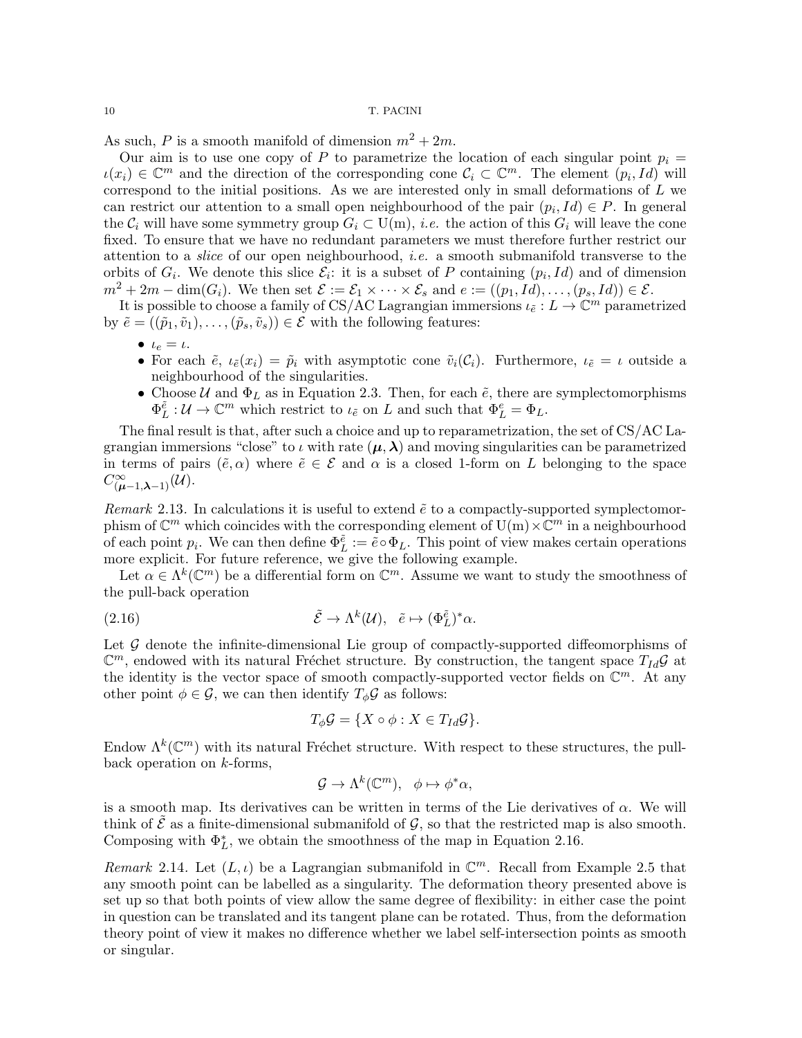As such, $P$ is a smooth manifold of dimension $m^2 + 2m$.

Our aim is to use one copy of $P$ to parametrize the location of each singular point $p_i = \iota(x_i) \in \mathbb{C}^m$ and the direction of the corresponding cone $\mathcal{C}_i \subset \mathbb{C}^m$. The element $(p_i, Id)$ will correspond to the initial positions. As we are interested only in small deformations of $L$ we can restrict our attention to a small open neighbourhood of the pair $(p_i, Id) \in P$. In general the $\mathcal{C}_i$ will have some symmetry group $G_i \subset \mathrm{U(m)}$, *i.e.* the action of this $G_i$ will leave the cone fixed. To ensure that we have no redundant parameters we must therefore further restrict our attention to a *slice* of our open neighbourhood, *i.e.* a smooth submanifold transverse to the orbits of $G_i$. We denote this slice $\mathcal{E}_i$: it is a subset of $P$ containing $(p_i, Id)$ and of dimension $m^2 + 2m - \dim(G_i)$. We then set $\mathcal{E} := \mathcal{E}_1 \times \cdots \times \mathcal{E}_s$ and $e := ((p_1, Id), \ldots, (p_s, Id)) \in \mathcal{E}$.

It is possible to choose a family of CS/AC Lagrangian immersions $\iota_{\tilde{e}} : L \to \mathbb{C}^m$ parametrized by $\tilde{e} = ((\tilde{p}_1, \tilde{v}_1), \ldots, (\tilde{p}_s, \tilde{v}_s)) \in \mathcal{E}$ with the following features:

- $\iota_e = \iota$.
- For each $\tilde{e}$, $\iota_{\tilde{e}}(x_i) = \tilde{p}_i$ with asymptotic cone $\tilde{v}_i(\mathcal{C}_i)$. Furthermore, $\iota_{\tilde{e}} = \iota$ outside a neighbourhood of the singularities.
- Choose $\mathcal{U}$ and $\Phi_L$ as in Equation 2.3. Then, for each $\tilde{e}$, there are symplectomorphisms $\Phi_L^{\tilde{e}} : \mathcal{U} \to \mathbb{C}^m$ which restrict to $\iota_{\tilde{e}}$ on $L$ and such that $\Phi_L^e = \Phi_L$.

The final result is that, after such a choice and up to reparametrization, the set of CS/AC Lagrangian immersions "close" to $\iota$ with rate $(\boldsymbol{\mu}, \boldsymbol{\lambda})$ and moving singularities can be parametrized in terms of pairs $(\tilde{e}, \alpha)$ where $\tilde{e} \in \mathcal{E}$ and $\alpha$ is a closed 1-form on $L$ belonging to the space $C^\infty_{(\boldsymbol{\mu}-1,\boldsymbol{\lambda}-1)}(\mathcal{U})$.

*Remark* 2.13. In calculations it is useful to extend $\tilde{e}$ to a compactly-supported symplectomorphism of $\mathbb{C}^m$ which coincides with the corresponding element of $\mathrm{U(m)} \times \mathbb{C}^m$ in a neighbourhood of each point $p_i$. We can then define $\Phi_L^{\tilde{e}} := \tilde{e} \circ \Phi_L$. This point of view makes certain operations more explicit. For future reference, we give the following example.

Let $\alpha \in \Lambda^k(\mathbb{C}^m)$ be a differential form on $\mathbb{C}^m$. Assume we want to study the smoothness of the pull-back operation

$$\tilde{\mathcal{E}} \to \Lambda^k(\mathcal{U}), \quad \tilde{e} \mapsto (\Phi_L^{\tilde{e}})^* \alpha. \tag{2.16}$$

Let $\mathcal{G}$ denote the infinite-dimensional Lie group of compactly-supported diffeomorphisms of $\mathbb{C}^m$, endowed with its natural Fréchet structure. By construction, the tangent space $T_{Id}\mathcal{G}$ at the identity is the vector space of smooth compactly-supported vector fields on $\mathbb{C}^m$. At any other point $\phi \in \mathcal{G}$, we can then identify $T_\phi \mathcal{G}$ as follows:

$$T_\phi \mathcal{G} = \{X \circ \phi : X \in T_{Id}\mathcal{G}\}.$$

Endow $\Lambda^k(\mathbb{C}^m)$ with its natural Fréchet structure. With respect to these structures, the pull-back operation on $k$-forms,

$$\mathcal{G} \to \Lambda^k(\mathbb{C}^m), \quad \phi \mapsto \phi^* \alpha,$$

is a smooth map. Its derivatives can be written in terms of the Lie derivatives of $\alpha$. We will think of $\tilde{\mathcal{E}}$ as a finite-dimensional submanifold of $\mathcal{G}$, so that the restricted map is also smooth. Composing with $\Phi_L^*$, we obtain the smoothness of the map in Equation 2.16.

*Remark* 2.14. Let $(L, \iota)$ be a Lagrangian submanifold in $\mathbb{C}^m$. Recall from Example 2.5 that any smooth point can be labelled as a singularity. The deformation theory presented above is set up so that both points of view allow the same degree of flexibility: in either case the point in question can be translated and its tangent plane can be rotated. Thus, from the deformation theory point of view it makes no difference whether we label self-intersection points as smooth or singular.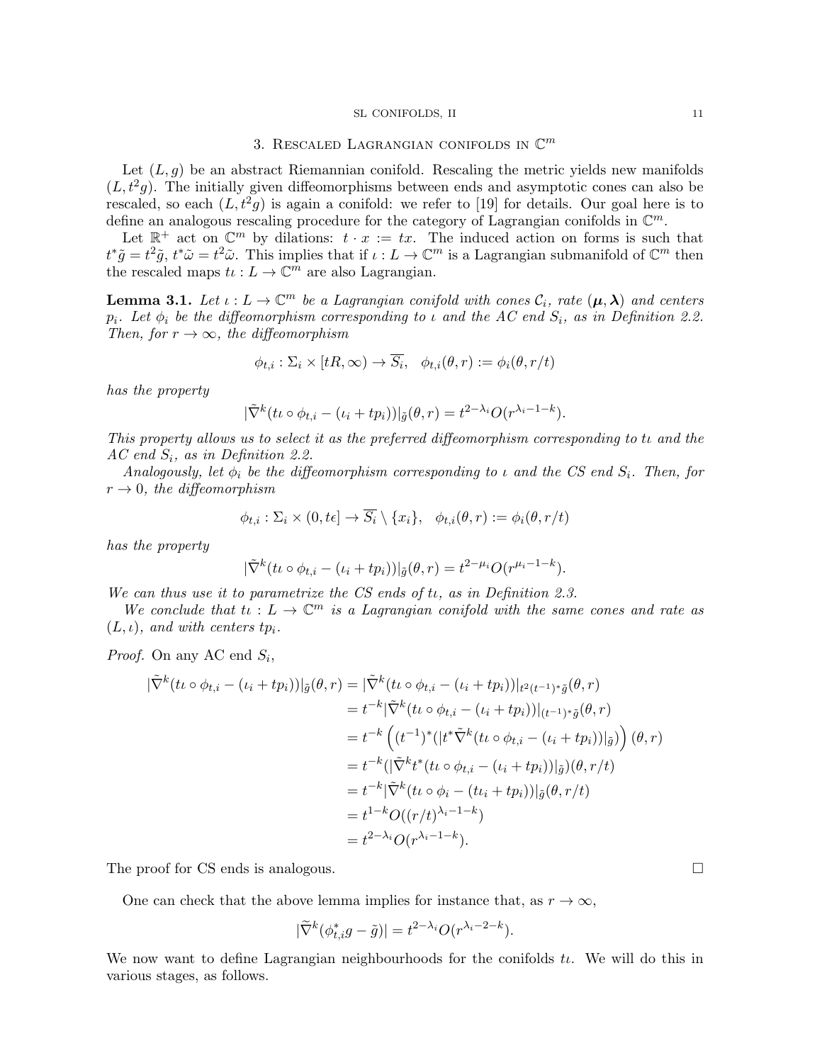## 3. Rescaled Lagrangian conifolds in $\mathbb{C}^m$

Let $(L,g)$ be an abstract Riemannian conifold. Rescaling the metric yields new manifolds $(L,t^2g)$. The initially given diffeomorphisms between ends and asymptotic cones can also be rescaled, so each $(L,t^2g)$ is again a conifold: we refer to [19] for details. Our goal here is to define an analogous rescaling procedure for the category of Lagrangian conifolds in $\mathbb{C}^m$.

Let $\mathbb{R}^+$ act on $\mathbb{C}^m$ by dilations: $t\cdot x := tx$. The induced action on forms is such that $t^*\tilde{g} = t^2\tilde{g}$, $t^*\tilde{\omega} = t^2\tilde{\omega}$. This implies that if $\iota : L\to\mathbb{C}^m$ is a Lagrangian submanifold of $\mathbb{C}^m$ then the rescaled maps $t\iota : L\to\mathbb{C}^m$ are also Lagrangian.

**Lemma 3.1.** *Let $\iota: L\to\mathbb{C}^m$ be a Lagrangian conifold with cones $\mathcal{C}_i$, rate $(\boldsymbol{\mu},\boldsymbol{\lambda})$ and centers $p_i$. Let $\phi_i$ be the diffeomorphism corresponding to $\iota$ and the AC end $S_i$, as in Definition 2.2. Then, for $r\to\infty$, the diffeomorphism*

$$\phi_{t,i} : \Sigma_i\times[tR,\infty)\to\overline{S_i},\quad \phi_{t,i}(\theta,r) := \phi_i(\theta,r/t)$$

*has the property*

$$|\tilde{\nabla}^k(t\iota\circ\phi_{t,i} - (\iota_i + tp_i))|_{\tilde{g}}(\theta,r) = t^{2-\lambda_i}O(r^{\lambda_i-1-k}).$$

*This property allows us to select it as the preferred diffeomorphism corresponding to $t\iota$ and the AC end $S_i$, as in Definition 2.2.*

*Analogously, let $\phi_i$ be the diffeomorphism corresponding to $\iota$ and the CS end $S_i$. Then, for $r\to 0$, the diffeomorphism*

$$\phi_{t,i} : \Sigma_i\times(0,t\epsilon]\to\overline{S_i}\setminus\{x_i\},\quad \phi_{t,i}(\theta,r) := \phi_i(\theta,r/t)$$

*has the property*

$$|\tilde{\nabla}^k(t\iota\circ\phi_{t,i} - (\iota_i + tp_i))|_{\tilde{g}}(\theta,r) = t^{2-\mu_i}O(r^{\mu_i-1-k}).$$

*We can thus use it to parametrize the CS ends of $t\iota$, as in Definition 2.3.*

*We conclude that $t\iota : L\to\mathbb{C}^m$ is a Lagrangian conifold with the same cones and rate as $(L,\iota)$, and with centers $tp_i$.*

*Proof.* On any AC end $S_i$,

$$\begin{aligned}
|\tilde{\nabla}^k(t\iota\circ\phi_{t,i} - (\iota_i + tp_i))|_{\tilde{g}}(\theta,r) &= |\tilde{\nabla}^k(t\iota\circ\phi_{t,i} - (\iota_i + tp_i))|_{t^2(t^{-1})^*\tilde{g}}(\theta,r)\\
&= t^{-k}|\tilde{\nabla}^k(t\iota\circ\phi_{t,i} - (\iota_i + tp_i))|_{(t^{-1})^*\tilde{g}}(\theta,r)\\
&= t^{-k}\left((t^{-1})^*(|t^*\tilde{\nabla}^k(t\iota\circ\phi_{t,i} - (\iota_i + tp_i))|_{\tilde{g}})\right)(\theta,r)\\
&= t^{-k}(|\tilde{\nabla}^k t^*(t\iota\circ\phi_{t,i} - (\iota_i + tp_i))|_{\tilde{g}})(\theta,r/t)\\
&= t^{-k}|\tilde{\nabla}^k(t\iota\circ\phi_i - (t\iota_i + tp_i))|_{\tilde{g}}(\theta,r/t)\\
&= t^{1-k}O((r/t)^{\lambda_i-1-k})\\
&= t^{2-\lambda_i}O(r^{\lambda_i-1-k}).
\end{aligned}$$

The proof for CS ends is analogous. $\square$

One can check that the above lemma implies for instance that, as $r\to\infty$,

$$|\widetilde{\nabla}^k(\phi_{t,i}^*g - \tilde{g})| = t^{2-\lambda_i}O(r^{\lambda_i-2-k}).$$

We now want to define Lagrangian neighbourhoods for the conifolds $t\iota$. We will do this in various stages, as follows.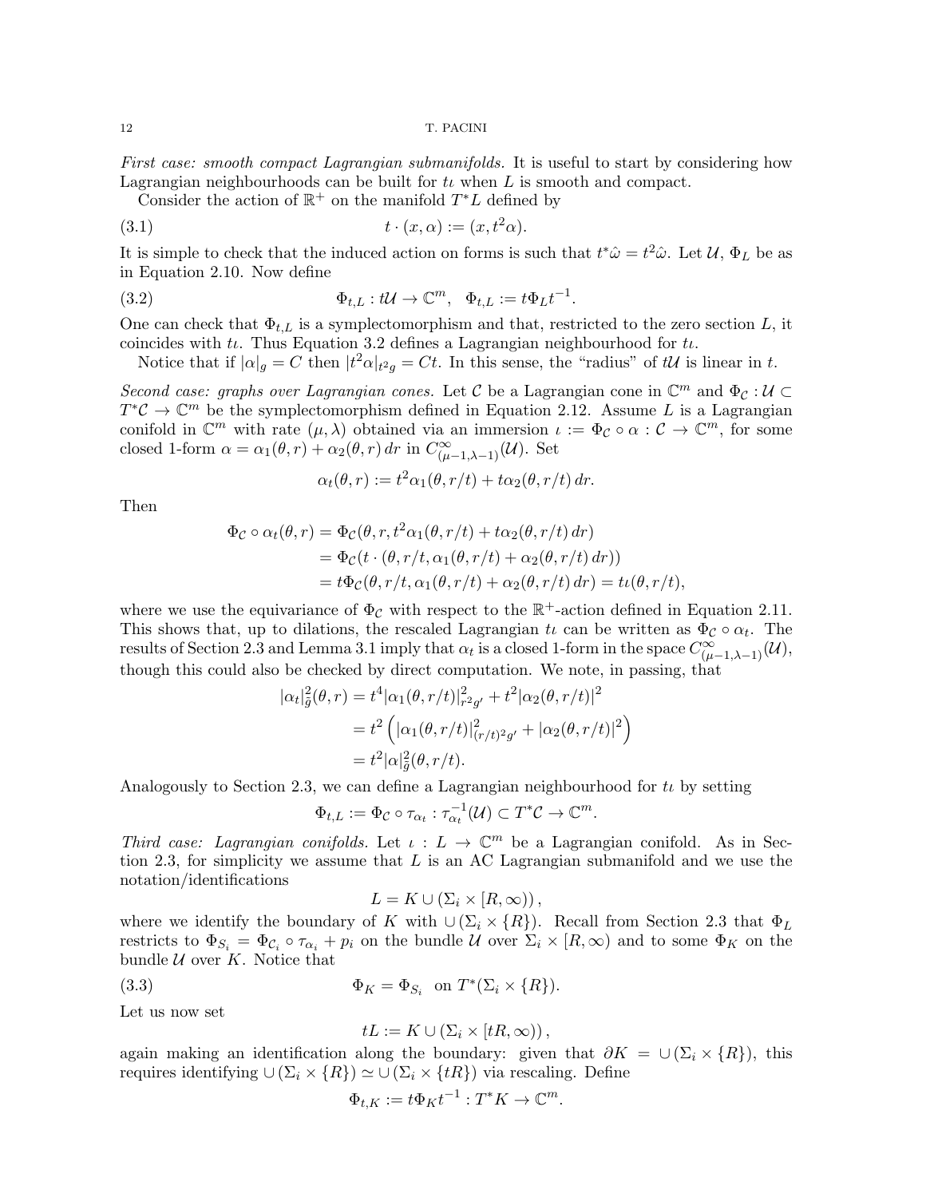*First case: smooth compact Lagrangian submanifolds.* It is useful to start by considering how Lagrangian neighbourhoods can be built for $t\iota$ when $L$ is smooth and compact.

Consider the action of $\mathbb{R}^+$ on the manifold $T^*L$ defined by

$$t \cdot (x, \alpha) := (x, t^2\alpha). \tag{3.1}$$

It is simple to check that the induced action on forms is such that $t^*\hat{\omega} = t^2\hat{\omega}$. Let $\mathcal{U}$, $\Phi_L$ be as in Equation 2.10. Now define

$$\Phi_{t,L} : t\mathcal{U} \to \mathbb{C}^m, \quad \Phi_{t,L} := t\Phi_L t^{-1}. \tag{3.2}$$

One can check that $\Phi_{t,L}$ is a symplectomorphism and that, restricted to the zero section $L$, it coincides with $t\iota$. Thus Equation 3.2 defines a Lagrangian neighbourhood for $t\iota$.

Notice that if $|\alpha|_g = C$ then $|t^2\alpha|_{t^2g} = Ct$. In this sense, the "radius" of $t\mathcal{U}$ is linear in $t$.

*Second case: graphs over Lagrangian cones.* Let $\mathcal{C}$ be a Lagrangian cone in $\mathbb{C}^m$ and $\Phi_{\mathcal{C}} : \mathcal{U} \subset T^*\mathcal{C} \to \mathbb{C}^m$ be the symplectomorphism defined in Equation 2.12. Assume $L$ is a Lagrangian conifold in $\mathbb{C}^m$ with rate $(\mu, \lambda)$ obtained via an immersion $\iota := \Phi_{\mathcal{C}} \circ \alpha : \mathcal{C} \to \mathbb{C}^m$, for some closed 1-form $\alpha = \alpha_1(\theta, r) + \alpha_2(\theta, r)\, dr$ in $C^\infty_{(\mu-1,\lambda-1)}(\mathcal{U})$. Set

$$\alpha_t(\theta, r) := t^2\alpha_1(\theta, r/t) + t\alpha_2(\theta, r/t)\, dr.$$

Then

$$\begin{aligned}
\Phi_{\mathcal{C}} \circ \alpha_t(\theta, r) &= \Phi_{\mathcal{C}}(\theta, r, t^2\alpha_1(\theta, r/t) + t\alpha_2(\theta, r/t)\, dr) \\
&= \Phi_{\mathcal{C}}(t \cdot (\theta, r/t, \alpha_1(\theta, r/t) + \alpha_2(\theta, r/t)\, dr)) \\
&= t\Phi_{\mathcal{C}}(\theta, r/t, \alpha_1(\theta, r/t) + \alpha_2(\theta, r/t)\, dr) = t\iota(\theta, r/t),
\end{aligned}$$

where we use the equivariance of $\Phi_{\mathcal{C}}$ with respect to the $\mathbb{R}^+$-action defined in Equation 2.11. This shows that, up to dilations, the rescaled Lagrangian $t\iota$ can be written as $\Phi_{\mathcal{C}} \circ \alpha_t$. The results of Section 2.3 and Lemma 3.1 imply that $\alpha_t$ is a closed 1-form in the space $C^\infty_{(\mu-1,\lambda-1)}(\mathcal{U})$, though this could also be checked by direct computation. We note, in passing, that

$$\begin{aligned}
|\alpha_t|^2_{\tilde{g}}(\theta, r) &= t^4|\alpha_1(\theta, r/t)|^2_{r^2g'} + t^2|\alpha_2(\theta, r/t)|^2 \\
&= t^2\left(|\alpha_1(\theta, r/t)|^2_{(r/t)^2g'} + |\alpha_2(\theta, r/t)|^2\right) \\
&= t^2|\alpha|^2_{\tilde{g}}(\theta, r/t).
\end{aligned}$$

Analogously to Section 2.3, we can define a Lagrangian neighbourhood for $t\iota$ by setting

$$\Phi_{t,L} := \Phi_{\mathcal{C}} \circ \tau_{\alpha_t} : \tau^{-1}_{\alpha_t}(\mathcal{U}) \subset T^*\mathcal{C} \to \mathbb{C}^m.$$

*Third case: Lagrangian conifolds.* Let $\iota : L \to \mathbb{C}^m$ be a Lagrangian conifold. As in Section 2.3, for simplicity we assume that $L$ is an AC Lagrangian submanifold and we use the notation/identifications

$$L = K \cup (\Sigma_i \times [R, \infty)),$$

where we identify the boundary of $K$ with $\cup(\Sigma_i \times \{R\})$. Recall from Section 2.3 that $\Phi_L$ restricts to $\Phi_{S_i} = \Phi_{\mathcal{C}_i} \circ \tau_{\alpha_i} + p_i$ on the bundle $\mathcal{U}$ over $\Sigma_i \times [R, \infty)$ and to some $\Phi_K$ on the bundle $\mathcal{U}$ over $K$. Notice that

$$\Phi_K = \Phi_{S_i} \quad \text{on } T^*(\Sigma_i \times \{R\}). \tag{3.3}$$

Let us now set

$$tL := K \cup (\Sigma_i \times [tR, \infty)),$$

again making an identification along the boundary: given that $\partial K = \cup(\Sigma_i \times \{R\})$, this requires identifying $\cup(\Sigma_i \times \{R\}) \simeq \cup(\Sigma_i \times \{tR\})$ via rescaling. Define

$$\Phi_{t,K} := t\Phi_K t^{-1} : T^*K \to \mathbb{C}^m.$$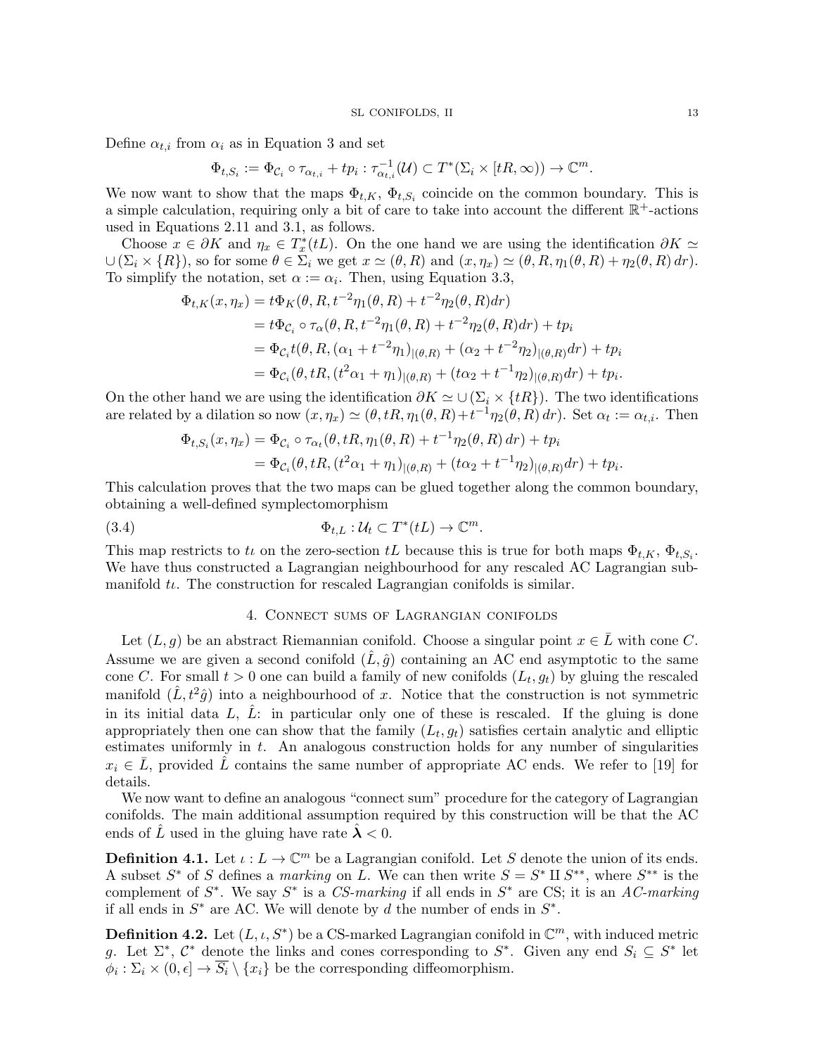Define $\alpha_{t,i}$ from $\alpha_i$ as in Equation 3 and set

$$\Phi_{t,S_i} := \Phi_{\mathcal{C}_i} \circ \tau_{\alpha_{t,i}} + tp_i : \tau_{\alpha_{t,i}}^{-1}(\mathcal{U}) \subset T^*(\Sigma_i \times [tR, \infty)) \to \mathbb{C}^m.$$

We now want to show that the maps $\Phi_{t,K}$, $\Phi_{t,S_i}$ coincide on the common boundary. This is a simple calculation, requiring only a bit of care to take into account the different $\mathbb{R}^+$-actions used in Equations 2.11 and 3.1, as follows.

Choose $x \in \partial K$ and $\eta_x \in T^*_x(tL)$. On the one hand we are using the identification $\partial K \simeq \cup(\Sigma_i \times \{R\})$, so for some $\theta \in \Sigma_i$ we get $x \simeq (\theta, R)$ and $(x, \eta_x) \simeq (\theta, R, \eta_1(\theta, R) + \eta_2(\theta, R)\, dr)$. To simplify the notation, set $\alpha := \alpha_i$. Then, using Equation 3.3,

$$\begin{aligned}
\Phi_{t,K}(x, \eta_x) &= t\Phi_K(\theta, R, t^{-2}\eta_1(\theta, R) + t^{-2}\eta_2(\theta, R)dr) \\
&= t\Phi_{\mathcal{C}_i} \circ \tau_\alpha(\theta, R, t^{-2}\eta_1(\theta, R) + t^{-2}\eta_2(\theta, R)dr) + tp_i \\
&= \Phi_{\mathcal{C}_i} t(\theta, R, (\alpha_1 + t^{-2}\eta_1)_{|(\theta,R)} + (\alpha_2 + t^{-2}\eta_2)_{|(\theta,R)}dr) + tp_i \\
&= \Phi_{\mathcal{C}_i}(\theta, tR, (t^2\alpha_1 + \eta_1)_{|(\theta,R)} + (t\alpha_2 + t^{-1}\eta_2)_{|(\theta,R)}dr) + tp_i.
\end{aligned}$$

On the other hand we are using the identification $\partial K \simeq \cup(\Sigma_i \times \{tR\})$. The two identifications are related by a dilation so now $(x, \eta_x) \simeq (\theta, tR, \eta_1(\theta, R) + t^{-1}\eta_2(\theta, R)\, dr)$. Set $\alpha_t := \alpha_{t,i}$. Then

$$\begin{aligned}
\Phi_{t,S_i}(x, \eta_x) &= \Phi_{\mathcal{C}_i} \circ \tau_{\alpha_t}(\theta, tR, \eta_1(\theta, R) + t^{-1}\eta_2(\theta, R)\, dr) + tp_i \\
&= \Phi_{\mathcal{C}_i}(\theta, tR, (t^2\alpha_1 + \eta_1)_{|(\theta,R)} + (t\alpha_2 + t^{-1}\eta_2)_{|(\theta,R)}dr) + tp_i.
\end{aligned}$$

This calculation proves that the two maps can be glued together along the common boundary, obtaining a well-defined symplectomorphism

$$\Phi_{t,L} : \mathcal{U}_t \subset T^*(tL) \to \mathbb{C}^m. \tag{3.4}$$

This map restricts to $t\iota$ on the zero-section $tL$ because this is true for both maps $\Phi_{t,K}$, $\Phi_{t,S_i}$. We have thus constructed a Lagrangian neighbourhood for any rescaled AC Lagrangian submanifold $t\iota$. The construction for rescaled Lagrangian conifolds is similar.

## 4. Connect sums of Lagrangian conifolds

Let $(L, g)$ be an abstract Riemannian conifold. Choose a singular point $x \in \bar{L}$ with cone $C$. Assume we are given a second conifold $(\hat{L}, \hat{g})$ containing an AC end asymptotic to the same cone $C$. For small $t > 0$ one can build a family of new conifolds $(L_t, g_t)$ by gluing the rescaled manifold $(\hat{L}, t^2\hat{g})$ into a neighbourhood of $x$. Notice that the construction is not symmetric in its initial data $L$, $\hat{L}$: in particular only one of these is rescaled. If the gluing is done appropriately then one can show that the family $(L_t, g_t)$ satisfies certain analytic and elliptic estimates uniformly in $t$. An analogous construction holds for any number of singularities $x_i \in \bar{L}$, provided $\hat{L}$ contains the same number of appropriate AC ends. We refer to [19] for details.

We now want to define an analogous "connect sum" procedure for the category of Lagrangian conifolds. The main additional assumption required by this construction will be that the AC ends of $\hat{L}$ used in the gluing have rate $\hat{\boldsymbol{\lambda}} < 0$.

**Definition 4.1.** Let $\iota : L \to \mathbb{C}^m$ be a Lagrangian conifold. Let $S$ denote the union of its ends. A subset $S^*$ of $S$ defines a *marking* on $L$. We can then write $S = S^* \amalg S^{**}$, where $S^{**}$ is the complement of $S^*$. We say $S^*$ is a *CS-marking* if all ends in $S^*$ are CS; it is an *AC-marking* if all ends in $S^*$ are AC. We will denote by $d$ the number of ends in $S^*$.

**Definition 4.2.** Let $(L, \iota, S^*)$ be a CS-marked Lagrangian conifold in $\mathbb{C}^m$, with induced metric $g$. Let $\Sigma^*$, $\mathcal{C}^*$ denote the links and cones corresponding to $S^*$. Given any end $S_i \subseteq S^*$ let $\phi_i : \Sigma_i \times (0, \epsilon] \to \overline{S_i} \setminus \{x_i\}$ be the corresponding diffeomorphism.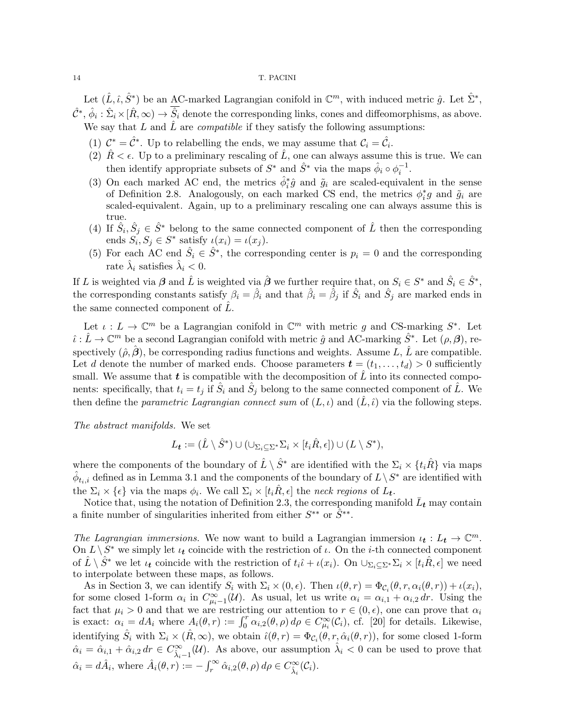Let $(\hat{L}, \hat{\iota}, \hat{S}^*)$ be an AC-marked Lagrangian conifold in $\mathbb{C}^m$, with induced metric $\hat{g}$. Let $\hat{\Sigma}^*$, $\hat{\mathcal{C}}^*$, $\hat{\phi}_i : \Sigma_i \times [\hat{R}, \infty) \to \overline{\hat{S}_i}$ denote the corresponding links, cones and diffeomorphisms, as above.

We say that $L$ and $\hat{L}$ are *compatible* if they satisfy the following assumptions:

1. $\mathcal{C}^* = \hat{\mathcal{C}}^*$. Up to relabelling the ends, we may assume that $\mathcal{C}_i = \hat{\mathcal{C}}_i$.
2. $\hat{R} < \epsilon$. Up to a preliminary rescaling of $\hat{L}$, one can always assume this is true. We can then identify appropriate subsets of $S^*$ and $\hat{S}^*$ via the maps $\hat{\phi}_i \circ \phi_i^{-1}$.
3. On each marked AC end, the metrics $\hat{\phi}_i^* \hat{g}$ and $\tilde{g}_i$ are scaled-equivalent in the sense of Definition 2.8. Analogously, on each marked CS end, the metrics $\phi_i^* g$ and $\tilde{g}_i$ are scaled-equivalent. Again, up to a preliminary rescaling one can always assume this is true.
4. If $\hat{S}_i, \hat{S}_j \in \hat{S}^*$ belong to the same connected component of $\hat{L}$ then the corresponding ends $S_i, S_j \in S^*$ satisfy $\iota(x_i) = \iota(x_j)$.
5. For each AC end $\hat{S}_i \in \hat{S}^*$, the corresponding center is $p_i = 0$ and the corresponding rate $\hat{\lambda}_i$ satisfies $\hat{\lambda}_i < 0$.

If $L$ is weighted via $\boldsymbol{\beta}$ and $\hat{L}$ is weighted via $\hat{\boldsymbol{\beta}}$ we further require that, on $S_i \in S^*$ and $\hat{S}_i \in \hat{S}^*$, the corresponding constants satisfy $\beta_i = \hat{\beta}_i$ and that $\hat{\beta}_i = \hat{\beta}_j$ if $\hat{S}_i$ and $\hat{S}_j$ are marked ends in the same connected component of $\hat{L}$.

Let $\iota : L \to \mathbb{C}^m$ be a Lagrangian conifold in $\mathbb{C}^m$ with metric $g$ and CS-marking $S^*$. Let $\hat{\iota} : \hat{L} \to \mathbb{C}^m$ be a second Lagrangian conifold with metric $\hat{g}$ and AC-marking $\hat{S}^*$. Let $(\rho, \boldsymbol{\beta})$, respectively $(\hat{\rho}, \hat{\boldsymbol{\beta}})$, be corresponding radius functions and weights. Assume $L$, $\hat{L}$ are compatible. Let $d$ denote the number of marked ends. Choose parameters $\boldsymbol{t} = (t_1, \dots, t_d) > 0$ sufficiently small. We assume that $\boldsymbol{t}$ is compatible with the decomposition of $\hat{L}$ into its connected components: specifically, that $t_i = t_j$ if $\hat{S}_i$ and $\hat{S}_j$ belong to the same connected component of $\hat{L}$. We then define the *parametric Lagrangian connect sum* of $(L, \iota)$ and $(\hat{L}, \hat{\iota})$ via the following steps.

*The abstract manifolds.* We set

$$L_{\boldsymbol{t}} := (\hat{L} \setminus \hat{S}^*) \cup (\cup_{\Sigma_i \subseteq \Sigma^*} \Sigma_i \times [t_i \hat{R}, \epsilon]) \cup (L \setminus S^*),$$

where the components of the boundary of $\hat{L} \setminus \hat{S}^*$ are identified with the $\Sigma_i \times \{t_i \hat{R}\}$ via maps $\hat{\phi}_{t_i,i}$ defined as in Lemma 3.1 and the components of the boundary of $L \setminus S^*$ are identified with the $\Sigma_i \times \{\epsilon\}$ via the maps $\phi_i$. We call $\Sigma_i \times [t_i \hat{R}, \epsilon]$ the *neck regions* of $L_{\boldsymbol{t}}$.

Notice that, using the notation of Definition 2.3, the corresponding manifold $\bar{L}_{\boldsymbol{t}}$ may contain a finite number of singularities inherited from either $S^{**}$ or $\hat{S}^{**}$.

*The Lagrangian immersions.* We now want to build a Lagrangian immersion $\iota_{\boldsymbol{t}} : L_{\boldsymbol{t}} \to \mathbb{C}^m$. On $L \setminus S^*$ we simply let $\iota_{\boldsymbol{t}}$ coincide with the restriction of $\iota$. On the $i$-th connected component of $\hat{L} \setminus \hat{S}^*$ we let $\iota_{\boldsymbol{t}}$ coincide with the restriction of $t_i \hat{\iota} + \iota(x_i)$. On $\cup_{\Sigma_i \subseteq \Sigma^*} \Sigma_i \times [t_i \hat{R}, \epsilon]$ we need to interpolate between these maps, as follows.

As in Section 3, we can identify $S_i$ with $\Sigma_i \times (0, \epsilon)$. Then $\iota(\theta, r) = \Phi_{\mathcal{C}_i}(\theta, r, \alpha_i(\theta, r)) + \iota(x_i)$, for some closed 1-form $\alpha_i$ in $C^\infty_{\mu_i - 1}(\mathcal{U})$. As usual, let us write $\alpha_i = \alpha_{i,1} + \alpha_{i,2}\, dr$. Using the fact that $\mu_i > 0$ and that we are restricting our attention to $r \in (0, \epsilon)$, one can prove that $\alpha_i$ is exact: $\alpha_i = dA_i$ where $A_i(\theta, r) := \int_0^r \alpha_{i,2}(\theta, \rho)\, d\rho \in C^\infty_{\mu_i}(\mathcal{C}_i)$, cf. [20] for details. Likewise, identifying $\hat{S}_i$ with $\Sigma_i \times (\hat{R}, \infty)$, we obtain $\hat{\iota}(\theta, r) = \Phi_{\mathcal{C}_i}(\theta, r, \hat{\alpha}_i(\theta, r))$, for some closed 1-form $\hat{\alpha}_i = \hat{\alpha}_{i,1} + \hat{\alpha}_{i,2}\, dr \in C^\infty_{\hat{\lambda}_i - 1}(\mathcal{U})$. As above, our assumption $\hat{\lambda}_i < 0$ can be used to prove that $\hat{\alpha}_i = d\hat{A}_i$, where $\hat{A}_i(\theta, r) := -\int_r^\infty \hat{\alpha}_{i,2}(\theta, \rho)\, d\rho \in C^\infty_{\hat{\lambda}_i}(\mathcal{C}_i)$.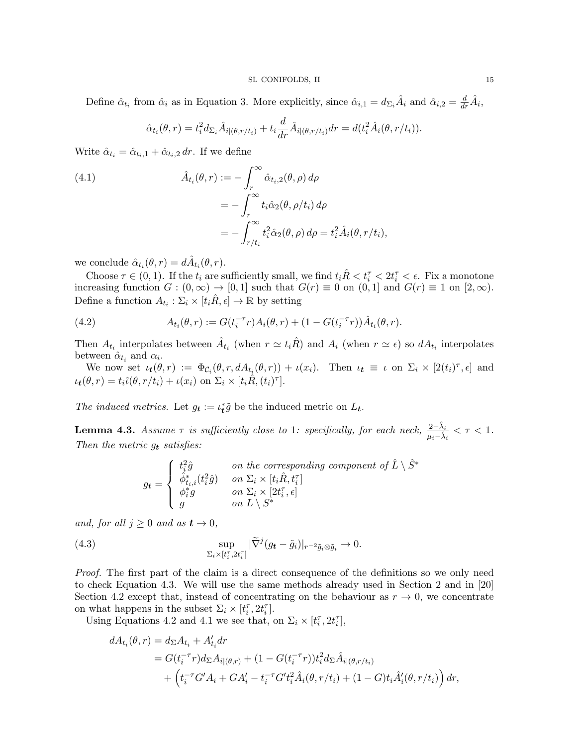Define $\hat{\alpha}_{t_i}$ from $\hat{\alpha}_i$ as in Equation 3. More explicitly, since $\hat{\alpha}_{i,1} = d_{\Sigma_i}\hat{A}_i$ and $\hat{\alpha}_{i,2} = \frac{d}{dr}\hat{A}_i$,

$$\hat{\alpha}_{t_i}(\theta, r) = t_i^2 d_{\Sigma_i}\hat{A}_{i|(\theta,r/t_i)} + t_i\frac{d}{dr}\hat{A}_{i|(\theta,r/t_i)}dr = d(t_i^2\hat{A}_i(\theta, r/t_i)).$$

Write $\hat{\alpha}_{t_i} = \hat{\alpha}_{t_i,1} + \hat{\alpha}_{t_i,2}\,dr$. If we define

$$\begin{aligned}
\hat{A}_{t_i}(\theta, r) &:= -\int_r^\infty \hat{\alpha}_{t_i,2}(\theta,\rho)\,d\rho \\
&= -\int_r^\infty t_i\hat{\alpha}_2(\theta, \rho/t_i)\,d\rho \\
&= -\int_{r/t_i}^\infty t_i^2\hat{\alpha}_2(\theta,\rho)\,d\rho = t_i^2\hat{A}_i(\theta, r/t_i),
\end{aligned} \tag{4.1}$$

we conclude $\hat{\alpha}_{t_i}(\theta, r) = d\hat{A}_{t_i}(\theta, r)$.

Choose $\tau \in (0,1)$. If the $t_i$ are sufficiently small, we find $t_i\hat{R} < t_i^\tau < 2t_i^\tau < \epsilon$. Fix a monotone increasing function $G : (0,\infty) \to [0,1]$ such that $G(r) \equiv 0$ on $(0,1]$ and $G(r) \equiv 1$ on $[2,\infty)$. Define a function $A_{t_i} : \Sigma_i \times [t_i\hat{R}, \epsilon] \to \mathbb{R}$ by setting

$$A_{t_i}(\theta, r) := G(t_i^{-\tau}r)A_i(\theta, r) + (1 - G(t_i^{-\tau}r))\hat{A}_{t_i}(\theta, r). \tag{4.2}$$

Then $A_{t_i}$ interpolates between $\hat{A}_{t_i}$ (when $r \simeq t_i\hat{R}$) and $A_i$ (when $r \simeq \epsilon$) so $dA_{t_i}$ interpolates between $\hat{\alpha}_{t_i}$ and $\alpha_i$.

We now set $\iota_{\boldsymbol{t}}(\theta, r) := \Phi_{\mathcal{C}_i}(\theta, r, dA_{t_i}(\theta, r)) + \iota(x_i)$. Then $\iota_{\boldsymbol{t}} \equiv \iota$ on $\Sigma_i \times [2(t_i)^\tau, \epsilon]$ and $\iota_{\boldsymbol{t}}(\theta, r) = t_i\hat{\iota}(\theta, r/t_i) + \iota(x_i)$ on $\Sigma_i \times [t_i\hat{R}, (t_i)^\tau]$.

*The induced metrics.* Let $g_{\boldsymbol{t}} := \iota_{\boldsymbol{t}}^*\tilde{g}$ be the induced metric on $L_{\boldsymbol{t}}$.

**Lemma 4.3.** *Assume $\tau$ is sufficiently close to 1: specifically, for each neck, $\frac{2-\hat{\lambda}_i}{\mu_i - \hat{\lambda}_i} < \tau < 1$. Then the metric $g_{\boldsymbol{t}}$ satisfies:*

$$g_{\boldsymbol{t}} = \begin{cases} t_i^2\hat{g} & \text{on the corresponding component of } \hat{L}\setminus\hat{S}^* \\ \hat{\phi}_{t_i,i}^*(t_i^2\hat{g}) & \text{on } \Sigma_i \times [t_i\hat{R}, t_i^\tau] \\ \phi_i^* g & \text{on } \Sigma_i \times [2t_i^\tau, \epsilon] \\ g & \text{on } L \setminus S^* \end{cases}$$

*and, for all $j \geq 0$ and as $\boldsymbol{t} \to 0$,*

$$\sup_{\Sigma_i \times [t_i^\tau, 2t_i^\tau]} |\widetilde{\nabla}^j(g_{\boldsymbol{t}} - \tilde{g}_i)|_{r^{-2}\tilde{g}_i\otimes\tilde{g}_i} \to 0. \tag{4.3}$$

*Proof.* The first part of the claim is a direct consequence of the definitions so we only need to check Equation 4.3. We will use the same methods already used in Section 2 and in [20] Section 4.2 except that, instead of concentrating on the behaviour as $r \to 0$, we concentrate on what happens in the subset $\Sigma_i \times [t_i^\tau, 2t_i^\tau]$.

Using Equations 4.2 and 4.1 we see that, on $\Sigma_i \times [t_i^\tau, 2t_i^\tau]$,

$$\begin{aligned}
dA_{t_i}(\theta, r) &= d_\Sigma A_{t_i} + A_{t_i}'dr \\
&= G(t_i^{-\tau}r)d_\Sigma A_{i|(\theta,r)} + (1 - G(t_i^{-\tau}r))t_i^2 d_\Sigma\hat{A}_{i|(\theta,r/t_i)} \\
&\quad + \Big(t_i^{-\tau}G'A_i + GA_i' - t_i^{-\tau}G't_i^2\hat{A}_i(\theta, r/t_i) + (1-G)t_i\hat{A}_i'(\theta, r/t_i)\Big)\,dr,
\end{aligned}$$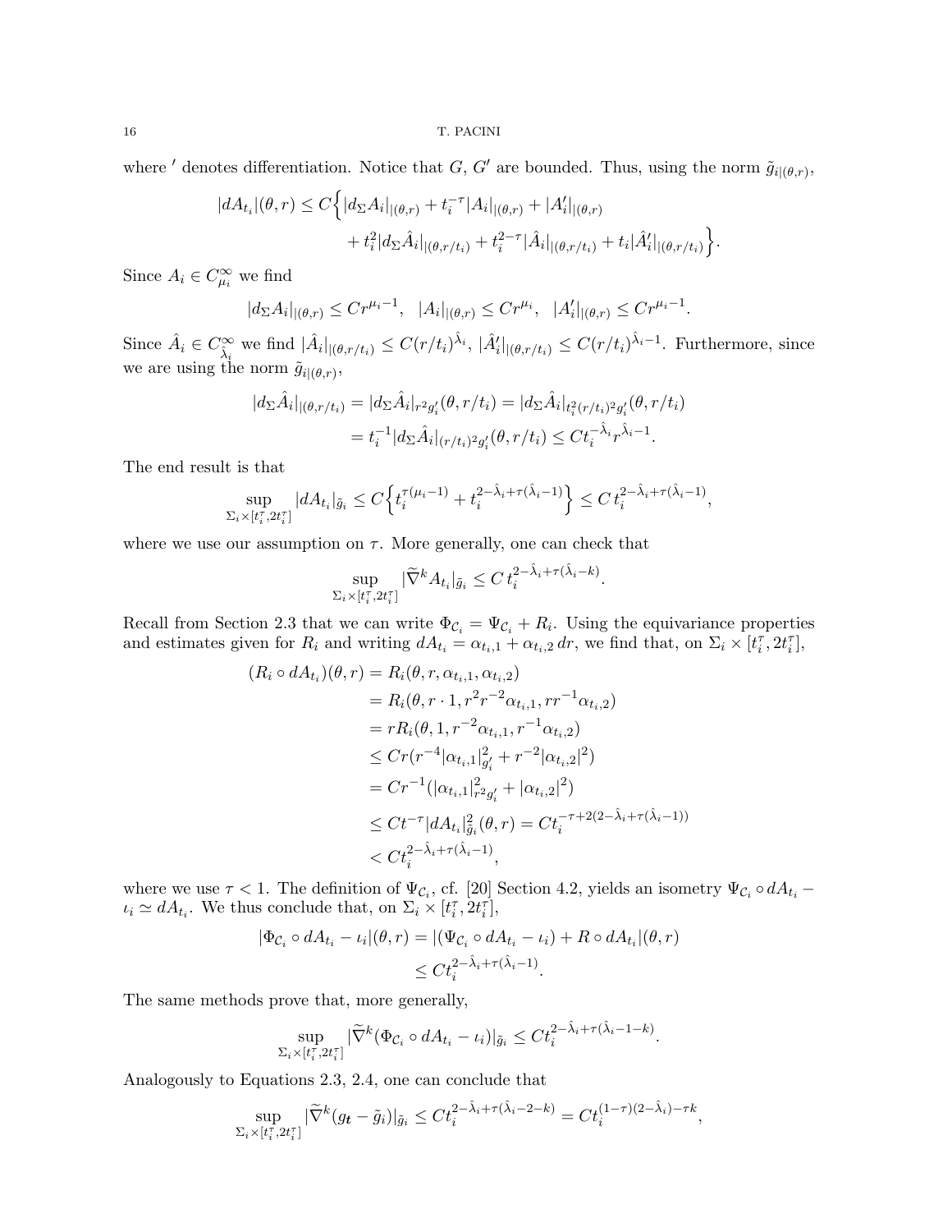where $'$ denotes differentiation. Notice that $G$, $G'$ are bounded. Thus, using the norm $\tilde{g}_{i|(\theta,r)}$,

$$|dA_{t_i}|(\theta,r) \leq C\Big\{|d_\Sigma A_i|_{|(\theta,r)} + t_i^{-\tau}|A_i|_{|(\theta,r)} + |A_i'|_{|(\theta,r)} \\ + t_i^2|d_\Sigma \hat{A}_i|_{|(\theta,r/t_i)} + t_i^{2-\tau}|\hat{A}_i|_{|(\theta,r/t_i)} + t_i|\hat{A}_i'|_{|(\theta,r/t_i)}\Big\}.$$

Since $A_i \in C^\infty_{\mu_i}$ we find

$$|d_\Sigma A_i|_{|(\theta,r)} \leq Cr^{\mu_i-1}, \quad |A_i|_{|(\theta,r)} \leq Cr^{\mu_i}, \quad |A_i'|_{|(\theta,r)} \leq Cr^{\mu_i-1}.$$

Since $\hat{A}_i \in C^\infty_{\hat{\lambda}_i}$ we find $|\hat{A}_i|_{|(\theta,r/t_i)} \leq C(r/t_i)^{\hat{\lambda}_i}$, $|\hat{A}_i'|_{|(\theta,r/t_i)} \leq C(r/t_i)^{\hat{\lambda}_i-1}$. Furthermore, since we are using the norm $\tilde{g}_{i|(\theta,r)}$,

$$|d_\Sigma \hat{A}_i|_{|(\theta,r/t_i)} = |d_\Sigma \hat{A}_i|_{r^2 g_i'}(\theta,r/t_i) = |d_\Sigma \hat{A}_i|_{t_i^2(r/t_i)^2 g_i'}(\theta,r/t_i) \\ = t_i^{-1}|d_\Sigma \hat{A}_i|_{(r/t_i)^2 g_i'}(\theta,r/t_i) \leq Ct_i^{-\hat{\lambda}_i}r^{\hat{\lambda}_i-1}.$$

The end result is that

$$\sup_{\Sigma_i\times[t_i^\tau,2t_i^\tau]}|dA_{t_i}|_{\tilde{g}_i} \leq C\Big\{t_i^{\tau(\mu_i-1)} + t_i^{2-\hat{\lambda}_i+\tau(\hat{\lambda}_i-1)}\Big\} \leq C\,t_i^{2-\hat{\lambda}_i+\tau(\hat{\lambda}_i-1)},$$

where we use our assumption on $\tau$. More generally, one can check that

$$\sup_{\Sigma_i\times[t_i^\tau,2t_i^\tau]}|\widetilde{\nabla}^k A_{t_i}|_{\tilde{g}_i} \leq C\,t_i^{2-\hat{\lambda}_i+\tau(\hat{\lambda}_i-k)}.$$

Recall from Section 2.3 that we can write $\Phi_{\mathcal{C}_i} = \Psi_{\mathcal{C}_i} + R_i$. Using the equivariance properties and estimates given for $R_i$ and writing $dA_{t_i} = \alpha_{t_i,1} + \alpha_{t_i,2}\,dr$, we find that, on $\Sigma_i \times [t_i^\tau, 2t_i^\tau]$,

$$\begin{aligned}(R_i \circ dA_{t_i})(\theta,r) &= R_i(\theta,r,\alpha_{t_i,1},\alpha_{t_i,2}) \\ &= R_i(\theta, r\cdot 1, r^2r^{-2}\alpha_{t_i,1}, rr^{-1}\alpha_{t_i,2}) \\ &= rR_i(\theta,1,r^{-2}\alpha_{t_i,1},r^{-1}\alpha_{t_i,2}) \\ &\leq Cr(r^{-4}|\alpha_{t_i,1}|^2_{g_i'} + r^{-2}|\alpha_{t_i,2}|^2) \\ &= Cr^{-1}(|\alpha_{t_i,1}|^2_{r^2g_i'} + |\alpha_{t_i,2}|^2) \\ &\leq Ct^{-\tau}|dA_{t_i}|^2_{\tilde{g}_i}(\theta,r) = Ct_i^{-\tau+2(2-\hat{\lambda}_i+\tau(\hat{\lambda}_i-1))} \\ &< Ct_i^{2-\hat{\lambda}_i+\tau(\hat{\lambda}_i-1)},\end{aligned}$$

where we use $\tau < 1$. The definition of $\Psi_{\mathcal{C}_i}$, cf. [20] Section 4.2, yields an isometry $\Psi_{\mathcal{C}_i} \circ dA_{t_i} - \iota_i \simeq dA_{t_i}$. We thus conclude that, on $\Sigma_i \times [t_i^\tau, 2t_i^\tau]$,

$$|\Phi_{\mathcal{C}_i} \circ dA_{t_i} - \iota_i|(\theta,r) = |(\Psi_{\mathcal{C}_i} \circ dA_{t_i} - \iota_i) + R\circ dA_{t_i}|(\theta,r) \\ \leq Ct_i^{2-\hat{\lambda}_i+\tau(\hat{\lambda}_i-1)}.$$

The same methods prove that, more generally,

$$\sup_{\Sigma_i\times[t_i^\tau,2t_i^\tau]}|\widetilde{\nabla}^k(\Phi_{\mathcal{C}_i} \circ dA_{t_i} - \iota_i)|_{\tilde{g}_i} \leq Ct_i^{2-\hat{\lambda}_i+\tau(\hat{\lambda}_i-1-k)}.$$

Analogously to Equations 2.3, 2.4, one can conclude that

$$\sup_{\Sigma_i\times[t_i^\tau,2t_i^\tau]}|\widetilde{\nabla}^k(g_{\boldsymbol{t}} - \tilde{g}_i)|_{\tilde{g}_i} \leq Ct_i^{2-\hat{\lambda}_i+\tau(\hat{\lambda}_i-2-k)} = Ct_i^{(1-\tau)(2-\hat{\lambda}_i)-\tau k},$$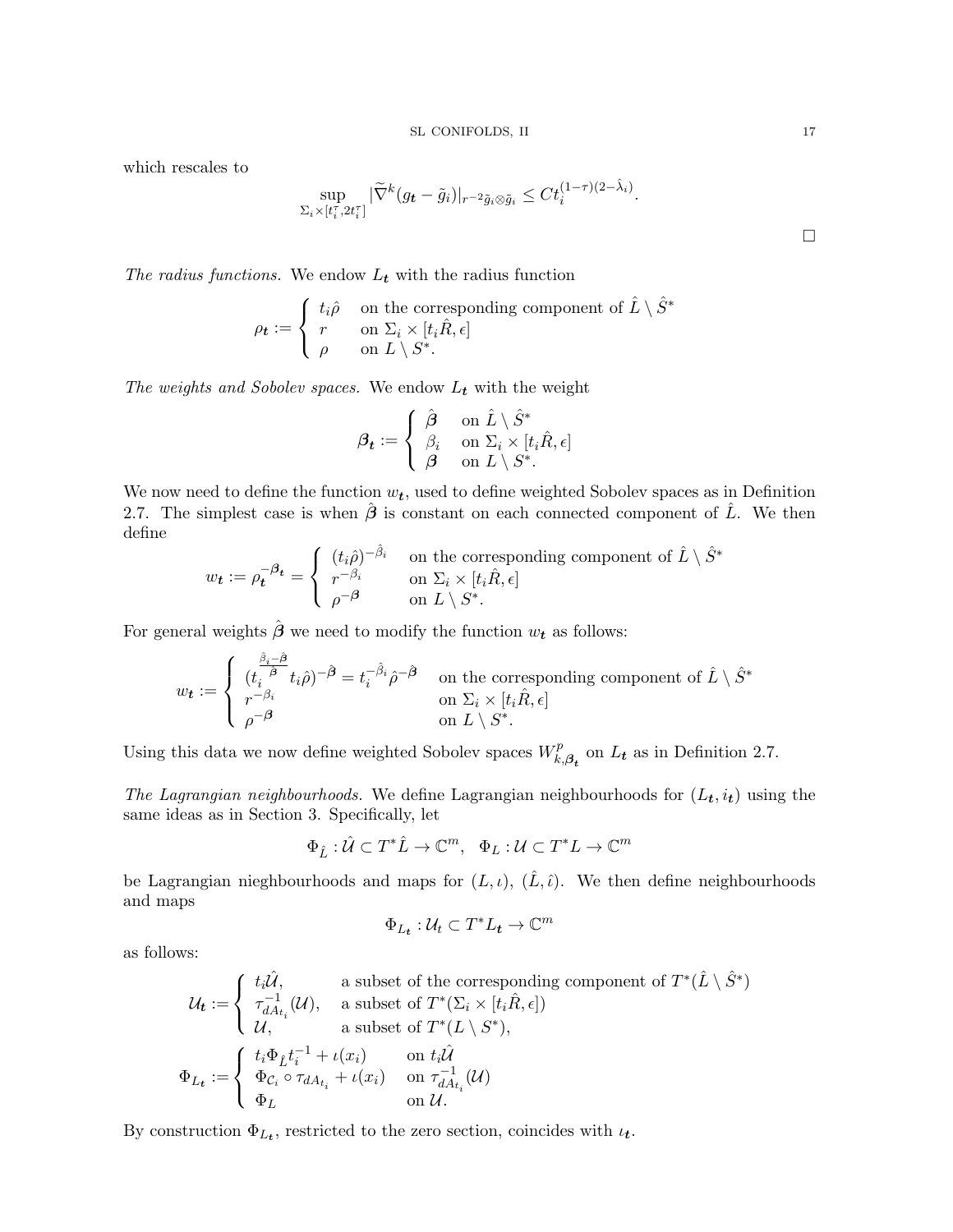which rescales to

$$\sup_{\Sigma_i \times [t_i^\tau, 2t_i^\tau]} |\widetilde{\nabla}^k (g_{\boldsymbol{t}} - \tilde{g}_i)|_{r^{-2}\tilde{g}_i \otimes \tilde{g}_i} \leq C t_i^{(1-\tau)(2-\hat{\lambda}_i)}.$$

$\square$

*The radius functions.* We endow $L_{\boldsymbol{t}}$ with the radius function

$$\rho_{\boldsymbol{t}} := \begin{cases} t_i \hat{\rho} & \text{on the corresponding component of } \hat{L} \setminus \hat{S}^* \\ r & \text{on } \Sigma_i \times [t_i \hat{R}, \epsilon] \\ \rho & \text{on } L \setminus S^*. \end{cases}$$

*The weights and Sobolev spaces.* We endow $L_{\boldsymbol{t}}$ with the weight

$$\boldsymbol{\beta}_{\boldsymbol{t}} := \begin{cases} \hat{\boldsymbol{\beta}} & \text{on } \hat{L} \setminus \hat{S}^* \\ \beta_i & \text{on } \Sigma_i \times [t_i \hat{R}, \epsilon] \\ \boldsymbol{\beta} & \text{on } L \setminus S^*. \end{cases}$$

We now need to define the function $w_{\boldsymbol{t}}$, used to define weighted Sobolev spaces as in Definition 2.7. The simplest case is when $\hat{\boldsymbol{\beta}}$ is constant on each connected component of $\hat{L}$. We then define

$$w_{\boldsymbol{t}} := \rho_{\boldsymbol{t}}^{-\boldsymbol{\beta}_{\boldsymbol{t}}} = \begin{cases} (t_i \hat{\rho})^{-\hat{\beta}_i} & \text{on the corresponding component of } \hat{L} \setminus \hat{S}^* \\ r^{-\beta_i} & \text{on } \Sigma_i \times [t_i \hat{R}, \epsilon] \\ \rho^{-\boldsymbol{\beta}} & \text{on } L \setminus S^*. \end{cases}$$

For general weights $\hat{\boldsymbol{\beta}}$ we need to modify the function $w_{\boldsymbol{t}}$ as follows:

$$w_{\boldsymbol{t}} := \begin{cases} (t_i^{\frac{\hat{\beta}_i - \hat{\boldsymbol{\beta}}}{\hat{\boldsymbol{\beta}}}} t_i \hat{\rho})^{-\hat{\boldsymbol{\beta}}} = t_i^{-\hat{\beta}_i} \hat{\rho}^{-\hat{\boldsymbol{\beta}}} & \text{on the corresponding component of } \hat{L} \setminus \hat{S}^* \\ r^{-\beta_i} & \text{on } \Sigma_i \times [t_i \hat{R}, \epsilon] \\ \rho^{-\boldsymbol{\beta}} & \text{on } L \setminus S^*. \end{cases}$$

Using this data we now define weighted Sobolev spaces $W^p_{k,\boldsymbol{\beta}_{\boldsymbol{t}}}$ on $L_{\boldsymbol{t}}$ as in Definition 2.7.

*The Lagrangian neighbourhoods.* We define Lagrangian neighbourhoods for $(L_{\boldsymbol{t}}, i_{\boldsymbol{t}})$ using the same ideas as in Section 3. Specifically, let

$$\Phi_{\hat{L}} : \hat{\mathcal{U}} \subset T^*\hat{L} \to \mathbb{C}^m, \quad \Phi_L : \mathcal{U} \subset T^*L \to \mathbb{C}^m$$

be Lagrangian nieghbourhoods and maps for $(L, \iota)$, $(\hat{L}, \hat{\iota})$. We then define neighbourhoods and maps

$$\Phi_{L_{\boldsymbol{t}}} : \mathcal{U}_t \subset T^*L_{\boldsymbol{t}} \to \mathbb{C}^m$$

as follows:

$$\mathcal{U}_{\boldsymbol{t}} := \begin{cases} t_i \hat{\mathcal{U}}, & \text{a subset of the corresponding component of } T^*(\hat{L} \setminus \hat{S}^*) \\ \tau_{dA_{t_i}}^{-1}(\mathcal{U}), & \text{a subset of } T^*(\Sigma_i \times [t_i \hat{R}, \epsilon]) \\ \mathcal{U}, & \text{a subset of } T^*(L \setminus S^*), \end{cases}$$

$$\Phi_{L_{\boldsymbol{t}}} := \begin{cases} t_i \Phi_{\hat{L}} t_i^{-1} + \iota(x_i) & \text{on } t_i \hat{\mathcal{U}} \\ \Phi_{\mathcal{C}_i} \circ \tau_{dA_{t_i}} + \iota(x_i) & \text{on } \tau_{dA_{t_i}}^{-1}(\mathcal{U}) \\ \Phi_L & \text{on } \mathcal{U}. \end{cases}$$

By construction $\Phi_{L_{\boldsymbol{t}}}$, restricted to the zero section, coincides with $\iota_{\boldsymbol{t}}$.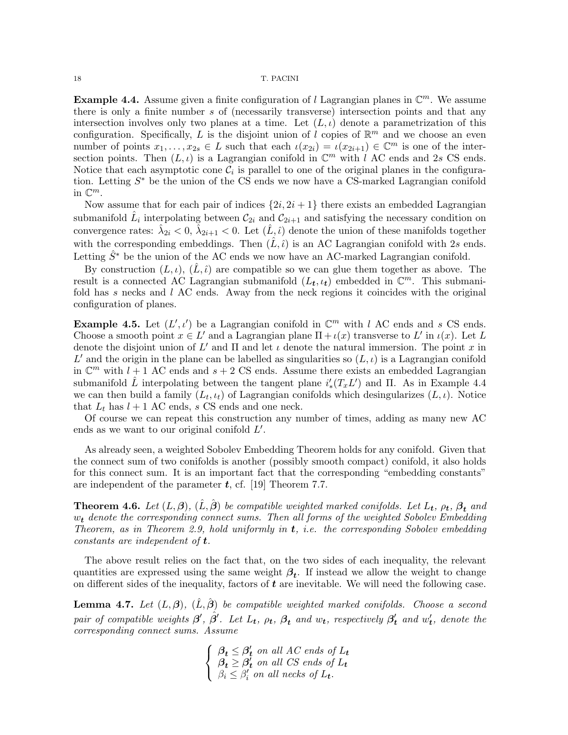**Example 4.4.** Assume given a finite configuration of $l$ Lagrangian planes in $\mathbb{C}^m$. We assume there is only a finite number $s$ of (necessarily transverse) intersection points and that any intersection involves only two planes at a time. Let $(L, \iota)$ denote a parametrization of this configuration. Specifically, $L$ is the disjoint union of $l$ copies of $\mathbb{R}^m$ and we choose an even number of points $x_1, \dots, x_{2s} \in L$ such that each $\iota(x_{2i}) = \iota(x_{2i+1}) \in \mathbb{C}^m$ is one of the intersection points. Then $(L, \iota)$ is a Lagrangian conifold in $\mathbb{C}^m$ with $l$ AC ends and $2s$ CS ends. Notice that each asymptotic cone $\mathcal{C}_i$ is parallel to one of the original planes in the configuration. Letting $S^*$ be the union of the CS ends we now have a CS-marked Lagrangian conifold in $\mathbb{C}^m$.

Now assume that for each pair of indices $\{2i, 2i+1\}$ there exists an embedded Lagrangian submanifold $\hat{L}_i$ interpolating between $\mathcal{C}_{2i}$ and $\mathcal{C}_{2i+1}$ and satisfying the necessary condition on convergence rates: $\hat{\lambda}_{2i} < 0$, $\hat{\lambda}_{2i+1} < 0$. Let $(\hat{L}, \hat{\iota})$ denote the union of these manifolds together with the corresponding embeddings. Then $(\hat{L}, \hat{\iota})$ is an AC Lagrangian conifold with $2s$ ends. Letting $\hat{S}^*$ be the union of the AC ends we now have an AC-marked Lagrangian conifold.

By construction $(L, \iota)$, $(\hat{L}, \hat{\iota})$ are compatible so we can glue them together as above. The result is a connected AC Lagrangian submanifold $(L_{\boldsymbol{t}}, \iota_{\boldsymbol{t}})$ embedded in $\mathbb{C}^m$. This submanifold has $s$ necks and $l$ AC ends. Away from the neck regions it coincides with the original configuration of planes.

**Example 4.5.** Let $(L', \iota')$ be a Lagrangian conifold in $\mathbb{C}^m$ with $l$ AC ends and $s$ CS ends. Choose a smooth point $x \in L'$ and a Lagrangian plane $\Pi + \iota(x)$ transverse to $L'$ in $\iota(x)$. Let $L$ denote the disjoint union of $L'$ and $\Pi$ and let $\iota$ denote the natural immersion. The point $x$ in $L'$ and the origin in the plane can be labelled as singularities so $(L, \iota)$ is a Lagrangian conifold in $\mathbb{C}^m$ with $l+1$ AC ends and $s+2$ CS ends. Assume there exists an embedded Lagrangian submanifold $\hat{L}$ interpolating between the tangent plane $i'_*(T_x L')$ and $\Pi$. As in Example 4.4 we can then build a family $(L_t, \iota_t)$ of Lagrangian conifolds which desingularizes $(L, \iota)$. Notice that $L_t$ has $l+1$ AC ends, $s$ CS ends and one neck.

Of course we can repeat this construction any number of times, adding as many new AC ends as we want to our original conifold $L'$.

As already seen, a weighted Sobolev Embedding Theorem holds for any conifold. Given that the connect sum of two conifolds is another (possibly smooth compact) conifold, it also holds for this connect sum. It is an important fact that the corresponding "embedding constants" are independent of the parameter $\boldsymbol{t}$, cf. [19] Theorem 7.7.

**Theorem 4.6.** *Let $(L, \boldsymbol{\beta})$, $(\hat{L}, \hat{\boldsymbol{\beta}})$ be compatible weighted marked conifolds. Let $L_{\boldsymbol{t}}$, $\rho_{\boldsymbol{t}}$, $\boldsymbol{\beta_t}$ and $w_{\boldsymbol{t}}$ denote the corresponding connect sums. Then all forms of the weighted Sobolev Embedding Theorem, as in Theorem 2.9, hold uniformly in $\boldsymbol{t}$, i.e. the corresponding Sobolev embedding constants are independent of $\boldsymbol{t}$.*

The above result relies on the fact that, on the two sides of each inequality, the relevant quantities are expressed using the same weight $\boldsymbol{\beta_t}$. If instead we allow the weight to change on different sides of the inequality, factors of $\boldsymbol{t}$ are inevitable. We will need the following case.

**Lemma 4.7.** *Let $(L, \boldsymbol{\beta})$, $(\hat{L}, \hat{\boldsymbol{\beta}})$ be compatible weighted marked conifolds. Choose a second pair of compatible weights $\boldsymbol{\beta}'$, $\hat{\boldsymbol{\beta}}'$. Let $L_{\boldsymbol{t}}$, $\rho_{\boldsymbol{t}}$, $\boldsymbol{\beta_t}$ and $w_{\boldsymbol{t}}$, respectively $\boldsymbol{\beta}'_{\boldsymbol{t}}$ and $w'_{\boldsymbol{t}}$, denote the corresponding connect sums. Assume*

$$\begin{cases} \boldsymbol{\beta_t} \leq \boldsymbol{\beta}'_{\boldsymbol{t}} \text{ on all AC ends of } L_{\boldsymbol{t}} \\ \boldsymbol{\beta_t} \geq \boldsymbol{\beta}'_{\boldsymbol{t}} \text{ on all CS ends of } L_{\boldsymbol{t}} \\ \beta_i \leq \beta'_i \text{ on all necks of } L_{\boldsymbol{t}}. \end{cases}$$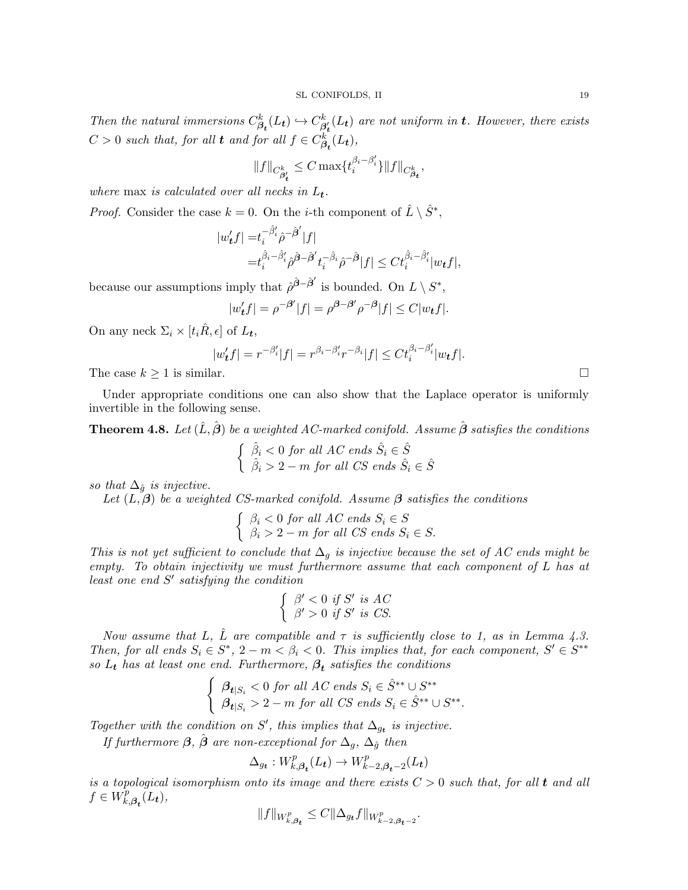*Then the natural immersions* $C^k_{\boldsymbol{\beta_t}}(L_{\boldsymbol{t}}) \hookrightarrow C^k_{\boldsymbol{\beta'_t}}(L_{\boldsymbol{t}})$ *are not uniform in* $\boldsymbol{t}$. *However, there exists* $C > 0$ *such that, for all* $\boldsymbol{t}$ *and for all* $f \in C^k_{\boldsymbol{\beta_t}}(L_{\boldsymbol{t}})$,

$$\|f\|_{C^k_{\boldsymbol{\beta'_t}}} \leq C \max\{t_i^{\beta_i - \beta'_i}\} \|f\|_{C^k_{\boldsymbol{\beta_t}}},$$

*where* max *is calculated over all necks in* $L_{\boldsymbol{t}}$.

*Proof.* Consider the case $k = 0$. On the $i$-th component of $\hat{L} \setminus \hat{S}^*$,

$$\begin{aligned}|w'_{\boldsymbol{t}} f| =& t_i^{-\hat{\beta}'_i} \hat{\rho}^{-\hat{\boldsymbol{\beta}}'} |f| \\ =& t_i^{\hat{\beta}_i - \hat{\beta}'_i} \hat{\rho}^{\hat{\boldsymbol{\beta}} - \hat{\boldsymbol{\beta}}'} t_i^{-\hat{\beta}_i} \hat{\rho}^{-\hat{\boldsymbol{\beta}}} |f| \leq C t_i^{\hat{\beta}_i - \hat{\beta}'_i} |w_{\boldsymbol{t}} f|,\end{aligned}$$

because our assumptions imply that $\hat{\rho}^{\hat{\boldsymbol{\beta}} - \hat{\boldsymbol{\beta}}'}$ is bounded. On $L \setminus S^*$,

$$|w'_{\boldsymbol{t}} f| = \rho^{-\boldsymbol{\beta}'} |f| = \rho^{\boldsymbol{\beta} - \boldsymbol{\beta}'} \rho^{-\boldsymbol{\beta}} |f| \leq C |w_{\boldsymbol{t}} f|.$$

On any neck $\Sigma_i \times [t_i \hat{R}, \epsilon]$ of $L_{\boldsymbol{t}}$,

$$|w'_{\boldsymbol{t}} f| = r^{-\beta'_i} |f| = r^{\beta_i - \beta'_i} r^{-\beta_i} |f| \leq C t_i^{\beta_i - \beta'_i} |w_{\boldsymbol{t}} f|.$$

The case $k \geq 1$ is similar. □

Under appropriate conditions one can also show that the Laplace operator is uniformly invertible in the following sense.

**Theorem 4.8.** *Let* $(\hat{L}, \hat{\boldsymbol{\beta}})$ *be a weighted AC-marked conifold. Assume* $\hat{\boldsymbol{\beta}}$ *satisfies the conditions*

$$\begin{cases} \hat{\beta}_i < 0 \text{ for all AC ends } \hat{S}_i \in \hat{S} \\ \hat{\beta}_i > 2 - m \text{ for all CS ends } \hat{S}_i \in \hat{S} \end{cases}$$

*so that* $\Delta_{\hat{g}}$ *is injective.*

*Let* $(L, \boldsymbol{\beta})$ *be a weighted CS-marked conifold. Assume* $\boldsymbol{\beta}$ *satisfies the conditions*

$$\begin{cases} \beta_i < 0 \text{ for all AC ends } S_i \in S \\ \beta_i > 2 - m \text{ for all CS ends } S_i \in S. \end{cases}$$

*This is not yet sufficient to conclude that* $\Delta_g$ *is injective because the set of AC ends might be empty. To obtain injectivity we must furthermore assume that each component of* $L$ *has at least one end* $S'$ *satisfying the condition*

$$\begin{cases} \beta' < 0 \text{ if } S' \text{ is AC} \\ \beta' > 0 \text{ if } S' \text{ is CS.} \end{cases}$$

*Now assume that* $L$, $\hat{L}$ *are compatible and* $\tau$ *is sufficiently close to 1, as in Lemma 4.3. Then, for all ends* $S_i \in S^*$, $2 - m < \beta_i < 0$. *This implies that, for each component,* $S' \in S^{**}$ *so* $L_{\boldsymbol{t}}$ *has at least one end. Furthermore,* $\boldsymbol{\beta_t}$ *satisfies the conditions*

$$\begin{cases} \boldsymbol{\beta}_{\boldsymbol{t}|S_i} < 0 \text{ for all AC ends } S_i \in \hat{S}^{**} \cup S^{**} \\ \boldsymbol{\beta}_{\boldsymbol{t}|S_i} > 2 - m \text{ for all CS ends } S_i \in \hat{S}^{**} \cup S^{**}. \end{cases}$$

*Together with the condition on* $S'$, *this implies that* $\Delta_{g_{\boldsymbol{t}}}$ *is injective.*

*If furthermore* $\boldsymbol{\beta}$, $\hat{\boldsymbol{\beta}}$ *are non-exceptional for* $\Delta_g$, $\Delta_{\hat{g}}$ *then*

$$\Delta_{g_{\boldsymbol{t}}} : W^p_{k, \boldsymbol{\beta_t}}(L_{\boldsymbol{t}}) \to W^p_{k-2, \boldsymbol{\beta_t} - 2}(L_{\boldsymbol{t}})$$

*is a topological isomorphism onto its image and there exists* $C > 0$ *such that, for all* $\boldsymbol{t}$ *and all* $f \in W^p_{k, \boldsymbol{\beta_t}}(L_{\boldsymbol{t}})$,

$$\|f\|_{W^p_{k, \boldsymbol{\beta_t}}} \leq C \|\Delta_{g_{\boldsymbol{t}}} f\|_{W^p_{k-2, \boldsymbol{\beta_t} - 2}}.$$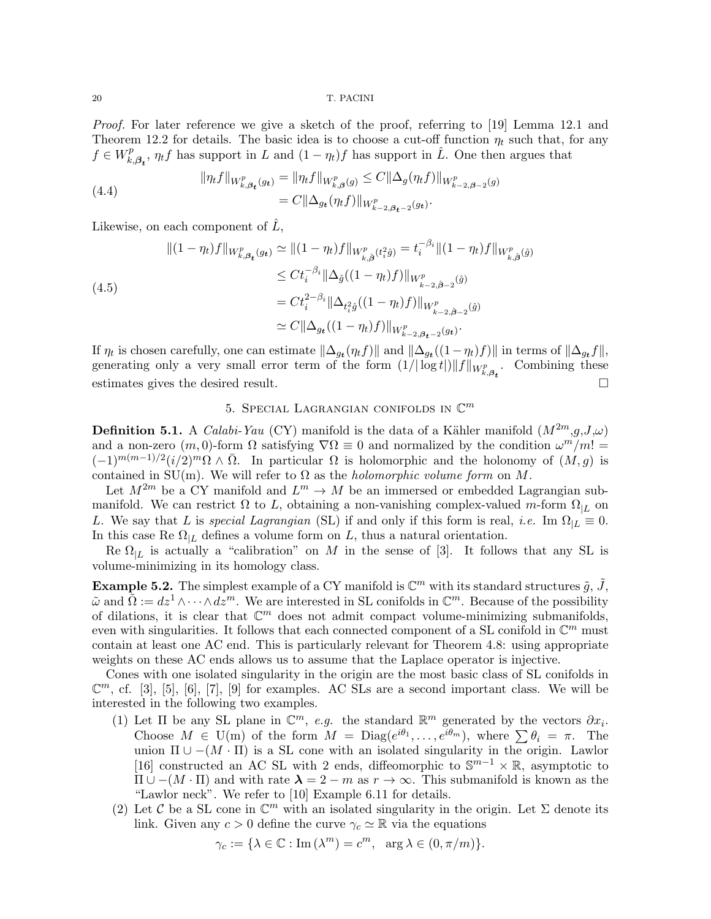*Proof.* For later reference we give a sketch of the proof, referring to [19] Lemma 12.1 and Theorem 12.2 for details. The basic idea is to choose a cut-off function $\eta_t$ such that, for any $f \in W^p_{k,\boldsymbol{\beta}_t}$, $\eta_t f$ has support in $L$ and $(1-\eta_t)f$ has support in $\hat{L}$. One then argues that

$$
\begin{aligned}
\|\eta_t f\|_{W^p_{k,\boldsymbol{\beta}_t}(g_t)} &= \|\eta_t f\|_{W^p_{k,\boldsymbol{\beta}}(g)} \leq C\|\Delta_g(\eta_t f)\|_{W^p_{k-2,\boldsymbol{\beta}-2}(g)} \\
&= C\|\Delta_{g_t}(\eta_t f)\|_{W^p_{k-2,\boldsymbol{\beta}_t-2}(g_t)}.
\end{aligned}
\tag{4.4}
$$

Likewise, on each component of $\hat{L}$,

$$
\begin{aligned}
\|(1-\eta_t)f\|_{W^p_{k,\boldsymbol{\beta}_t}(g_t)} &\simeq \|(1-\eta_t)f\|_{W^p_{k,\hat{\boldsymbol{\beta}}}(t_i^2\hat{g})} = t_i^{-\beta_i}\|(1-\eta_t)f\|_{W^p_{k,\hat{\boldsymbol{\beta}}}(\hat{g})} \\
&\leq Ct_i^{-\beta_i}\|\Delta_{\hat{g}}((1-\eta_t)f)\|_{W^p_{k-2,\hat{\boldsymbol{\beta}}-2}(\hat{g})} \\
&= Ct_i^{2-\beta_i}\|\Delta_{t_i^2\hat{g}}((1-\eta_t)f)\|_{W^p_{k-2,\hat{\boldsymbol{\beta}}-2}(\hat{g})} \\
&\simeq C\|\Delta_{g_t}((1-\eta_t)f)\|_{W^p_{k-2,\boldsymbol{\beta}_t-2}(g_t)}.
\end{aligned}
\tag{4.5}
$$

If $\eta_t$ is chosen carefully, one can estimate $\|\Delta_{g_t}(\eta_t f)\|$ and $\|\Delta_{g_t}((1-\eta_t)f)\|$ in terms of $\|\Delta_{g_t} f\|$, generating only a very small error term of the form $(1/|\log t|)\|f\|_{W^p_{k,\boldsymbol{\beta}_t}}$. Combining these estimates gives the desired result. $\square$

## 5. Special Lagrangian conifolds in $\mathbb{C}^m$

**Definition 5.1.** A *Calabi-Yau* (CY) manifold is the data of a Kähler manifold $(M^{2m},g,J,\omega)$ and a non-zero $(m,0)$-form $\Omega$ satisfying $\nabla\Omega \equiv 0$ and normalized by the condition $\omega^m/m! = (-1)^{m(m-1)/2}(i/2)^m\Omega\wedge\bar{\Omega}$. In particular $\Omega$ is holomorphic and the holonomy of $(M,g)$ is contained in SU(m). We will refer to $\Omega$ as the *holomorphic volume form* on $M$.

Let $M^{2m}$ be a CY manifold and $L^m \to M$ be an immersed or embedded Lagrangian submanifold. We can restrict $\Omega$ to $L$, obtaining a non-vanishing complex-valued $m$-form $\Omega_{|L}$ on $L$. We say that $L$ is *special Lagrangian* (SL) if and only if this form is real, *i.e.* $\operatorname{Im}\Omega_{|L} \equiv 0$. In this case $\operatorname{Re}\Omega_{|L}$ defines a volume form on $L$, thus a natural orientation.

$\operatorname{Re}\Omega_{|L}$ is actually a "calibration" on $M$ in the sense of [3]. It follows that any SL is volume-minimizing in its homology class.

**Example 5.2.** The simplest example of a CY manifold is $\mathbb{C}^m$ with its standard structures $\tilde{g}$, $\tilde{J}$, $\tilde{\omega}$ and $\tilde{\Omega} := dz^1\wedge\cdots\wedge dz^m$. We are interested in SL conifolds in $\mathbb{C}^m$. Because of the possibility of dilations, it is clear that $\mathbb{C}^m$ does not admit compact volume-minimizing submanifolds, even with singularities. It follows that each connected component of a SL conifold in $\mathbb{C}^m$ must contain at least one AC end. This is particularly relevant for Theorem 4.8: using appropriate weights on these AC ends allows us to assume that the Laplace operator is injective.

Cones with one isolated singularity in the origin are the most basic class of SL conifolds in $\mathbb{C}^m$, cf. [3], [5], [6], [7], [9] for examples. AC SLs are a second important class. We will be interested in the following two examples.

1. Let $\Pi$ be any SL plane in $\mathbb{C}^m$, *e.g.* the standard $\mathbb{R}^m$ generated by the vectors $\partial x_i$. Choose $M \in$ U(m) of the form $M = \operatorname{Diag}(e^{i\theta_1},\ldots,e^{i\theta_m})$, where $\sum\theta_i = \pi$. The union $\Pi \cup -(M\cdot\Pi)$ is a SL cone with an isolated singularity in the origin. Lawlor [16] constructed an AC SL with 2 ends, diffeomorphic to $\mathbb{S}^{m-1}\times\mathbb{R}$, asymptotic to $\Pi\cup -(M\cdot\Pi)$ and with rate $\boldsymbol{\lambda} = 2-m$ as $r\to\infty$. This submanifold is known as the "Lawlor neck". We refer to [10] Example 6.11 for details.
2. Let $\mathcal{C}$ be a SL cone in $\mathbb{C}^m$ with an isolated singularity in the origin. Let $\Sigma$ denote its link. Given any $c>0$ define the curve $\gamma_c \simeq \mathbb{R}$ via the equations

$$
\gamma_c := \{\lambda\in\mathbb{C} : \operatorname{Im}(\lambda^m) = c^m,\ \ \arg\lambda\in(0,\pi/m)\}.
$$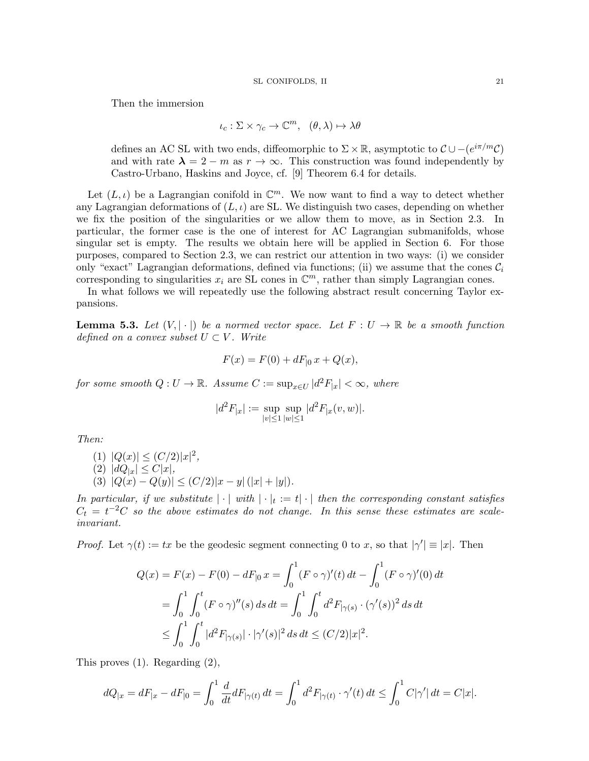Then the immersion

$$\iota_c : \Sigma \times \gamma_c \to \mathbb{C}^m, \quad (\theta, \lambda) \mapsto \lambda\theta$$

defines an AC SL with two ends, diffeomorphic to $\Sigma \times \mathbb{R}$, asymptotic to $\mathcal{C} \cup -(e^{i\pi/m}\mathcal{C})$ and with rate $\boldsymbol{\lambda} = 2 - m$ as $r \to \infty$. This construction was found independently by Castro-Urbano, Haskins and Joyce, cf. [9] Theorem 6.4 for details.

Let $(L, \iota)$ be a Lagrangian conifold in $\mathbb{C}^m$. We now want to find a way to detect whether any Lagrangian deformations of $(L, \iota)$ are SL. We distinguish two cases, depending on whether we fix the position of the singularities or we allow them to move, as in Section 2.3. In particular, the former case is the one of interest for AC Lagrangian submanifolds, whose singular set is empty. The results we obtain here will be applied in Section 6. For those purposes, compared to Section 2.3, we can restrict our attention in two ways: (i) we consider only "exact" Lagrangian deformations, defined via functions; (ii) we assume that the cones $\mathcal{C}_i$ corresponding to singularities $x_i$ are SL cones in $\mathbb{C}^m$, rather than simply Lagrangian cones.

In what follows we will repeatedly use the following abstract result concerning Taylor expansions.

**Lemma 5.3.** *Let $(V, |\cdot|)$ be a normed vector space. Let $F : U \to \mathbb{R}$ be a smooth function defined on a convex subset $U \subset V$. Write*

$$F(x) = F(0) + dF_{|0}\, x + Q(x),$$

*for some smooth $Q : U \to \mathbb{R}$. Assume $C := \sup_{x \in U} |d^2 F_{|x}| < \infty$, where*

$$|d^2 F_{|x}| := \sup_{|v| \leq 1} \sup_{|w| \leq 1} |d^2 F_{|x}(v, w)|.$$

*Then:*

1. $|Q(x)| \leq (C/2)|x|^2$,
2. $|dQ_{|x}| \leq C|x|$,
3. $|Q(x) - Q(y)| \leq (C/2)|x - y|\,(|x| + |y|)$.

*In particular, if we substitute $|\cdot|$ with $|\cdot|_t := t|\cdot|$ then the corresponding constant satisfies $C_t = t^{-2}C$ so the above estimates do not change. In this sense these estimates are scale-invariant.*

*Proof.* Let $\gamma(t) := tx$ be the geodesic segment connecting 0 to $x$, so that $|\gamma'| \equiv |x|$. Then

$$\begin{aligned}
Q(x) = F(x) - F(0) - dF_{|0}\, x &= \int_0^1 (F \circ \gamma)'(t)\, dt - \int_0^1 (F \circ \gamma)'(0)\, dt \\
&= \int_0^1 \int_0^t (F \circ \gamma)''(s)\, ds\, dt = \int_0^1 \int_0^t d^2 F_{|\gamma(s)} \cdot (\gamma'(s))^2\, ds\, dt \\
&\leq \int_0^1 \int_0^t |d^2 F_{|\gamma(s)}| \cdot |\gamma'(s)|^2\, ds\, dt \leq (C/2)|x|^2.
\end{aligned}$$

This proves (1). Regarding (2),

$$dQ_{|x} = dF_{|x} - dF_{|0} = \int_0^1 \frac{d}{dt} dF_{|\gamma(t)}\, dt = \int_0^1 d^2 F_{|\gamma(t)} \cdot \gamma'(t)\, dt \leq \int_0^1 C|\gamma'|\, dt = C|x|.$$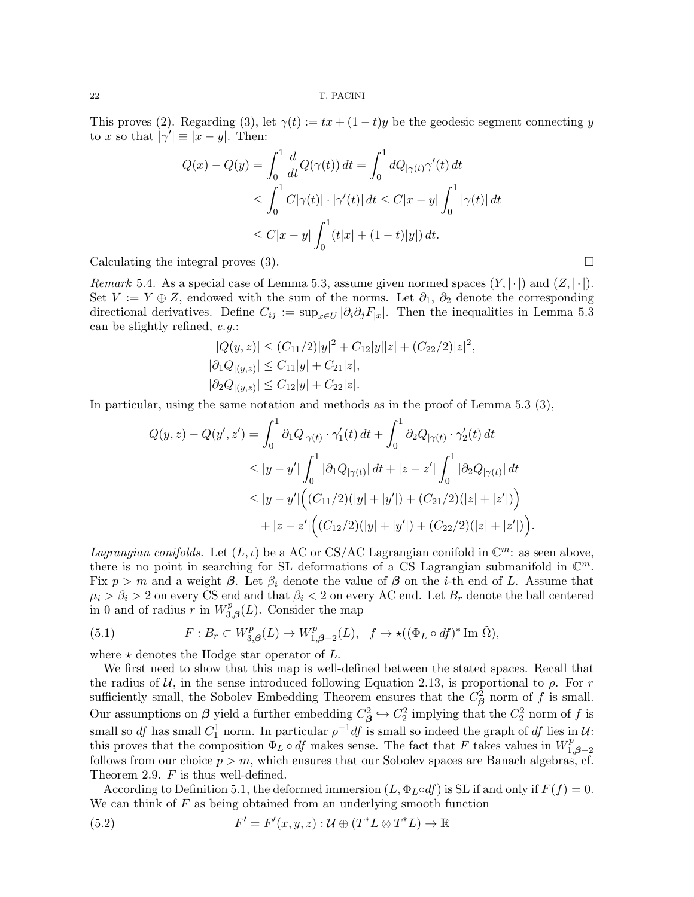This proves (2). Regarding (3), let $\gamma(t) := tx + (1-t)y$ be the geodesic segment connecting $y$ to $x$ so that $|\gamma'| \equiv |x-y|$. Then:

$$
\begin{aligned}
Q(x) - Q(y) &= \int_0^1 \frac{d}{dt} Q(\gamma(t))\, dt = \int_0^1 dQ_{|\gamma(t)} \gamma'(t)\, dt \\
&\leq \int_0^1 C|\gamma(t)| \cdot |\gamma'(t)|\, dt \leq C|x-y| \int_0^1 |\gamma(t)|\, dt \\
&\leq C|x-y| \int_0^1 (t|x| + (1-t)|y|)\, dt.
\end{aligned}
$$

Calculating the integral proves (3). $\square$

*Remark* 5.4. As a special case of Lemma 5.3, assume given normed spaces $(Y, |\cdot|)$ and $(Z, |\cdot|)$. Set $V := Y \oplus Z$, endowed with the sum of the norms. Let $\partial_1$, $\partial_2$ denote the corresponding directional derivatives. Define $C_{ij} := \sup_{x \in U} |\partial_i \partial_j F_{|x}|$. Then the inequalities in Lemma 5.3 can be slightly refined, *e.g.*:

$$
\begin{aligned}
|Q(y,z)| &\leq (C_{11}/2)|y|^2 + C_{12}|y||z| + (C_{22}/2)|z|^2, \\
|\partial_1 Q_{|(y,z)}| &\leq C_{11}|y| + C_{21}|z|, \\
|\partial_2 Q_{|(y,z)}| &\leq C_{12}|y| + C_{22}|z|.
\end{aligned}
$$

In particular, using the same notation and methods as in the proof of Lemma 5.3 (3),

$$
\begin{aligned}
Q(y,z) - Q(y',z') &= \int_0^1 \partial_1 Q_{|\gamma(t)} \cdot \gamma_1'(t)\, dt + \int_0^1 \partial_2 Q_{|\gamma(t)} \cdot \gamma_2'(t)\, dt \\
&\leq |y-y'| \int_0^1 |\partial_1 Q_{|\gamma(t)}|\, dt + |z-z'| \int_0^1 |\partial_2 Q_{|\gamma(t)}|\, dt \\
&\leq |y-y'| \Big( (C_{11}/2)(|y|+|y'|) + (C_{21}/2)(|z|+|z'|) \Big) \\
&\quad + |z-z'| \Big( (C_{12}/2)(|y|+|y'|) + (C_{22}/2)(|z|+|z'|) \Big).
\end{aligned}
$$

*Lagrangian conifolds.* Let $(L, \iota)$ be a AC or CS/AC Lagrangian conifold in $\mathbb{C}^m$: as seen above, there is no point in searching for SL deformations of a CS Lagrangian submanifold in $\mathbb{C}^m$. Fix $p > m$ and a weight $\boldsymbol{\beta}$. Let $\beta_i$ denote the value of $\boldsymbol{\beta}$ on the $i$-th end of $L$. Assume that $\mu_i > \beta_i > 2$ on every CS end and that $\beta_i < 2$ on every AC end. Let $B_r$ denote the ball centered in 0 and of radius $r$ in $W^p_{3,\boldsymbol{\beta}}(L)$. Consider the map

$$
F : B_r \subset W^p_{3,\boldsymbol{\beta}}(L) \to W^p_{1,\boldsymbol{\beta}-2}(L), \quad f \mapsto \star((\Phi_L \circ df)^* \operatorname{Im} \tilde{\Omega}), \tag{5.1}
$$

where $\star$ denotes the Hodge star operator of $L$.

We first need to show that this map is well-defined between the stated spaces. Recall that the radius of $\mathcal{U}$, in the sense introduced following Equation 2.13, is proportional to $\rho$. For $r$ sufficiently small, the Sobolev Embedding Theorem ensures that the $C^2_{\boldsymbol{\beta}}$ norm of $f$ is small. Our assumptions on $\boldsymbol{\beta}$ yield a further embedding $C^2_{\boldsymbol{\beta}} \hookrightarrow C^2_2$ implying that the $C^2_2$ norm of $f$ is small so $df$ has small $C^1_1$ norm. In particular $\rho^{-1} df$ is small so indeed the graph of $df$ lies in $\mathcal{U}$: this proves that the composition $\Phi_L \circ df$ makes sense. The fact that $F$ takes values in $W^p_{1,\boldsymbol{\beta}-2}$ follows from our choice $p > m$, which ensures that our Sobolev spaces are Banach algebras, cf. Theorem 2.9. $F$ is thus well-defined.

According to Definition 5.1, the deformed immersion $(L, \Phi_L \circ df)$ is SL if and only if $F(f) = 0$. We can think of $F$ as being obtained from an underlying smooth function

$$
F' = F'(x,y,z) : \mathcal{U} \oplus (T^*L \otimes T^*L) \to \mathbb{R} \tag{5.2}
$$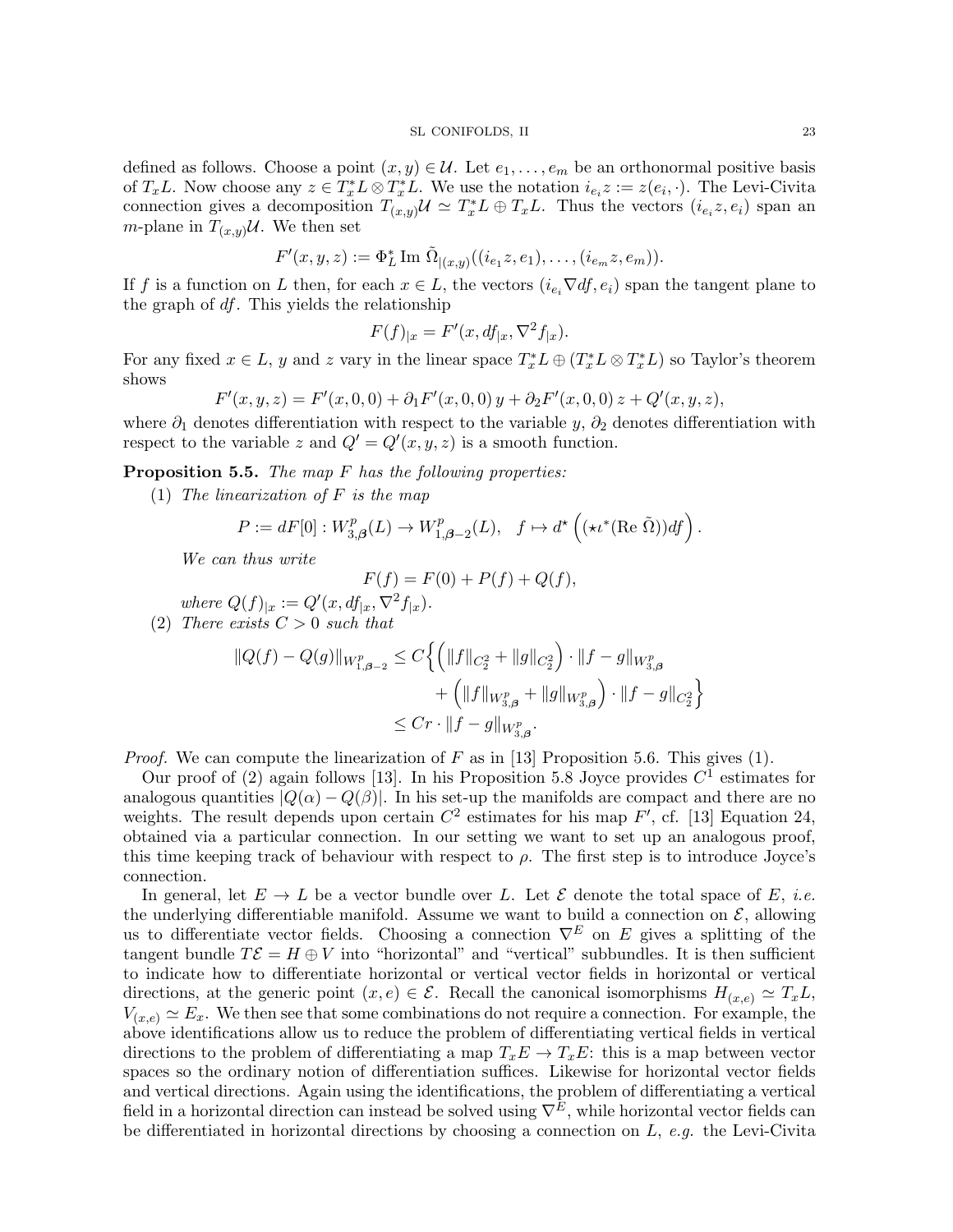defined as follows. Choose a point $(x,y) \in \mathcal{U}$. Let $e_1, \ldots, e_m$ be an orthonormal positive basis of $T_xL$. Now choose any $z \in T_x^*L \otimes T_x^*L$. We use the notation $i_{e_i} z := z(e_i, \cdot)$. The Levi-Civita connection gives a decomposition $T_{(x,y)}\mathcal{U} \simeq T_x^*L \oplus T_xL$. Thus the vectors $(i_{e_i} z, e_i)$ span an $m$-plane in $T_{(x,y)}\mathcal{U}$. We then set

$$F'(x,y,z) := \Phi_L^* \operatorname{Im} \tilde{\Omega}_{|(x,y)}((i_{e_1} z, e_1), \ldots, (i_{e_m} z, e_m)).$$

If $f$ is a function on $L$ then, for each $x \in L$, the vectors $(i_{e_i} \nabla df, e_i)$ span the tangent plane to the graph of $df$. This yields the relationship

$$F(f)_{|x} = F'(x, df_{|x}, \nabla^2 f_{|x}).$$

For any fixed $x \in L$, $y$ and $z$ vary in the linear space $T_x^*L \oplus (T_x^*L \otimes T_x^*L)$ so Taylor's theorem shows

$$F'(x,y,z) = F'(x,0,0) + \partial_1 F'(x,0,0)\, y + \partial_2 F'(x,0,0)\, z + Q'(x,y,z),$$

where $\partial_1$ denotes differentiation with respect to the variable $y$, $\partial_2$ denotes differentiation with respect to the variable $z$ and $Q' = Q'(x,y,z)$ is a smooth function.

**Proposition 5.5.** *The map $F$ has the following properties:*

(1) *The linearization of $F$ is the map*

$$P := dF[0] : W^p_{3,\boldsymbol{\beta}}(L) \to W^p_{1,\boldsymbol{\beta}-2}(L), \quad f \mapsto d^\star \left( (\star \iota^* (\operatorname{Re} \tilde{\Omega})) df \right).$$

*We can thus write*

$$F(f) = F(0) + P(f) + Q(f),$$

*where $Q(f)_{|x} := Q'(x, df_{|x}, \nabla^2 f_{|x})$.*

(2) *There exists $C > 0$ such that*

$$\begin{aligned}\|Q(f) - Q(g)\|_{W^p_{1,\boldsymbol{\beta}-2}} &\leq C \Big\{ \Big( \|f\|_{C^2_2} + \|g\|_{C^2_2} \Big) \cdot \|f - g\|_{W^p_{3,\boldsymbol{\beta}}} \\ &\quad + \Big( \|f\|_{W^p_{3,\boldsymbol{\beta}}} + \|g\|_{W^p_{3,\boldsymbol{\beta}}} \Big) \cdot \|f - g\|_{C^2_2} \Big\} \\ &\leq Cr \cdot \|f - g\|_{W^p_{3,\boldsymbol{\beta}}}.\end{aligned}$$

*Proof.* We can compute the linearization of $F$ as in [13] Proposition 5.6. This gives (1).

Our proof of (2) again follows [13]. In his Proposition 5.8 Joyce provides $C^1$ estimates for analogous quantities $|Q(\alpha) - Q(\beta)|$. In his set-up the manifolds are compact and there are no weights. The result depends upon certain $C^2$ estimates for his map $F'$, cf. [13] Equation 24, obtained via a particular connection. In our setting we want to set up an analogous proof, this time keeping track of behaviour with respect to $\rho$. The first step is to introduce Joyce's connection.

In general, let $E \to L$ be a vector bundle over $L$. Let $\mathcal{E}$ denote the total space of $E$, *i.e.* the underlying differentiable manifold. Assume we want to build a connection on $\mathcal{E}$, allowing us to differentiate vector fields. Choosing a connection $\nabla^E$ on $E$ gives a splitting of the tangent bundle $T\mathcal{E} = H \oplus V$ into "horizontal" and "vertical" subbundles. It is then sufficient to indicate how to differentiate horizontal or vertical vector fields in horizontal or vertical directions, at the generic point $(x,e) \in \mathcal{E}$. Recall the canonical isomorphisms $H_{(x,e)} \simeq T_xL$, $V_{(x,e)} \simeq E_x$. We then see that some combinations do not require a connection. For example, the above identifications allow us to reduce the problem of differentiating vertical fields in vertical directions to the problem of differentiating a map $T_xE \to T_xE$: this is a map between vector spaces so the ordinary notion of differentiation suffices. Likewise for horizontal vector fields and vertical directions. Again using the identifications, the problem of differentiating a vertical field in a horizontal direction can instead be solved using $\nabla^E$, while horizontal vector fields can be differentiated in horizontal directions by choosing a connection on $L$, *e.g.* the Levi-Civita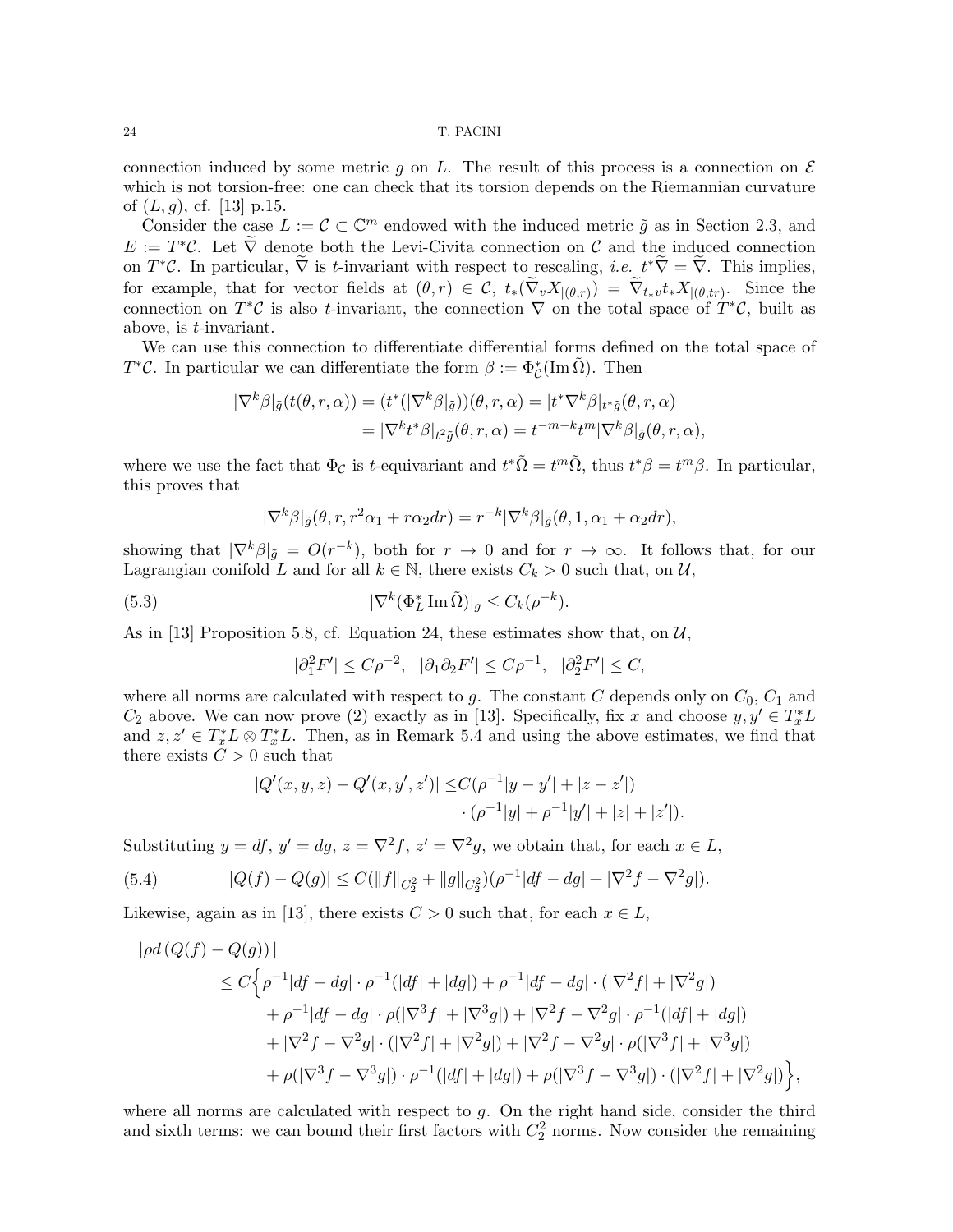connection induced by some metric $g$ on $L$. The result of this process is a connection on $\mathcal{E}$ which is not torsion-free: one can check that its torsion depends on the Riemannian curvature of $(L, g)$, cf. [13] p.15.

Consider the case $L := \mathcal{C} \subset \mathbb{C}^m$ endowed with the induced metric $\tilde{g}$ as in Section 2.3, and $E := T^*\mathcal{C}$. Let $\widetilde{\nabla}$ denote both the Levi-Civita connection on $\mathcal{C}$ and the induced connection on $T^*\mathcal{C}$. In particular, $\widetilde{\nabla}$ is $t$-invariant with respect to rescaling, *i.e.* $t^*\widetilde{\nabla} = \widetilde{\nabla}$. This implies, for example, that for vector fields at $(\theta, r) \in \mathcal{C}$, $t_*(\widetilde{\nabla}_v X_{|(\theta,r)}) = \widetilde{\nabla}_{t_*v} t_* X_{|(\theta,tr)}$. Since the connection on $T^*\mathcal{C}$ is also $t$-invariant, the connection $\nabla$ on the total space of $T^*\mathcal{C}$, built as above, is $t$-invariant.

We can use this connection to differentiate differential forms defined on the total space of $T^*\mathcal{C}$. In particular we can differentiate the form $\beta := \Phi_{\mathcal{C}}^*(\operatorname{Im}\tilde{\Omega})$. Then

$$
\begin{aligned}
|\nabla^k\beta|_{\tilde{g}}(t(\theta, r, \alpha)) &= (t^*(|\nabla^k\beta|_{\tilde{g}}))(\theta, r, \alpha) = |t^*\nabla^k\beta|_{t^*\tilde{g}}(\theta, r, \alpha) \\
&= |\nabla^k t^*\beta|_{t^2\tilde{g}}(\theta, r, \alpha) = t^{-m-k} t^m |\nabla^k\beta|_{\tilde{g}}(\theta, r, \alpha),
\end{aligned}
$$

where we use the fact that $\Phi_{\mathcal{C}}$ is $t$-equivariant and $t^*\tilde{\Omega} = t^m\tilde{\Omega}$, thus $t^*\beta = t^m\beta$. In particular, this proves that

$$
|\nabla^k\beta|_{\tilde{g}}(\theta, r, r^2\alpha_1 + r\alpha_2 dr) = r^{-k}|\nabla^k\beta|_{\tilde{g}}(\theta, 1, \alpha_1 + \alpha_2 dr),
$$

showing that $|\nabla^k\beta|_{\tilde{g}} = O(r^{-k})$, both for $r \to 0$ and for $r \to \infty$. It follows that, for our Lagrangian conifold $L$ and for all $k \in \mathbb{N}$, there exists $C_k > 0$ such that, on $\mathcal{U}$,

$$
|\nabla^k(\Phi_L^* \operatorname{Im}\tilde{\Omega})|_g \leq C_k(\rho^{-k}). \tag{5.3}
$$

As in [13] Proposition 5.8, cf. Equation 24, these estimates show that, on $\mathcal{U}$,

$$
|\partial_1^2 F'| \leq C\rho^{-2}, \quad |\partial_1\partial_2 F'| \leq C\rho^{-1}, \quad |\partial_2^2 F'| \leq C,
$$

where all norms are calculated with respect to $g$. The constant $C$ depends only on $C_0$, $C_1$ and $C_2$ above. We can now prove (2) exactly as in [13]. Specifically, fix $x$ and choose $y, y' \in T_x^*L$ and $z, z' \in T_x^*L \otimes T_x^*L$. Then, as in Remark 5.4 and using the above estimates, we find that there exists $C > 0$ such that

$$
\begin{aligned}
|Q'(x, y, z) - Q'(x, y', z')| \leq &C(\rho^{-1}|y - y'| + |z - z'|) \\
&\cdot (\rho^{-1}|y| + \rho^{-1}|y'| + |z| + |z'|).
\end{aligned}
$$

Substituting $y = df$, $y' = dg$, $z = \nabla^2 f$, $z' = \nabla^2 g$, we obtain that, for each $x \in L$,

$$
|Q(f) - Q(g)| \leq C(\|f\|_{C_2^2} + \|g\|_{C_2^2})(\rho^{-1}|df - dg| + |\nabla^2 f - \nabla^2 g|). \tag{5.4}
$$

Likewise, again as in [13], there exists $C > 0$ such that, for each $x \in L$,

$$
\begin{aligned}
&|\rho d\,(Q(f) - Q(g))\,| \\
&\quad\leq C\Big\{\rho^{-1}|df - dg| \cdot \rho^{-1}(|df| + |dg|) + \rho^{-1}|df - dg| \cdot (|\nabla^2 f| + |\nabla^2 g|) \\
&\qquad + \rho^{-1}|df - dg| \cdot \rho(|\nabla^3 f| + |\nabla^3 g|) + |\nabla^2 f - \nabla^2 g| \cdot \rho^{-1}(|df| + |dg|) \\
&\qquad + |\nabla^2 f - \nabla^2 g| \cdot (|\nabla^2 f| + |\nabla^2 g|) + |\nabla^2 f - \nabla^2 g| \cdot \rho(|\nabla^3 f| + |\nabla^3 g|) \\
&\qquad + \rho(|\nabla^3 f - \nabla^3 g|) \cdot \rho^{-1}(|df| + |dg|) + \rho(|\nabla^3 f - \nabla^3 g|) \cdot (|\nabla^2 f| + |\nabla^2 g|)\Big\},
\end{aligned}
$$

where all norms are calculated with respect to $g$. On the right hand side, consider the third and sixth terms: we can bound their first factors with $C_2^2$ norms. Now consider the remaining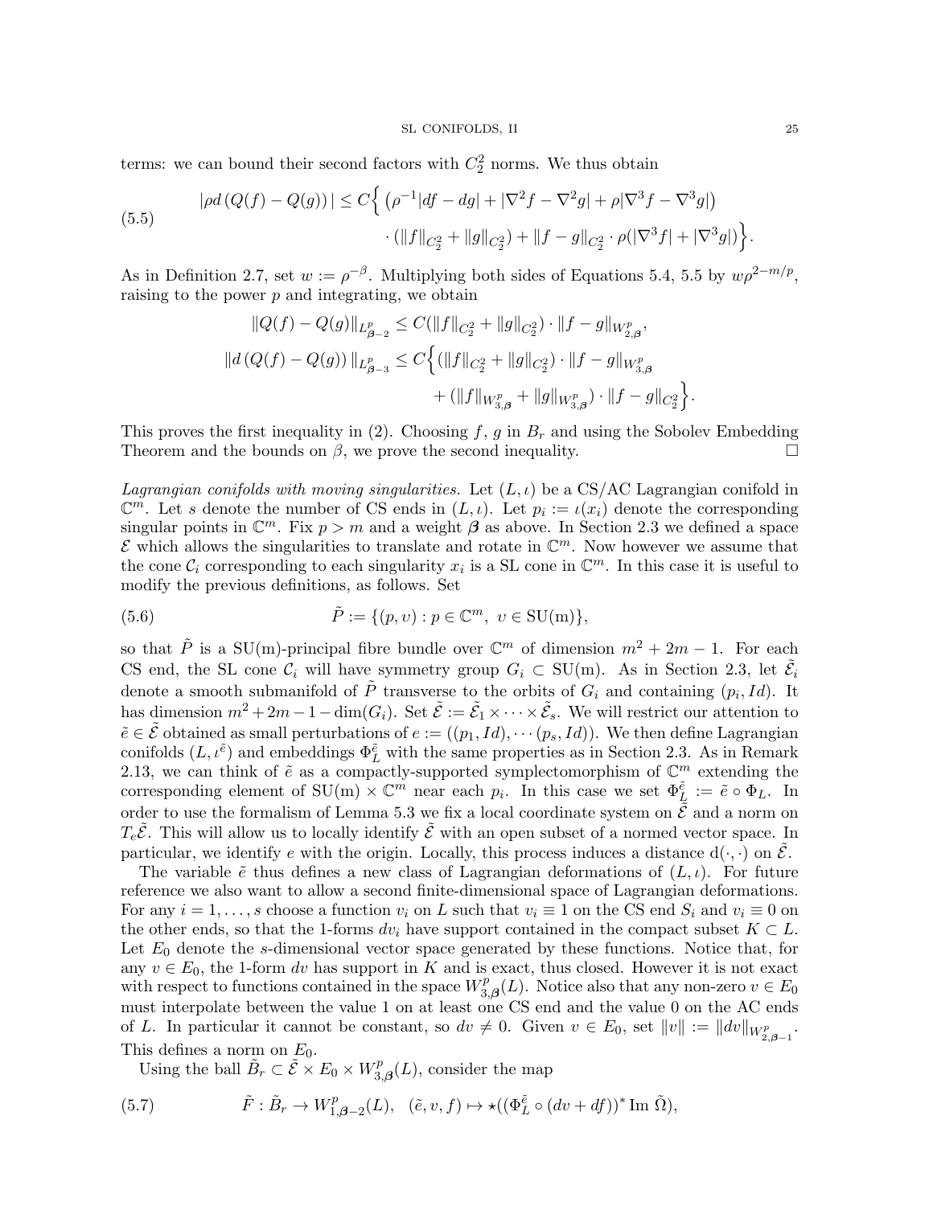terms: we can bound their second factors with $C^2_2$ norms. We thus obtain

$$
\begin{aligned}
|\rho d\,(Q(f) - Q(g))\,| \leq C\Big\{ &\big(\rho^{-1}|df - dg| + |\nabla^2 f - \nabla^2 g| + \rho|\nabla^3 f - \nabla^3 g|\big) \\
&\cdot (\|f\|_{C^2_2} + \|g\|_{C^2_2}) + \|f-g\|_{C^2_2}\cdot \rho(|\nabla^3 f| + |\nabla^3 g|)\Big\}.
\end{aligned}
\tag{5.5}
$$

As in Definition 2.7, set $w := \rho^{-\beta}$. Multiplying both sides of Equations 5.4, 5.5 by $w\rho^{2-m/p}$, raising to the power $p$ and integrating, we obtain

$$
\|Q(f) - Q(g)\|_{L^p_{\boldsymbol{\beta}-2}} \leq C(\|f\|_{C^2_2} + \|g\|_{C^2_2})\cdot \|f-g\|_{W^p_{2,\boldsymbol{\beta}}},
$$

$$
\begin{aligned}
\|d\,(Q(f) - Q(g))\,\|_{L^p_{\boldsymbol{\beta}-3}} \leq C\Big\{&(\|f\|_{C^2_2} + \|g\|_{C^2_2})\cdot \|f-g\|_{W^p_{3,\boldsymbol{\beta}}} \\
&+ (\|f\|_{W^p_{3,\boldsymbol{\beta}}} + \|g\|_{W^p_{3,\boldsymbol{\beta}}})\cdot \|f-g\|_{C^2_2}\Big\}.
\end{aligned}
$$

This proves the first inequality in (2). Choosing $f$, $g$ in $B_r$ and using the Sobolev Embedding Theorem and the bounds on $\beta$, we prove the second inequality. □

*Lagrangian conifolds with moving singularities.* Let $(L,\iota)$ be a CS/AC Lagrangian conifold in $\mathbb{C}^m$. Let $s$ denote the number of CS ends in $(L,\iota)$. Let $p_i := \iota(x_i)$ denote the corresponding singular points in $\mathbb{C}^m$. Fix $p > m$ and a weight $\boldsymbol{\beta}$ as above. In Section 2.3 we defined a space $\mathcal{E}$ which allows the singularities to translate and rotate in $\mathbb{C}^m$. Now however we assume that the cone $\mathcal{C}_i$ corresponding to each singularity $x_i$ is a SL cone in $\mathbb{C}^m$. In this case it is useful to modify the previous definitions, as follows. Set

$$
\tilde{P} := \{(p,\upsilon) : p \in \mathbb{C}^m,\ \upsilon \in \mathrm{SU(m)}\},
\tag{5.6}
$$

so that $\tilde{P}$ is a SU(m)-principal fibre bundle over $\mathbb{C}^m$ of dimension $m^2+2m-1$. For each CS end, the SL cone $\mathcal{C}_i$ will have symmetry group $G_i \subset \mathrm{SU(m)}$. As in Section 2.3, let $\tilde{\mathcal{E}}_i$ denote a smooth submanifold of $\tilde{P}$ transverse to the orbits of $G_i$ and containing $(p_i, Id)$. It has dimension $m^2+2m-1-\dim(G_i)$. Set $\tilde{\mathcal{E}} := \tilde{\mathcal{E}}_1 \times \cdots \times \tilde{\mathcal{E}}_s$. We will restrict our attention to $\tilde{e} \in \tilde{\mathcal{E}}$ obtained as small perturbations of $e := ((p_1, Id), \cdots (p_s, Id))$. We then define Lagrangian conifolds $(L, \iota^{\tilde{e}})$ and embeddings $\Phi^{\tilde{e}}_L$ with the same properties as in Section 2.3. As in Remark 2.13, we can think of $\tilde{e}$ as a compactly-supported symplectomorphism of $\mathbb{C}^m$ extending the corresponding element of $\mathrm{SU(m)} \times \mathbb{C}^m$ near each $p_i$. In this case we set $\Phi^{\tilde{e}}_L := \tilde{e} \circ \Phi_L$. In order to use the formalism of Lemma 5.3 we fix a local coordinate system on $\tilde{\mathcal{E}}$ and a norm on $T_e\tilde{\mathcal{E}}$. This will allow us to locally identify $\tilde{\mathcal{E}}$ with an open subset of a normed vector space. In particular, we identify $e$ with the origin. Locally, this process induces a distance $\mathrm{d}(\cdot,\cdot)$ on $\tilde{\mathcal{E}}$.

The variable $\tilde{e}$ thus defines a new class of Lagrangian deformations of $(L,\iota)$. For future reference we also want to allow a second finite-dimensional space of Lagrangian deformations. For any $i = 1,\dots,s$ choose a function $v_i$ on $L$ such that $v_i \equiv 1$ on the CS end $S_i$ and $v_i \equiv 0$ on the other ends, so that the 1-forms $dv_i$ have support contained in the compact subset $K \subset L$. Let $E_0$ denote the $s$-dimensional vector space generated by these functions. Notice that, for any $v \in E_0$, the 1-form $dv$ has support in $K$ and is exact, thus closed. However it is not exact with respect to functions contained in the space $W^p_{3,\boldsymbol{\beta}}(L)$. Notice also that any non-zero $v \in E_0$ must interpolate between the value 1 on at least one CS end and the value 0 on the AC ends of $L$. In particular it cannot be constant, so $dv \neq 0$. Given $v \in E_0$, set $\|v\| := \|dv\|_{W^p_{2,\boldsymbol{\beta}-1}}$. This defines a norm on $E_0$.

Using the ball $\tilde{B}_r \subset \tilde{\mathcal{E}} \times E_0 \times W^p_{3,\boldsymbol{\beta}}(L)$, consider the map

$$
\tilde{F} : \tilde{B}_r \to W^p_{1,\boldsymbol{\beta}-2}(L), \quad (\tilde{e}, v, f) \mapsto \star((\Phi^{\tilde{e}}_L \circ (dv + df))^* \operatorname{Im}\tilde{\Omega}),
\tag{5.7}
$$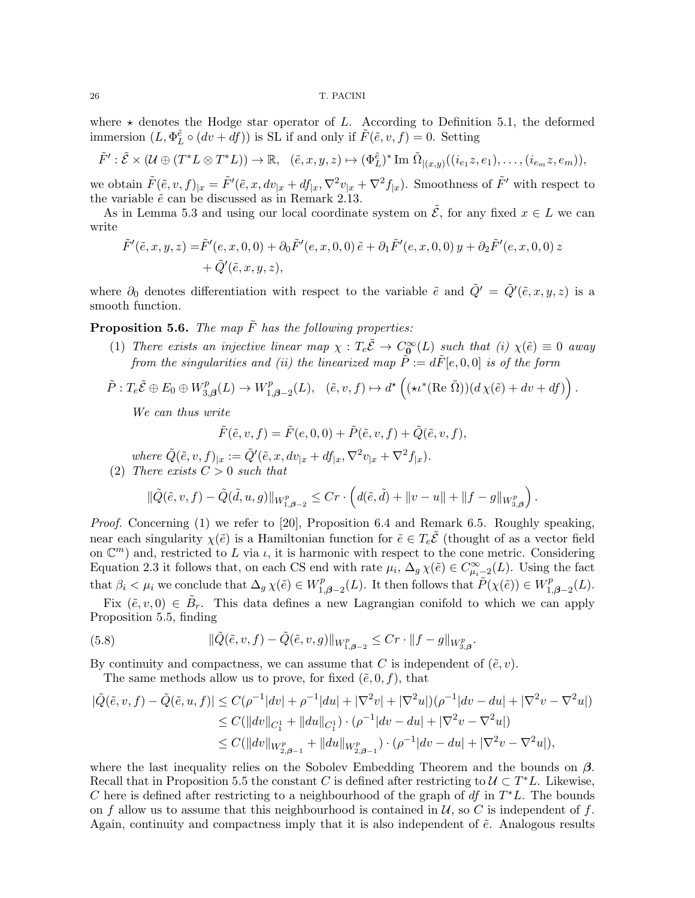where $\star$ denotes the Hodge star operator of $L$. According to Definition 5.1, the deformed immersion $(L, \Phi_L^{\tilde{e}} \circ (dv + df))$ is SL if and only if $\tilde{F}(\tilde{e}, v, f) = 0$. Setting

$$\tilde{F}' : \tilde{\mathcal{E}} \times (\mathcal{U} \oplus (T^*L \otimes T^*L)) \to \mathbb{R}, \quad (\tilde{e}, x, y, z) \mapsto (\Phi_L^{\tilde{e}})^* \operatorname{Im} \tilde{\Omega}_{|(x,y)}((i_{e_1} z, e_1), \ldots, (i_{e_m} z, e_m)),$$

we obtain $\tilde{F}(\tilde{e}, v, f)_{|x} = \tilde{F}'(\tilde{e}, x, dv_{|x} + df_{|x}, \nabla^2 v_{|x} + \nabla^2 f_{|x})$. Smoothness of $\tilde{F}'$ with respect to the variable $\tilde{e}$ can be discussed as in Remark 2.13.

As in Lemma 5.3 and using our local coordinate system on $\tilde{\mathcal{E}}$, for any fixed $x \in L$ we can write

$$\begin{aligned}
\tilde{F}'(\tilde{e}, x, y, z) =& \tilde{F}'(e, x, 0, 0) + \partial_0 \tilde{F}'(e, x, 0, 0)\, \tilde{e} + \partial_1 \tilde{F}'(e, x, 0, 0)\, y + \partial_2 \tilde{F}'(e, x, 0, 0)\, z \\
&+ \tilde{Q}'(\tilde{e}, x, y, z),
\end{aligned}$$

where $\partial_0$ denotes differentiation with respect to the variable $\tilde{e}$ and $\tilde{Q}' = \tilde{Q}'(\tilde{e}, x, y, z)$ is a smooth function.

**Proposition 5.6.** *The map $\tilde{F}$ has the following properties:*

1. *There exists an injective linear map $\chi : T_e\tilde{\mathcal{E}} \to C^\infty_{\mathbf{0}}(L)$ such that (i) $\chi(\tilde{e}) \equiv 0$ away from the singularities and (ii) the linearized map $\tilde{P} := d\tilde{F}[e, 0, 0]$ is of the form*

$$\tilde{P} : T_e\tilde{\mathcal{E}} \oplus E_0 \oplus W^p_{3,\boldsymbol{\beta}}(L) \to W^p_{1,\boldsymbol{\beta}-2}(L), \quad (\tilde{e}, v, f) \mapsto d^\star \left( (\star \iota^*(\operatorname{Re} \tilde{\Omega}))(d\,\chi(\tilde{e}) + dv + df) \right).$$

   *We can thus write*

$$\tilde{F}(\tilde{e}, v, f) = \tilde{F}(e, 0, 0) + \tilde{P}(\tilde{e}, v, f) + \tilde{Q}(\tilde{e}, v, f),$$

   *where $\tilde{Q}(\tilde{e}, v, f)_{|x} := \tilde{Q}'(\tilde{e}, x, dv_{|x} + df_{|x}, \nabla^2 v_{|x} + \nabla^2 f_{|x})$.*

2. *There exists $C > 0$ such that*

$$\|\tilde{Q}(\tilde{e}, v, f) - \tilde{Q}(\tilde{d}, u, g)\|_{W^p_{1,\boldsymbol{\beta}-2}} \leq Cr \cdot \left( d(\tilde{e}, \tilde{d}) + \|v - u\| + \|f - g\|_{W^p_{3,\boldsymbol{\beta}}} \right).$$

*Proof.* Concerning (1) we refer to [20], Proposition 6.4 and Remark 6.5. Roughly speaking, near each singularity $\chi(\tilde{e})$ is a Hamiltonian function for $\tilde{e} \in T_e\tilde{\mathcal{E}}$ (thought of as a vector field on $\mathbb{C}^m$) and, restricted to $L$ via $\iota$, it is harmonic with respect to the cone metric. Considering Equation 2.3 it follows that, on each CS end with rate $\mu_i$, $\Delta_g \chi(\tilde{e}) \in C^\infty_{\mu_i - 2}(L)$. Using the fact that $\beta_i < \mu_i$ we conclude that $\Delta_g \chi(\tilde{e}) \in W^p_{1,\boldsymbol{\beta}-2}(L)$. It then follows that $\tilde{P}(\chi(\tilde{e})) \in W^p_{1,\boldsymbol{\beta}-2}(L)$.

Fix $(\tilde{e}, v, 0) \in \tilde{B}_r$. This data defines a new Lagrangian conifold to which we can apply Proposition 5.5, finding

$$\|\tilde{Q}(\tilde{e}, v, f) - \tilde{Q}(\tilde{e}, v, g)\|_{W^p_{1,\boldsymbol{\beta}-2}} \leq Cr \cdot \|f - g\|_{W^p_{3,\boldsymbol{\beta}}}. \tag{5.8}$$

By continuity and compactness, we can assume that $C$ is independent of $(\tilde{e}, v)$.

The same methods allow us to prove, for fixed $(\tilde{e}, 0, f)$, that

$$\begin{aligned}
|\tilde{Q}(\tilde{e}, v, f) - \tilde{Q}(\tilde{e}, u, f)| &\leq C(\rho^{-1}|dv| + \rho^{-1}|du| + |\nabla^2 v| + |\nabla^2 u|)(\rho^{-1}|dv - du| + |\nabla^2 v - \nabla^2 u|) \\
&\leq C(\|dv\|_{C^1_1} + \|du\|_{C^1_1}) \cdot (\rho^{-1}|dv - du| + |\nabla^2 v - \nabla^2 u|) \\
&\leq C(\|dv\|_{W^p_{2,\boldsymbol{\beta}-1}} + \|du\|_{W^p_{2,\boldsymbol{\beta}-1}}) \cdot (\rho^{-1}|dv - du| + |\nabla^2 v - \nabla^2 u|),
\end{aligned}$$

where the last inequality relies on the Sobolev Embedding Theorem and the bounds on $\boldsymbol{\beta}$. Recall that in Proposition 5.5 the constant $C$ is defined after restricting to $\mathcal{U} \subset T^*L$. Likewise, $C$ here is defined after restricting to a neighbourhood of the graph of $df$ in $T^*L$. The bounds on $f$ allow us to assume that this neighbourhood is contained in $\mathcal{U}$, so $C$ is independent of $f$. Again, continuity and compactness imply that it is also independent of $\tilde{e}$. Analogous results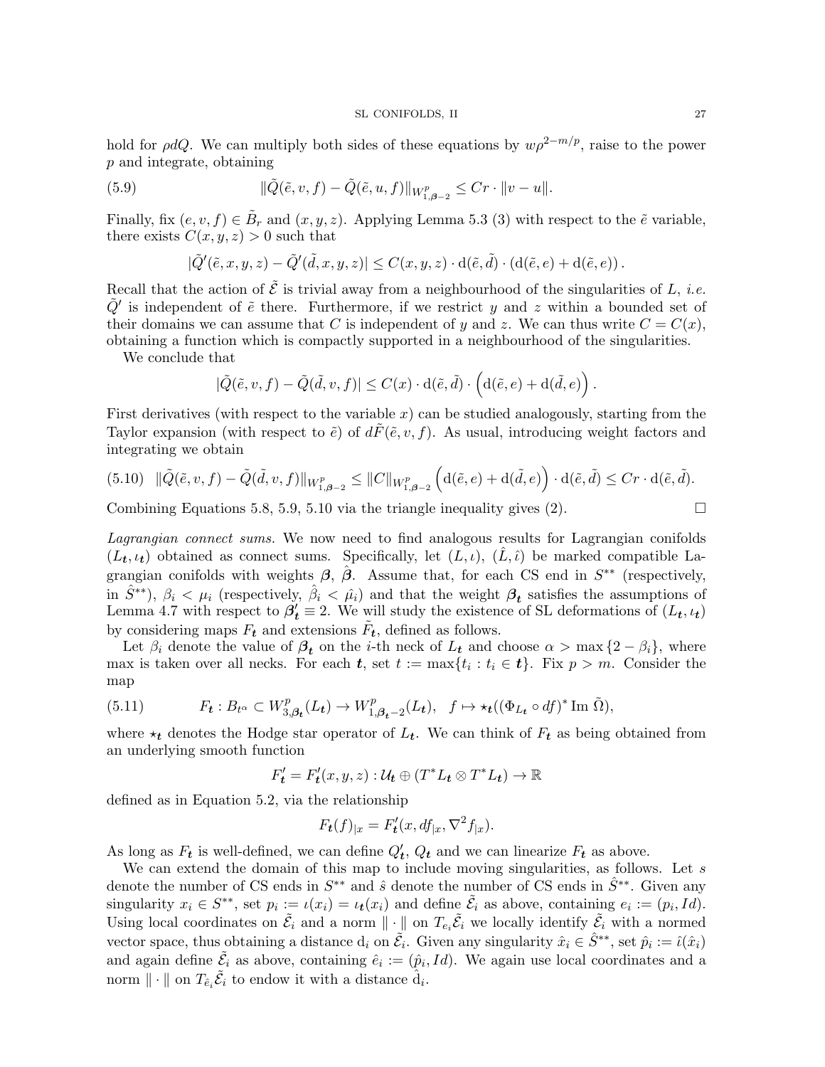hold for $\rho dQ$. We can multiply both sides of these equations by $w\rho^{2-m/p}$, raise to the power $p$ and integrate, obtaining

$$\|\tilde{Q}(\tilde{e},v,f)-\tilde{Q}(\tilde{e},u,f)\|_{W^p_{1,\boldsymbol{\beta}-2}} \leq Cr\cdot\|v-u\|. \tag{5.9}$$

Finally, fix $(e,v,f)\in\tilde{B}_r$ and $(x,y,z)$. Applying Lemma 5.3 (3) with respect to the $\tilde{e}$ variable, there exists $C(x,y,z)>0$ such that

$$|\tilde{Q}'(\tilde{e},x,y,z)-\tilde{Q}'(\tilde{d},x,y,z)|\leq C(x,y,z)\cdot \mathrm{d}(\tilde{e},\tilde{d})\cdot(\mathrm{d}(\tilde{e},e)+\mathrm{d}(\tilde{e},e)).$$

Recall that the action of $\tilde{\mathcal{E}}$ is trivial away from a neighbourhood of the singularities of $L$, *i.e.* $\tilde{Q}'$ is independent of $\tilde{e}$ there. Furthermore, if we restrict $y$ and $z$ within a bounded set of their domains we can assume that $C$ is independent of $y$ and $z$. We can thus write $C=C(x)$, obtaining a function which is compactly supported in a neighbourhood of the singularities.

We conclude that

$$|\tilde{Q}(\tilde{e},v,f)-\tilde{Q}(\tilde{d},v,f)|\leq C(x)\cdot\mathrm{d}(\tilde{e},\tilde{d})\cdot\left(\mathrm{d}(\tilde{e},e)+\mathrm{d}(\tilde{d},e)\right).$$

First derivatives (with respect to the variable $x$) can be studied analogously, starting from the Taylor expansion (with respect to $\tilde{e}$) of $d\tilde{F}(\tilde{e},v,f)$. As usual, introducing weight factors and integrating we obtain

$$\|\tilde{Q}(\tilde{e},v,f)-\tilde{Q}(\tilde{d},v,f)\|_{W^p_{1,\boldsymbol{\beta}-2}}\leq\|C\|_{W^p_{1,\boldsymbol{\beta}-2}}\left(\mathrm{d}(\tilde{e},e)+\mathrm{d}(\tilde{d},e)\right)\cdot\mathrm{d}(\tilde{e},\tilde{d})\leq Cr\cdot\mathrm{d}(\tilde{e},\tilde{d}). \tag{5.10}$$

Combining Equations 5.8, 5.9, 5.10 via the triangle inequality gives (2). □

*Lagrangian connect sums.* We now need to find analogous results for Lagrangian conifolds $(L_{\boldsymbol{t}},\iota_{\boldsymbol{t}})$ obtained as connect sums. Specifically, let $(L,\iota)$, $(\hat{L},\hat{\iota})$ be marked compatible Lagrangian conifolds with weights $\boldsymbol{\beta}$, $\hat{\boldsymbol{\beta}}$. Assume that, for each CS end in $S^{**}$ (respectively, in $\hat{S}^{**}$), $\beta_i<\mu_i$ (respectively, $\hat{\beta}_i<\hat{\mu_i}$) and that the weight $\boldsymbol{\beta_t}$ satisfies the assumptions of Lemma 4.7 with respect to $\boldsymbol{\beta}'_{\boldsymbol{t}}\equiv 2$. We will study the existence of SL deformations of $(L_{\boldsymbol{t}},\iota_{\boldsymbol{t}})$ by considering maps $F_{\boldsymbol{t}}$ and extensions $\tilde{F}_{\boldsymbol{t}}$, defined as follows.

Let $\beta_i$ denote the value of $\boldsymbol{\beta_t}$ on the $i$-th neck of $L_{\boldsymbol{t}}$ and choose $\alpha>\max\{2-\beta_i\}$, where max is taken over all necks. For each $\boldsymbol{t}$, set $t:=\max\{t_i : t_i\in\boldsymbol{t}\}$. Fix $p>m$. Consider the map

$$F_{\boldsymbol{t}}:B_{t^\alpha}\subset W^p_{3,\boldsymbol{\beta_t}}(L_{\boldsymbol{t}})\to W^p_{1,\boldsymbol{\beta_t}-2}(L_{\boldsymbol{t}}),\quad f\mapsto\star_{\boldsymbol{t}}((\Phi_{L_{\boldsymbol{t}}}\circ df)^*\,\mathrm{Im}\,\tilde{\Omega}), \tag{5.11}$$

where $\star_{\boldsymbol{t}}$ denotes the Hodge star operator of $L_{\boldsymbol{t}}$. We can think of $F_{\boldsymbol{t}}$ as being obtained from an underlying smooth function

$$F'_{\boldsymbol{t}}=F'_{\boldsymbol{t}}(x,y,z):\mathcal{U}_{\boldsymbol{t}}\oplus(T^*L_{\boldsymbol{t}}\otimes T^*L_{\boldsymbol{t}})\to\mathbb{R}$$

defined as in Equation 5.2, via the relationship

$$F_{\boldsymbol{t}}(f)_{|x}=F'_{\boldsymbol{t}}(x,df_{|x},\nabla^2 f_{|x}).$$

As long as $F_{\boldsymbol{t}}$ is well-defined, we can define $Q'_{\boldsymbol{t}}$, $Q_{\boldsymbol{t}}$ and we can linearize $F_{\boldsymbol{t}}$ as above.

We can extend the domain of this map to include moving singularities, as follows. Let $s$ denote the number of CS ends in $S^{**}$ and $\hat{s}$ denote the number of CS ends in $\hat{S}^{**}$. Given any singularity $x_i\in S^{**}$, set $p_i:=\iota(x_i)=\iota_{\boldsymbol{t}}(x_i)$ and define $\tilde{\mathcal{E}}_i$ as above, containing $e_i:=(p_i,Id)$. Using local coordinates on $\tilde{\mathcal{E}}_i$ and a norm $\|\cdot\|$ on $T_{e_i}\tilde{\mathcal{E}}_i$ we locally identify $\tilde{\mathcal{E}}_i$ with a normed vector space, thus obtaining a distance $\mathrm{d}_i$ on $\tilde{\mathcal{E}}_i$. Given any singularity $\hat{x}_i\in\hat{S}^{**}$, set $\hat{p}_i:=\hat{\iota}(\hat{x}_i)$ and again define $\tilde{\mathcal{E}}_i$ as above, containing $\hat{e}_i:=(\hat{p}_i,Id)$. We again use local coordinates and a norm $\|\cdot\|$ on $T_{\hat{e}_i}\tilde{\mathcal{E}}_i$ to endow it with a distance $\hat{\mathrm{d}}_i$.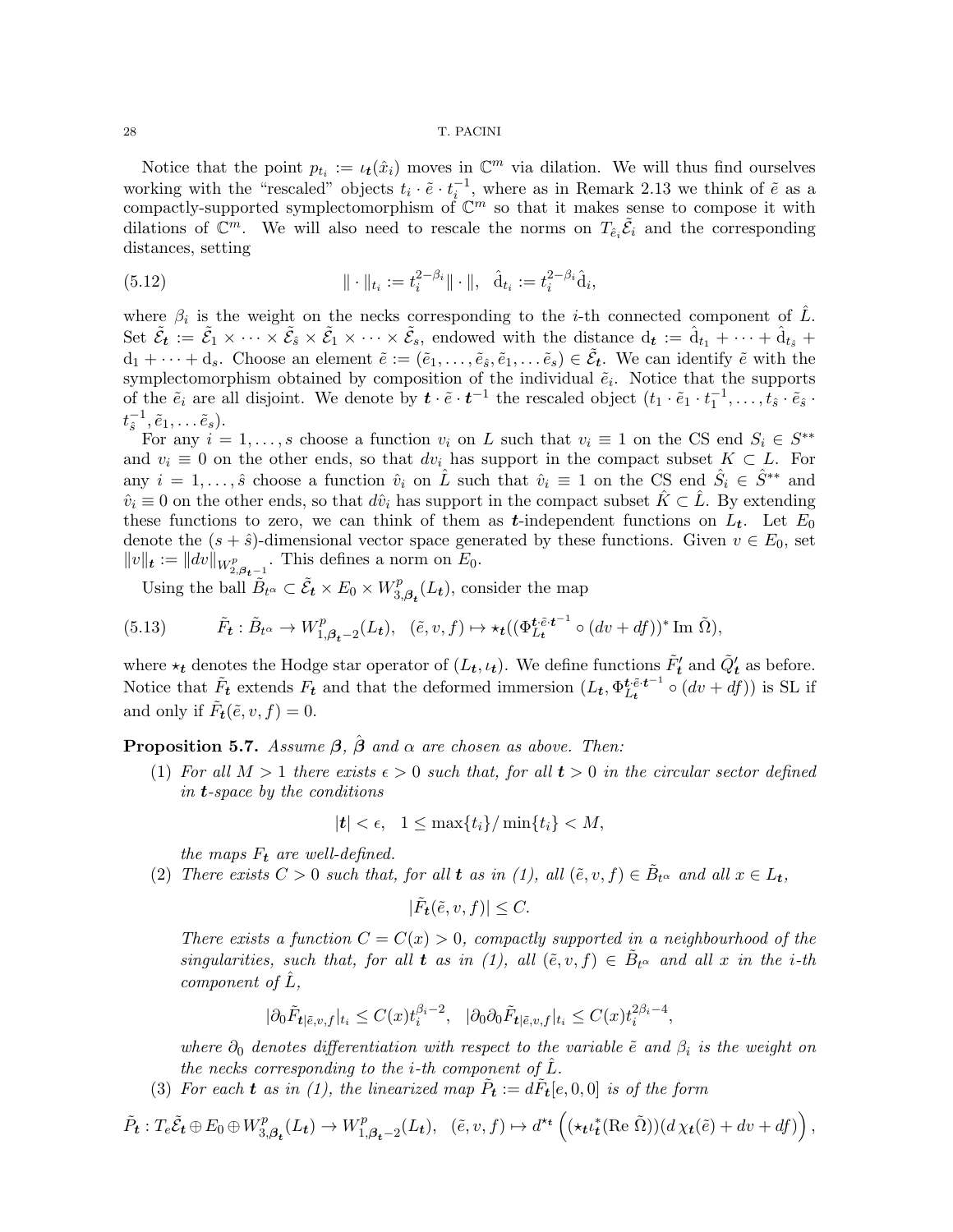Notice that the point $p_{t_i} := \iota_{\boldsymbol{t}}(\hat{x}_i)$ moves in $\mathbb{C}^m$ via dilation. We will thus find ourselves working with the "rescaled" objects $t_i \cdot \tilde{e} \cdot t_i^{-1}$, where as in Remark 2.13 we think of $\tilde{e}$ as a compactly-supported symplectomorphism of $\mathbb{C}^m$ so that it makes sense to compose it with dilations of $\mathbb{C}^m$. We will also need to rescale the norms on $T_{\hat{e}_i}\tilde{\mathcal{E}}_i$ and the corresponding distances, setting

$$\|\cdot\|_{t_i} := t_i^{2-\beta_i}\|\cdot\|, \quad \hat{\mathrm{d}}_{t_i} := t_i^{2-\beta_i}\hat{\mathrm{d}}_i, \tag{5.12}$$

where $\beta_i$ is the weight on the necks corresponding to the $i$-th connected component of $\hat{L}$. Set $\tilde{\mathcal{E}}_{\boldsymbol{t}} := \tilde{\mathcal{E}}_1 \times \cdots \times \tilde{\mathcal{E}}_{\hat{s}} \times \tilde{\mathcal{E}}_1 \times \cdots \times \tilde{\mathcal{E}}_s$, endowed with the distance $\mathrm{d}_{\boldsymbol{t}} := \hat{\mathrm{d}}_{t_1} + \cdots + \hat{\mathrm{d}}_{t_{\hat{s}}} + \mathrm{d}_1 + \cdots + \mathrm{d}_s$. Choose an element $\tilde{e} := (\tilde{e}_1, \ldots, \tilde{e}_{\hat{s}}, \tilde{e}_1, \ldots \tilde{e}_s) \in \tilde{\mathcal{E}}_{\boldsymbol{t}}$. We can identify $\tilde{e}$ with the symplectomorphism obtained by composition of the individual $\tilde{e}_i$. Notice that the supports of the $\tilde{e}_i$ are all disjoint. We denote by $\boldsymbol{t} \cdot \tilde{e} \cdot \boldsymbol{t}^{-1}$ the rescaled object $(t_1 \cdot \tilde{e}_1 \cdot t_1^{-1}, \ldots, t_{\hat{s}} \cdot \tilde{e}_{\hat{s}} \cdot t_{\hat{s}}^{-1}, \tilde{e}_1, \ldots \tilde{e}_s)$.

For any $i = 1, \ldots, s$ choose a function $v_i$ on $L$ such that $v_i \equiv 1$ on the CS end $S_i \in S^{**}$ and $v_i \equiv 0$ on the other ends, so that $dv_i$ has support in the compact subset $K \subset L$. For any $i = 1, \ldots, \hat{s}$ choose a function $\hat{v}_i$ on $\hat{L}$ such that $\hat{v}_i \equiv 1$ on the CS end $\hat{S}_i \in \hat{S}^{**}$ and $\hat{v}_i \equiv 0$ on the other ends, so that $d\hat{v}_i$ has support in the compact subset $\hat{K} \subset \hat{L}$. By extending these functions to zero, we can think of them as $\boldsymbol{t}$-independent functions on $L_{\boldsymbol{t}}$. Let $E_0$ denote the $(s+\hat{s})$-dimensional vector space generated by these functions. Given $v \in E_0$, set $\|v\|_{\boldsymbol{t}} := \|dv\|_{W^p_{2,\boldsymbol{\beta}_{\boldsymbol{t}}-1}}$. This defines a norm on $E_0$.

Using the ball $\tilde{B}_{t^\alpha} \subset \tilde{\mathcal{E}}_{\boldsymbol{t}} \times E_0 \times W^p_{3,\boldsymbol{\beta}_{\boldsymbol{t}}}(L_{\boldsymbol{t}})$, consider the map

$$\tilde{F}_{\boldsymbol{t}} : \tilde{B}_{t^\alpha} \to W^p_{1,\boldsymbol{\beta}_{\boldsymbol{t}}-2}(L_{\boldsymbol{t}}), \quad (\tilde{e}, v, f) \mapsto \star_{\boldsymbol{t}}((\Phi_{L_{\boldsymbol{t}}}^{\boldsymbol{t}\cdot\tilde{e}\cdot\boldsymbol{t}^{-1}} \circ (dv + df))^* \operatorname{Im} \tilde{\Omega}), \tag{5.13}$$

where $\star_{\boldsymbol{t}}$ denotes the Hodge star operator of $(L_{\boldsymbol{t}}, \iota_{\boldsymbol{t}})$. We define functions $\tilde{F}'_{\boldsymbol{t}}$ and $\tilde{Q}'_{\boldsymbol{t}}$ as before. Notice that $\tilde{F}_{\boldsymbol{t}}$ extends $F_{\boldsymbol{t}}$ and that the deformed immersion $(L_{\boldsymbol{t}}, \Phi_{L_{\boldsymbol{t}}}^{\boldsymbol{t}\cdot\tilde{e}\cdot\boldsymbol{t}^{-1}} \circ (dv + df))$ is SL if and only if $\tilde{F}_{\boldsymbol{t}}(\tilde{e}, v, f) = 0$.

**Proposition 5.7.** *Assume $\boldsymbol{\beta}$, $\hat{\boldsymbol{\beta}}$ and $\alpha$ are chosen as above. Then:*

1. *For all $M > 1$ there exists $\epsilon > 0$ such that, for all $\boldsymbol{t} > 0$ in the circular sector defined in $\boldsymbol{t}$-space by the conditions*
$$|\boldsymbol{t}| < \epsilon, \quad 1 \leq \max\{t_i\}/\min\{t_i\} < M,$$
*the maps $F_{\boldsymbol{t}}$ are well-defined.*
2. *There exists $C > 0$ such that, for all $\boldsymbol{t}$ as in (1), all $(\tilde{e}, v, f) \in \tilde{B}_{t^\alpha}$ and all $x \in L_{\boldsymbol{t}}$,*
$$|\tilde{F}_{\boldsymbol{t}}(\tilde{e}, v, f)| \leq C.$$
*There exists a function $C = C(x) > 0$, compactly supported in a neighbourhood of the singularities, such that, for all $\boldsymbol{t}$ as in (1), all $(\tilde{e}, v, f) \in \tilde{B}_{t^\alpha}$ and all $x$ in the $i$-th component of $\hat{L}$,*
$$|\partial_0 \tilde{F}_{\boldsymbol{t}|\tilde{e},v,f}|_{t_i} \leq C(x) t_i^{\beta_i - 2}, \quad |\partial_0\partial_0 \tilde{F}_{\boldsymbol{t}|\tilde{e},v,f}|_{t_i} \leq C(x) t_i^{2\beta_i - 4},$$
*where $\partial_0$ denotes differentiation with respect to the variable $\tilde{e}$ and $\beta_i$ is the weight on the necks corresponding to the $i$-th component of $\hat{L}$.*
3. *For each $\boldsymbol{t}$ as in (1), the linearized map $\tilde{P}_{\boldsymbol{t}} := d\tilde{F}_{\boldsymbol{t}}[e, 0, 0]$ is of the form*

$$\tilde{P}_{\boldsymbol{t}} : T_e\tilde{\mathcal{E}}_{\boldsymbol{t}} \oplus E_0 \oplus W^p_{3,\boldsymbol{\beta}_{\boldsymbol{t}}}(L_{\boldsymbol{t}}) \to W^p_{1,\boldsymbol{\beta}_{\boldsymbol{t}}-2}(L_{\boldsymbol{t}}), \quad (\tilde{e}, v, f) \mapsto d^{\star_{\boldsymbol{t}}}\left((\star_{\boldsymbol{t}}\iota^*_{\boldsymbol{t}}(\operatorname{Re} \tilde{\Omega}))(d\,\chi_{\boldsymbol{t}}(\tilde{e}) + dv + df)\right),$$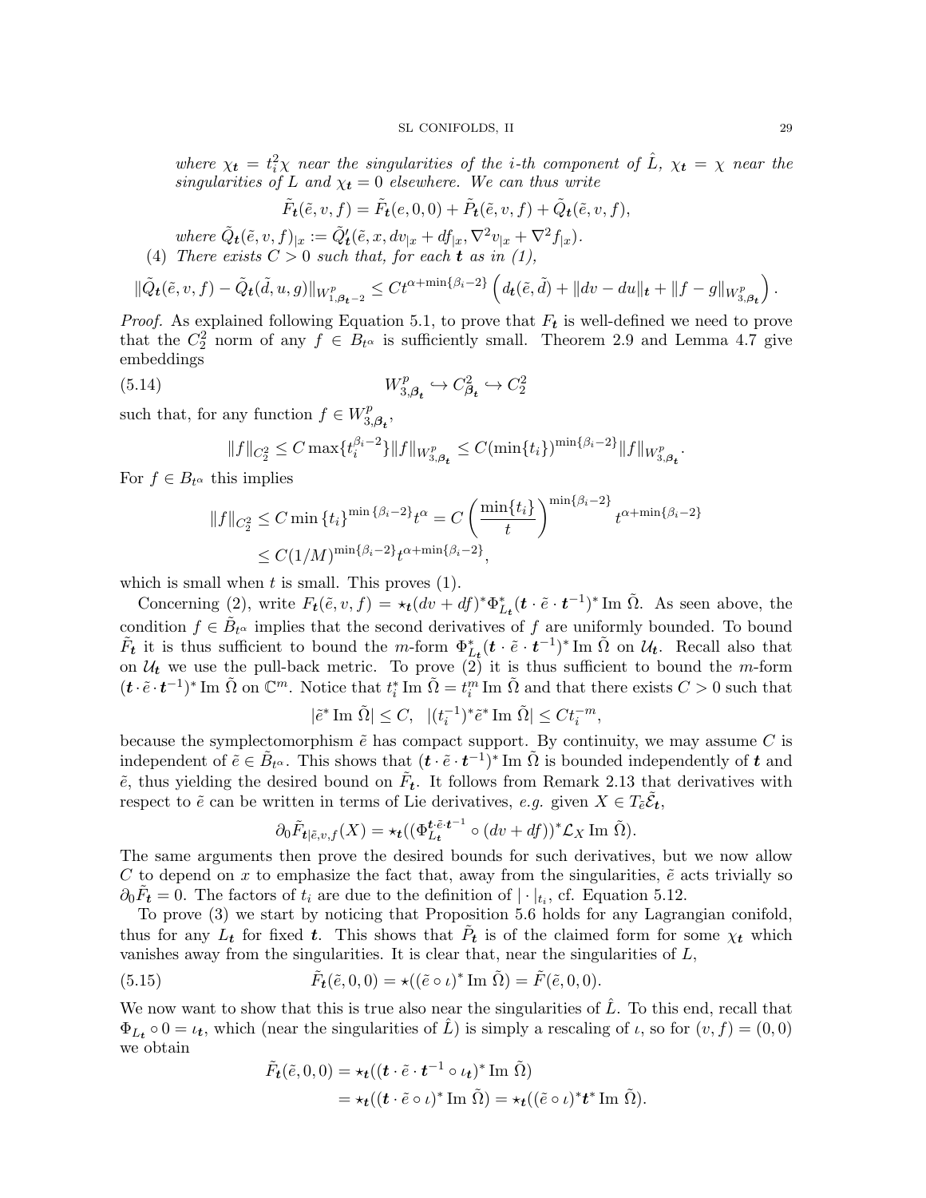*where $\chi_{\boldsymbol{t}} = t_i^2 \chi$ near the singularities of the i-th component of $\hat{L}$, $\chi_{\boldsymbol{t}} = \chi$ near the singularities of $L$ and $\chi_{\boldsymbol{t}} = 0$ elsewhere. We can thus write*

$$\tilde{F}_{\boldsymbol{t}}(\tilde{e}, v, f) = \tilde{F}_{\boldsymbol{t}}(e, 0, 0) + \tilde{P}_{\boldsymbol{t}}(\tilde{e}, v, f) + \tilde{Q}_{\boldsymbol{t}}(\tilde{e}, v, f),$$

*where $\tilde{Q}_{\boldsymbol{t}}(\tilde{e}, v, f)_{|x} := \tilde{Q}'_{\boldsymbol{t}}(\tilde{e}, x, dv_{|x} + df_{|x}, \nabla^2 v_{|x} + \nabla^2 f_{|x})$.*

(4) *There exists $C > 0$ such that, for each $\boldsymbol{t}$ as in (1),*

$$\|\tilde{Q}_{\boldsymbol{t}}(\tilde{e}, v, f) - \tilde{Q}_{\boldsymbol{t}}(\tilde{d}, u, g)\|_{W^p_{1,\boldsymbol{\beta_t}-2}} \leq C t^{\alpha + \min\{\beta_i - 2\}} \left( d_{\boldsymbol{t}}(\tilde{e}, \tilde{d}) + \|dv - du\|_{\boldsymbol{t}} + \|f - g\|_{W^p_{3,\boldsymbol{\beta_t}}} \right).$$

*Proof.* As explained following Equation 5.1, to prove that $F_{\boldsymbol{t}}$ is well-defined we need to prove that the $C^2_2$ norm of any $f \in B_{t^\alpha}$ is sufficiently small. Theorem 2.9 and Lemma 4.7 give embeddings

$$W^p_{3,\boldsymbol{\beta_t}} \hookrightarrow C^2_{\boldsymbol{\beta_t}} \hookrightarrow C^2_2 \tag{5.14}$$

such that, for any function $f \in W^p_{3,\boldsymbol{\beta_t}}$,

$$\|f\|_{C^2_2} \leq C \max\{t_i^{\beta_i - 2}\} \|f\|_{W^p_{3,\boldsymbol{\beta_t}}} \leq C (\min\{t_i\})^{\min\{\beta_i - 2\}} \|f\|_{W^p_{3,\boldsymbol{\beta_t}}}.$$

For $f \in B_{t^\alpha}$ this implies

$$\begin{aligned}
\|f\|_{C^2_2} &\leq C \min\{t_i\}^{\min\{\beta_i - 2\}} t^\alpha = C \left( \frac{\min\{t_i\}}{t} \right)^{\min\{\beta_i - 2\}} t^{\alpha + \min\{\beta_i - 2\}} \\
&\leq C (1/M)^{\min\{\beta_i - 2\}} t^{\alpha + \min\{\beta_i - 2\}},
\end{aligned}$$

which is small when $t$ is small. This proves (1).

Concerning (2), write $F_{\boldsymbol{t}}(\tilde{e}, v, f) = \star_{\boldsymbol{t}} (dv + df)^* \Phi^*_{L_{\boldsymbol{t}}} (\boldsymbol{t} \cdot \tilde{e} \cdot \boldsymbol{t}^{-1})^* \operatorname{Im} \tilde{\Omega}$. As seen above, the condition $f \in \tilde{B}_{t^\alpha}$ implies that the second derivatives of $f$ are uniformly bounded. To bound $\tilde{F}_{\boldsymbol{t}}$ it is thus sufficient to bound the $m$-form $\Phi^*_{L_{\boldsymbol{t}}} (\boldsymbol{t} \cdot \tilde{e} \cdot \boldsymbol{t}^{-1})^* \operatorname{Im} \tilde{\Omega}$ on $\mathcal{U}_{\boldsymbol{t}}$. Recall also that on $\mathcal{U}_{\boldsymbol{t}}$ we use the pull-back metric. To prove (2) it is thus sufficient to bound the $m$-form $(\boldsymbol{t} \cdot \tilde{e} \cdot \boldsymbol{t}^{-1})^* \operatorname{Im} \tilde{\Omega}$ on $\mathbb{C}^m$. Notice that $t_i^* \operatorname{Im} \tilde{\Omega} = t_i^m \operatorname{Im} \tilde{\Omega}$ and that there exists $C > 0$ such that

$$|\tilde{e}^* \operatorname{Im} \tilde{\Omega}| \leq C, \quad |(t_i^{-1})^* \tilde{e}^* \operatorname{Im} \tilde{\Omega}| \leq C t_i^{-m},$$

because the symplectomorphism $\tilde{e}$ has compact support. By continuity, we may assume $C$ is independent of $\tilde{e} \in \tilde{B}_{t^\alpha}$. This shows that $(\boldsymbol{t} \cdot \tilde{e} \cdot \boldsymbol{t}^{-1})^* \operatorname{Im} \tilde{\Omega}$ is bounded independently of $\boldsymbol{t}$ and $\tilde{e}$, thus yielding the desired bound on $\tilde{F}_{\boldsymbol{t}}$. It follows from Remark 2.13 that derivatives with respect to $\tilde{e}$ can be written in terms of Lie derivatives, *e.g.* given $X \in T_{\tilde{e}} \tilde{\mathcal{E}}_{\boldsymbol{t}}$,

$$\partial_0 \tilde{F}_{\boldsymbol{t}|\tilde{e},v,f}(X) = \star_{\boldsymbol{t}} ((\Phi^{\boldsymbol{t} \cdot \tilde{e} \cdot \boldsymbol{t}^{-1}}_{L_{\boldsymbol{t}}} \circ (dv + df))^* \mathcal{L}_X \operatorname{Im} \tilde{\Omega}).$$

The same arguments then prove the desired bounds for such derivatives, but we now allow $C$ to depend on $x$ to emphasize the fact that, away from the singularities, $\tilde{e}$ acts trivially so $\partial_0 \tilde{F}_{\boldsymbol{t}} = 0$. The factors of $t_i$ are due to the definition of $|\cdot|_{t_i}$, cf. Equation 5.12.

To prove (3) we start by noticing that Proposition 5.6 holds for any Lagrangian conifold, thus for any $L_{\boldsymbol{t}}$ for fixed $\boldsymbol{t}$. This shows that $\tilde{P}_{\boldsymbol{t}}$ is of the claimed form for some $\chi_{\boldsymbol{t}}$ which vanishes away from the singularities. It is clear that, near the singularities of $L$,

$$\tilde{F}_{\boldsymbol{t}}(\tilde{e}, 0, 0) = \star((\tilde{e} \circ \iota)^* \operatorname{Im} \tilde{\Omega}) = \tilde{F}(\tilde{e}, 0, 0). \tag{5.15}$$

We now want to show that this is true also near the singularities of $\hat{L}$. To this end, recall that $\Phi_{L_{\boldsymbol{t}}} \circ 0 = \iota_{\boldsymbol{t}}$, which (near the singularities of $\hat{L}$) is simply a rescaling of $\iota$, so for $(v, f) = (0, 0)$ we obtain

$$\begin{aligned}
\tilde{F}_{\boldsymbol{t}}(\tilde{e}, 0, 0) &= \star_{\boldsymbol{t}} ((\boldsymbol{t} \cdot \tilde{e} \cdot \boldsymbol{t}^{-1} \circ \iota_{\boldsymbol{t}})^* \operatorname{Im} \tilde{\Omega}) \\
&= \star_{\boldsymbol{t}} ((\boldsymbol{t} \cdot \tilde{e} \circ \iota)^* \operatorname{Im} \tilde{\Omega}) = \star_{\boldsymbol{t}} ((\tilde{e} \circ \iota)^* \boldsymbol{t}^* \operatorname{Im} \tilde{\Omega}).
\end{aligned}$$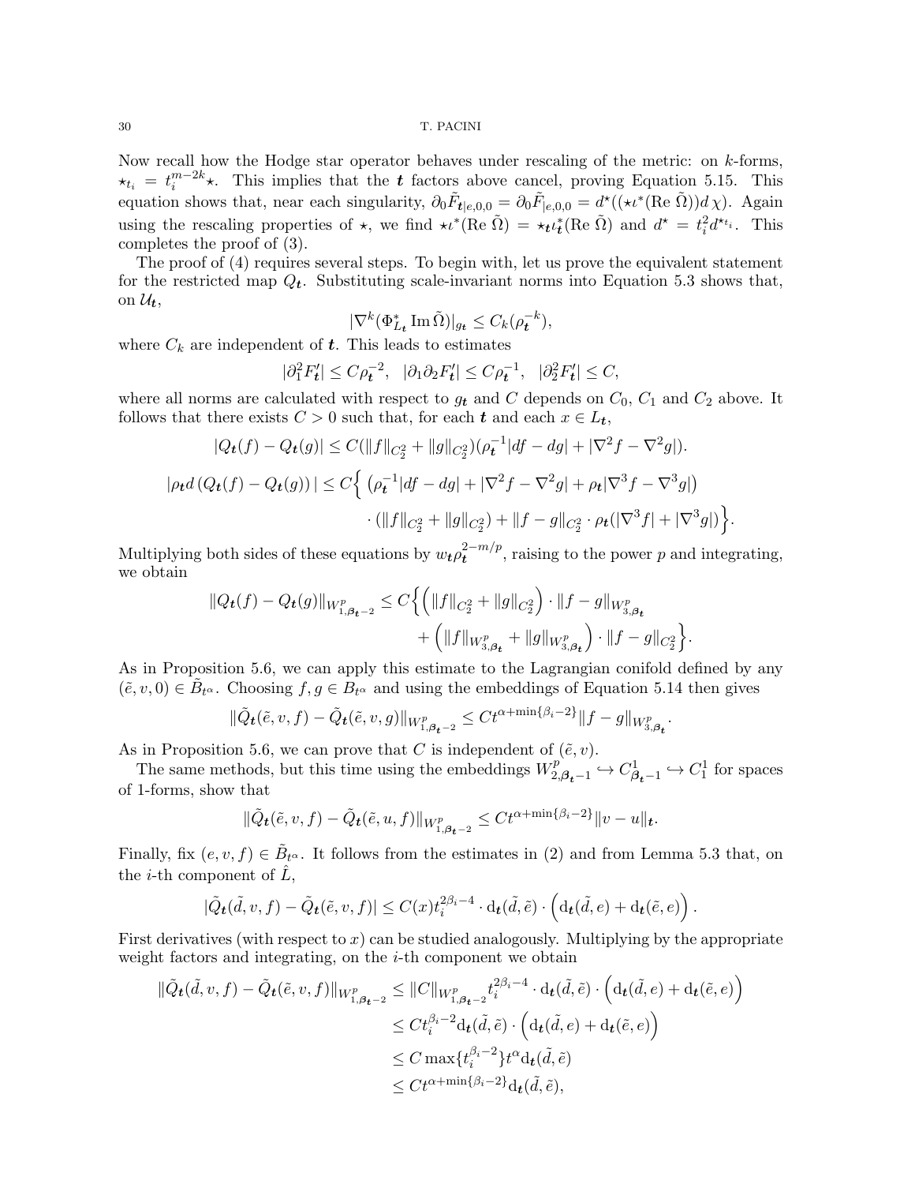Now recall how the Hodge star operator behaves under rescaling of the metric: on $k$-forms, $\star_{t_i} = t_i^{m-2k}\star$. This implies that the $\boldsymbol{t}$ factors above cancel, proving Equation 5.15. This equation shows that, near each singularity, $\partial_0 \tilde{F}_{\boldsymbol{t}|e,0,0} = \partial_0 \tilde{F}_{|e,0,0} = d^\star((\star\iota^*(\mathrm{Re}\,\tilde{\Omega}))d\,\chi)$. Again using the rescaling properties of $\star$, we find $\star\iota^*(\mathrm{Re}\,\tilde{\Omega}) = \star_{\boldsymbol{t}}\iota_{\boldsymbol{t}}^*(\mathrm{Re}\,\tilde{\Omega})$ and $d^\star = t_i^2 d^{\star_{t_i}}$. This completes the proof of (3).

The proof of (4) requires several steps. To begin with, let us prove the equivalent statement for the restricted map $Q_{\boldsymbol{t}}$. Substituting scale-invariant norms into Equation 5.3 shows that, on $\mathcal{U}_{\boldsymbol{t}}$,

$$|\nabla^k(\Phi_{L_{\boldsymbol{t}}}^*\,\mathrm{Im}\,\tilde{\Omega})|_{g_{\boldsymbol{t}}} \leq C_k(\rho_{\boldsymbol{t}}^{-k}),$$

where $C_k$ are independent of $\boldsymbol{t}$. This leads to estimates

$$|\partial_1^2 F_{\boldsymbol{t}}'| \leq C\rho_{\boldsymbol{t}}^{-2}, \quad |\partial_1\partial_2 F_{\boldsymbol{t}}'| \leq C\rho_{\boldsymbol{t}}^{-1}, \quad |\partial_2^2 F_{\boldsymbol{t}}'| \leq C,$$

where all norms are calculated with respect to $g_{\boldsymbol{t}}$ and $C$ depends on $C_0$, $C_1$ and $C_2$ above. It follows that there exists $C > 0$ such that, for each $\boldsymbol{t}$ and each $x \in L_{\boldsymbol{t}}$,

$$|Q_{\boldsymbol{t}}(f) - Q_{\boldsymbol{t}}(g)| \leq C(\|f\|_{C_2^2} + \|g\|_{C_2^2})(\rho_{\boldsymbol{t}}^{-1}|df - dg| + |\nabla^2 f - \nabla^2 g|).$$

$$\begin{aligned}|\rho_{\boldsymbol{t}} d\left(Q_{\boldsymbol{t}}(f) - Q_{\boldsymbol{t}}(g)\right)| \leq C\Big\{ &\left(\rho_{\boldsymbol{t}}^{-1}|df - dg| + |\nabla^2 f - \nabla^2 g| + \rho_{\boldsymbol{t}}|\nabla^3 f - \nabla^3 g|\right) \\ &\cdot (\|f\|_{C_2^2} + \|g\|_{C_2^2}) + \|f-g\|_{C_2^2}\cdot \rho_{\boldsymbol{t}}(|\nabla^3 f| + |\nabla^3 g|)\Big\}.\end{aligned}$$

Multiplying both sides of these equations by $w_{\boldsymbol{t}}\rho_{\boldsymbol{t}}^{2-m/p}$, raising to the power $p$ and integrating, we obtain

$$\begin{aligned}\|Q_{\boldsymbol{t}}(f) - Q_{\boldsymbol{t}}(g)\|_{W^p_{1,\boldsymbol{\beta_t}-2}} \leq C\Big\{ &\Big(\|f\|_{C_2^2} + \|g\|_{C_2^2}\Big)\cdot \|f-g\|_{W^p_{3,\boldsymbol{\beta_t}}} \\ &+ \Big(\|f\|_{W^p_{3,\boldsymbol{\beta_t}}} + \|g\|_{W^p_{3,\boldsymbol{\beta_t}}}\Big)\cdot \|f-g\|_{C_2^2}\Big\}.\end{aligned}$$

As in Proposition 5.6, we can apply this estimate to the Lagrangian conifold defined by any $(\tilde{e}, v, 0) \in \tilde{B}_{t^\alpha}$. Choosing $f, g \in B_{t^\alpha}$ and using the embeddings of Equation 5.14 then gives

$$\|\tilde{Q}_{\boldsymbol{t}}(\tilde{e}, v, f) - \tilde{Q}_{\boldsymbol{t}}(\tilde{e}, v, g)\|_{W^p_{1,\boldsymbol{\beta_t}-2}} \leq Ct^{\alpha+\min\{\beta_i-2\}}\|f-g\|_{W^p_{3,\boldsymbol{\beta_t}}}.$$

As in Proposition 5.6, we can prove that $C$ is independent of $(\tilde{e}, v)$.

The same methods, but this time using the embeddings $W^p_{2,\boldsymbol{\beta_t}-1} \hookrightarrow C^1_{\boldsymbol{\beta_t}-1} \hookrightarrow C^1_1$ for spaces of 1-forms, show that

$$\|\tilde{Q}_{\boldsymbol{t}}(\tilde{e}, v, f) - \tilde{Q}_{\boldsymbol{t}}(\tilde{e}, u, f)\|_{W^p_{1,\boldsymbol{\beta_t}-2}} \leq Ct^{\alpha+\min\{\beta_i-2\}}\|v-u\|_{\boldsymbol{t}}.$$

Finally, fix $(e, v, f) \in \tilde{B}_{t^\alpha}$. It follows from the estimates in (2) and from Lemma 5.3 that, on the $i$-th component of $\hat{L}$,

$$|\tilde{Q}_{\boldsymbol{t}}(\tilde{d}, v, f) - \tilde{Q}_{\boldsymbol{t}}(\tilde{e}, v, f)| \leq C(x)t_i^{2\beta_i-4}\cdot \mathrm{d}_{\boldsymbol{t}}(\tilde{d}, \tilde{e})\cdot\left(\mathrm{d}_{\boldsymbol{t}}(\tilde{d}, e) + \mathrm{d}_{\boldsymbol{t}}(\tilde{e}, e)\right).$$

First derivatives (with respect to $x$) can be studied analogously. Multiplying by the appropriate weight factors and integrating, on the $i$-th component we obtain

$$\begin{aligned}\|\tilde{Q}_{\boldsymbol{t}}(\tilde{d}, v, f) - \tilde{Q}_{\boldsymbol{t}}(\tilde{e}, v, f)\|_{W^p_{1,\boldsymbol{\beta_t}-2}} &\leq \|C\|_{W^p_{1,\boldsymbol{\beta_t}-2}} t_i^{2\beta_i-4}\cdot \mathrm{d}_{\boldsymbol{t}}(\tilde{d}, \tilde{e})\cdot\left(\mathrm{d}_{\boldsymbol{t}}(\tilde{d}, e) + \mathrm{d}_{\boldsymbol{t}}(\tilde{e}, e)\right) \\ &\leq Ct_i^{\beta_i-2}\mathrm{d}_{\boldsymbol{t}}(\tilde{d}, \tilde{e})\cdot\left(\mathrm{d}_{\boldsymbol{t}}(\tilde{d}, e) + \mathrm{d}_{\boldsymbol{t}}(\tilde{e}, e)\right) \\ &\leq C\max\{t_i^{\beta_i-2}\}t^\alpha \mathrm{d}_{\boldsymbol{t}}(\tilde{d}, \tilde{e}) \\ &\leq Ct^{\alpha+\min\{\beta_i-2\}}\mathrm{d}_{\boldsymbol{t}}(\tilde{d}, \tilde{e}),\end{aligned}$$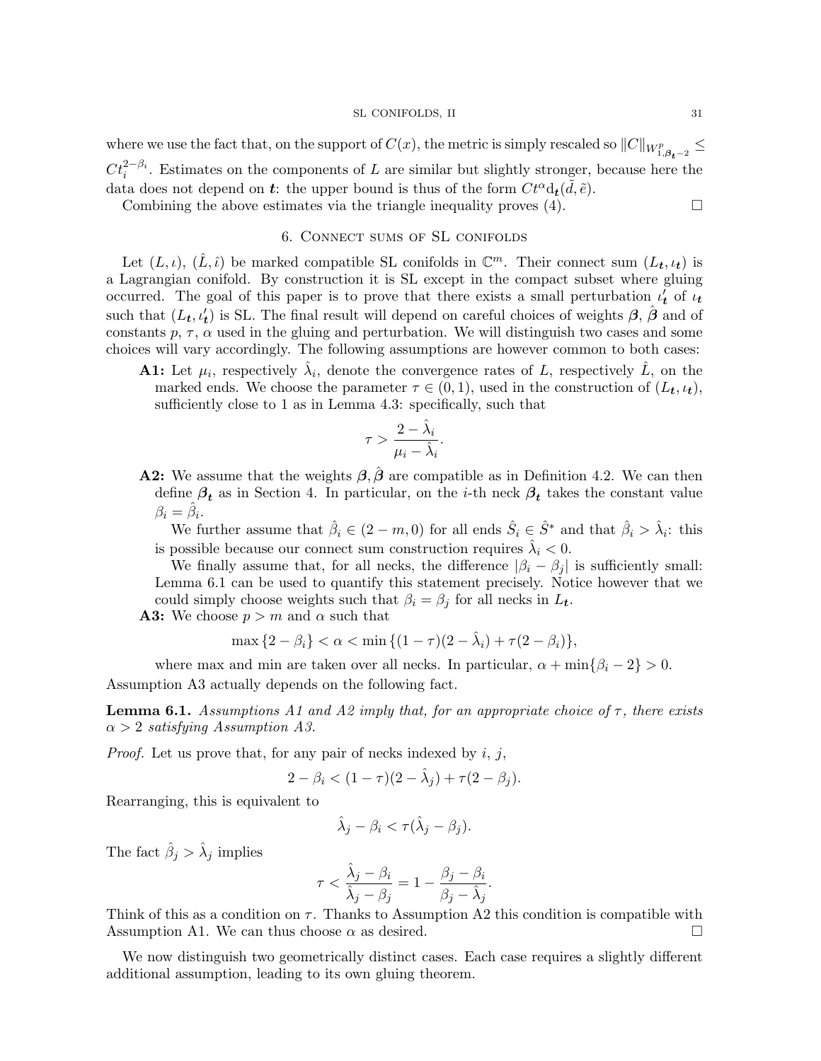where we use the fact that, on the support of $C(x)$, the metric is simply rescaled so $\|C\|_{W^p_{1,\boldsymbol{\beta_t}-2}} \leq Ct_i^{2-\beta_i}$. Estimates on the components of $L$ are similar but slightly stronger, because here the data does not depend on $\boldsymbol{t}$: the upper bound is thus of the form $Ct^\alpha \mathrm{d}_{\boldsymbol{t}}(\tilde{d}, \tilde{e})$.

Combining the above estimates via the triangle inequality proves (4). $\square$

## 6. Connect sums of SL conifolds

Let $(L, \iota)$, $(\hat{L}, \hat{\iota})$ be marked compatible SL conifolds in $\mathbb{C}^m$. Their connect sum $(L_{\boldsymbol{t}}, \iota_{\boldsymbol{t}})$ is a Lagrangian conifold. By construction it is SL except in the compact subset where gluing occurred. The goal of this paper is to prove that there exists a small perturbation $\iota'_{\boldsymbol{t}}$ of $\iota_{\boldsymbol{t}}$ such that $(L_{\boldsymbol{t}}, \iota'_{\boldsymbol{t}})$ is SL. The final result will depend on careful choices of weights $\boldsymbol{\beta}$, $\hat{\boldsymbol{\beta}}$ and of constants $p$, $\tau$, $\alpha$ used in the gluing and perturbation. We will distinguish two cases and some choices will vary accordingly. The following assumptions are however common to both cases:

**A1:** Let $\mu_i$, respectively $\hat{\lambda}_i$, denote the convergence rates of $L$, respectively $\hat{L}$, on the marked ends. We choose the parameter $\tau \in (0,1)$, used in the construction of $(L_{\boldsymbol{t}}, \iota_{\boldsymbol{t}})$, sufficiently close to 1 as in Lemma 4.3: specifically, such that

$$\tau > \frac{2 - \hat{\lambda}_i}{\mu_i - \hat{\lambda}_i}.$$

**A2:** We assume that the weights $\boldsymbol{\beta}, \hat{\boldsymbol{\beta}}$ are compatible as in Definition 4.2. We can then define $\boldsymbol{\beta_t}$ as in Section 4. In particular, on the $i$-th neck $\boldsymbol{\beta_t}$ takes the constant value $\beta_i = \hat{\beta}_i$.

We further assume that $\hat{\beta}_i \in (2-m, 0)$ for all ends $\hat{S}_i \in \hat{S}^*$ and that $\hat{\beta}_i > \hat{\lambda}_i$: this is possible because our connect sum construction requires $\hat{\lambda}_i < 0$.

We finally assume that, for all necks, the difference $|\beta_i - \beta_j|$ is sufficiently small: Lemma 6.1 can be used to quantify this statement precisely. Notice however that we could simply choose weights such that $\beta_i = \beta_j$ for all necks in $L_{\boldsymbol{t}}$.

**A3:** We choose $p > m$ and $\alpha$ such that

$$\max\{2 - \beta_i\} < \alpha < \min\{(1-\tau)(2-\hat{\lambda}_i) + \tau(2-\beta_i)\},$$

where max and min are taken over all necks. In particular, $\alpha + \min\{\beta_i - 2\} > 0$.

Assumption A3 actually depends on the following fact.

**Lemma 6.1.** *Assumptions A1 and A2 imply that, for an appropriate choice of $\tau$, there exists $\alpha > 2$ satisfying Assumption A3.*

*Proof.* Let us prove that, for any pair of necks indexed by $i$, $j$,

$$2 - \beta_i < (1-\tau)(2-\hat{\lambda}_j) + \tau(2-\beta_j).$$

Rearranging, this is equivalent to

$$\hat{\lambda}_j - \beta_i < \tau(\hat{\lambda}_j - \beta_j).$$

The fact $\hat{\beta}_j > \hat{\lambda}_j$ implies

$$\tau < \frac{\hat{\lambda}_j - \beta_i}{\hat{\lambda}_j - \beta_j} = 1 - \frac{\beta_j - \beta_i}{\beta_j - \hat{\lambda}_j}.$$

Think of this as a condition on $\tau$. Thanks to Assumption A2 this condition is compatible with Assumption A1. We can thus choose $\alpha$ as desired. $\square$

We now distinguish two geometrically distinct cases. Each case requires a slightly different additional assumption, leading to its own gluing theorem.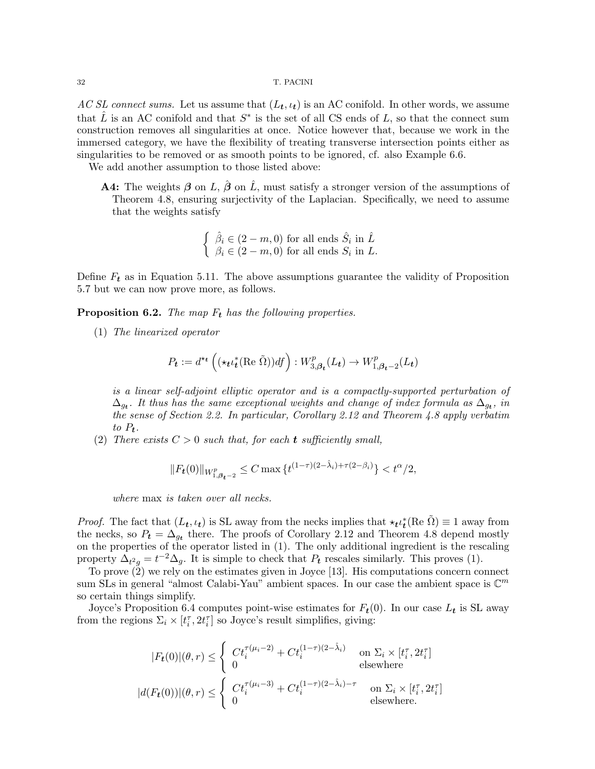*AC SL connect sums.* Let us assume that $(L_{\boldsymbol{t}}, \iota_{\boldsymbol{t}})$ is an AC conifold. In other words, we assume that $\hat{L}$ is an AC conifold and that $S^*$ is the set of all CS ends of $L$, so that the connect sum construction removes all singularities at once. Notice however that, because we work in the immersed category, we have the flexibility of treating transverse intersection points either as singularities to be removed or as smooth points to be ignored, cf. also Example 6.6.

We add another assumption to those listed above:

- **A4:** The weights $\boldsymbol{\beta}$ on $L$, $\hat{\boldsymbol{\beta}}$ on $\hat{L}$, must satisfy a stronger version of the assumptions of Theorem 4.8, ensuring surjectivity of the Laplacian. Specifically, we need to assume that the weights satisfy

$$\begin{cases} \hat{\beta}_i \in (2-m, 0) \text{ for all ends } \hat{S}_i \text{ in } \hat{L} \\ \beta_i \in (2-m, 0) \text{ for all ends } S_i \text{ in } L. \end{cases}$$

Define $F_{\boldsymbol{t}}$ as in Equation 5.11. The above assumptions guarantee the validity of Proposition 5.7 but we can now prove more, as follows.

**Proposition 6.2.** *The map $F_{\boldsymbol{t}}$ has the following properties.*

(1) *The linearized operator*

$$P_{\boldsymbol{t}} := d^{\star_{\boldsymbol{t}}}\left((\star_{\boldsymbol{t}}\iota_{\boldsymbol{t}}^*(\mathrm{Re}\,\tilde{\Omega}))df\right) : W^p_{3,\boldsymbol{\beta}_{\boldsymbol{t}}}(L_{\boldsymbol{t}}) \to W^p_{1,\boldsymbol{\beta}_{\boldsymbol{t}}-2}(L_{\boldsymbol{t}})$$

*is a linear self-adjoint elliptic operator and is a compactly-supported perturbation of $\Delta_{g_{\boldsymbol{t}}}$. It thus has the same exceptional weights and change of index formula as $\Delta_{g_{\boldsymbol{t}}}$, in the sense of Section 2.2. In particular, Corollary 2.12 and Theorem 4.8 apply verbatim to $P_{\boldsymbol{t}}$.*

(2) *There exists $C > 0$ such that, for each $\boldsymbol{t}$ sufficiently small,*

$$\|F_{\boldsymbol{t}}(0)\|_{W^p_{1,\boldsymbol{\beta}_{\boldsymbol{t}}-2}} \leq C \max\{t^{(1-\tau)(2-\hat{\lambda}_i)+\tau(2-\beta_i)}\} < t^\alpha/2,$$

*where* max *is taken over all necks.*

*Proof.* The fact that $(L_{\boldsymbol{t}}, \iota_{\boldsymbol{t}})$ is SL away from the necks implies that $\star_{\boldsymbol{t}}\iota_{\boldsymbol{t}}^*(\mathrm{Re}\,\tilde{\Omega}) \equiv 1$ away from the necks, so $P_{\boldsymbol{t}} = \Delta_{g_{\boldsymbol{t}}}$ there. The proofs of Corollary 2.12 and Theorem 4.8 depend mostly on the properties of the operator listed in (1). The only additional ingredient is the rescaling property $\Delta_{t^2 g} = t^{-2}\Delta_g$. It is simple to check that $P_{\boldsymbol{t}}$ rescales similarly. This proves (1).

To prove (2) we rely on the estimates given in Joyce [13]. His computations concern connect sum SLs in general "almost Calabi-Yau" ambient spaces. In our case the ambient space is $\mathbb{C}^m$ so certain things simplify.

Joyce's Proposition 6.4 computes point-wise estimates for $F_{\boldsymbol{t}}(0)$. In our case $L_{\boldsymbol{t}}$ is SL away from the regions $\Sigma_i \times [t_i^\tau, 2t_i^\tau]$ so Joyce's result simplifies, giving:

$$|F_{\boldsymbol{t}}(0)|(\theta, r) \leq \begin{cases} Ct_i^{\tau(\mu_i-2)} + Ct_i^{(1-\tau)(2-\hat{\lambda}_i)} & \text{on } \Sigma_i \times [t_i^\tau, 2t_i^\tau] \\ 0 & \text{elsewhere} \end{cases}$$

$$|d(F_{\boldsymbol{t}}(0))|(\theta, r) \leq \begin{cases} Ct_i^{\tau(\mu_i-3)} + Ct_i^{(1-\tau)(2-\hat{\lambda}_i)-\tau} & \text{on } \Sigma_i \times [t_i^\tau, 2t_i^\tau] \\ 0 & \text{elsewhere.} \end{cases}$$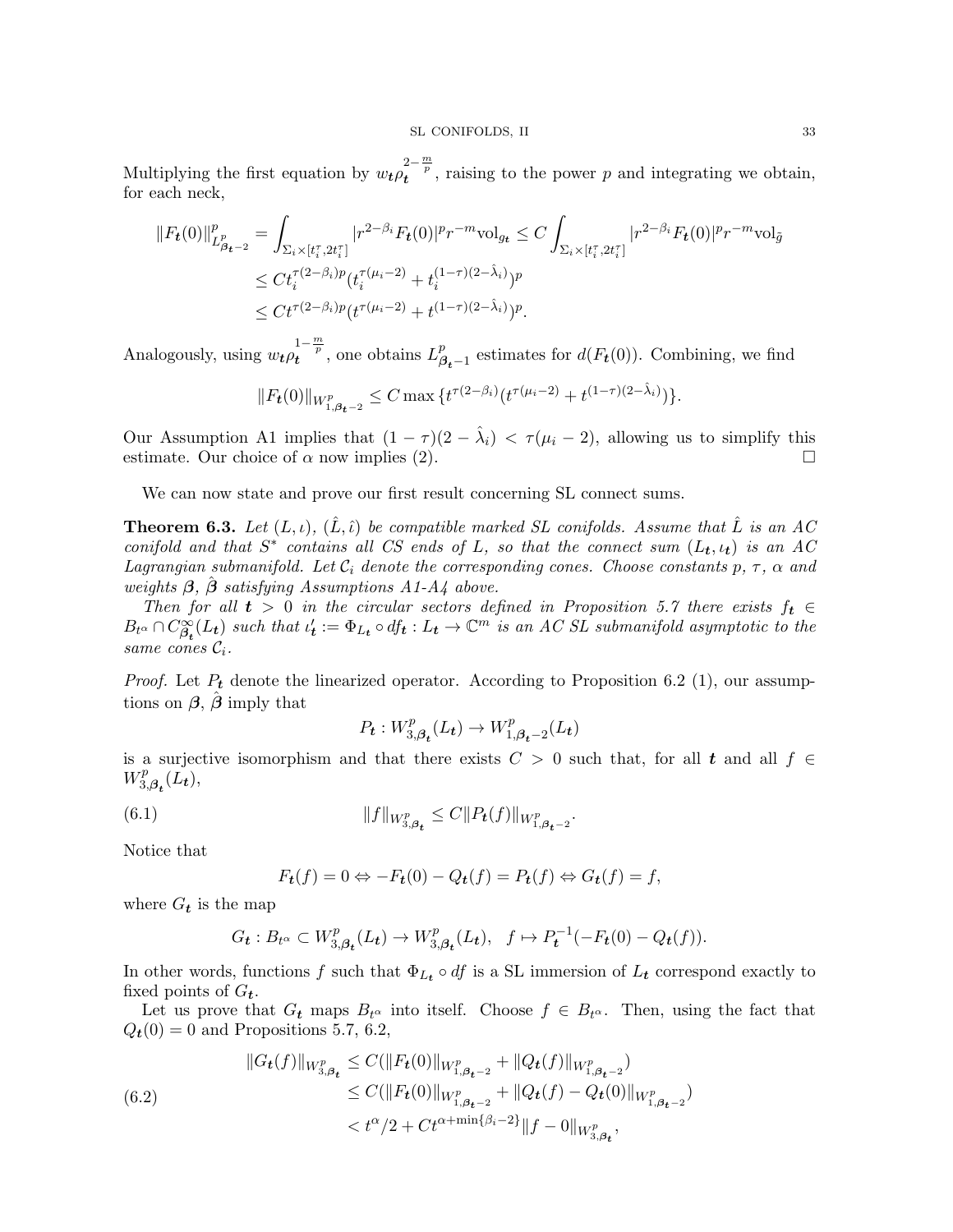Multiplying the first equation by $w_{\boldsymbol{t}}\rho_{\boldsymbol{t}}^{2-\frac{m}{p}}$, raising to the power $p$ and integrating we obtain, for each neck,

$$
\begin{aligned}
\|F_{\boldsymbol{t}}(0)\|^p_{L^p_{\boldsymbol{\beta_t}-2}} &= \int_{\Sigma_i\times[t_i^\tau,2t_i^\tau]} |r^{2-\beta_i}F_{\boldsymbol{t}}(0)|^p r^{-m}\mathrm{vol}_{g_{\boldsymbol{t}}} \leq C\int_{\Sigma_i\times[t_i^\tau,2t_i^\tau]} |r^{2-\beta_i}F_{\boldsymbol{t}}(0)|^p r^{-m}\mathrm{vol}_{\tilde{g}}\\
&\leq C t_i^{\tau(2-\beta_i)p}(t_i^{\tau(\mu_i-2)}+t_i^{(1-\tau)(2-\hat{\lambda}_i)})^p\\
&\leq C t^{\tau(2-\beta_i)p}(t^{\tau(\mu_i-2)}+t^{(1-\tau)(2-\hat{\lambda}_i)})^p.
\end{aligned}
$$

Analogously, using $w_{\boldsymbol{t}}\rho_{\boldsymbol{t}}^{1-\frac{m}{p}}$, one obtains $L^p_{\boldsymbol{\beta_t}-1}$ estimates for $d(F_{\boldsymbol{t}}(0))$. Combining, we find

$$
\|F_{\boldsymbol{t}}(0)\|_{W^p_{1,\boldsymbol{\beta_t}-2}} \leq C\max\{t^{\tau(2-\beta_i)}(t^{\tau(\mu_i-2)}+t^{(1-\tau)(2-\hat{\lambda}_i)})\}.
$$

Our Assumption A1 implies that $(1-\tau)(2-\hat{\lambda}_i) < \tau(\mu_i-2)$, allowing us to simplify this estimate. Our choice of $\alpha$ now implies (2). $\square$

We can now state and prove our first result concerning SL connect sums.

**Theorem 6.3.** *Let $(L,\iota)$, $(\hat{L},\hat{\iota})$ be compatible marked SL conifolds. Assume that $\hat{L}$ is an AC conifold and that $S^*$ contains all CS ends of $L$, so that the connect sum $(L_{\boldsymbol{t}},\iota_{\boldsymbol{t}})$ is an AC Lagrangian submanifold. Let $\mathcal{C}_i$ denote the corresponding cones. Choose constants $p$, $\tau$, $\alpha$ and weights $\boldsymbol{\beta}$, $\hat{\boldsymbol{\beta}}$ satisfying Assumptions A1-A4 above.*

*Then for all $\boldsymbol{t}>0$ in the circular sectors defined in Proposition 5.7 there exists $f_{\boldsymbol{t}}\in B_{t^\alpha}\cap C^\infty_{\boldsymbol{\beta_t}}(L_{\boldsymbol{t}})$ such that $\iota'_{\boldsymbol{t}} := \Phi_{L_{\boldsymbol{t}}}\circ df_{\boldsymbol{t}} : L_{\boldsymbol{t}}\to\mathbb{C}^m$ is an AC SL submanifold asymptotic to the same cones $\mathcal{C}_i$.*

*Proof.* Let $P_{\boldsymbol{t}}$ denote the linearized operator. According to Proposition 6.2 (1), our assumptions on $\boldsymbol{\beta}$, $\hat{\boldsymbol{\beta}}$ imply that

$$
P_{\boldsymbol{t}} : W^p_{3,\boldsymbol{\beta_t}}(L_{\boldsymbol{t}}) \to W^p_{1,\boldsymbol{\beta_t}-2}(L_{\boldsymbol{t}})
$$

is a surjective isomorphism and that there exists $C>0$ such that, for all $\boldsymbol{t}$ and all $f\in W^p_{3,\boldsymbol{\beta_t}}(L_{\boldsymbol{t}})$,

$$
\|f\|_{W^p_{3,\boldsymbol{\beta_t}}} \leq C\|P_{\boldsymbol{t}}(f)\|_{W^p_{1,\boldsymbol{\beta_t}-2}}. \tag{6.1}
$$

Notice that

$$
F_{\boldsymbol{t}}(f)=0 \Leftrightarrow -F_{\boldsymbol{t}}(0)-Q_{\boldsymbol{t}}(f) = P_{\boldsymbol{t}}(f) \Leftrightarrow G_{\boldsymbol{t}}(f)=f,
$$

where $G_{\boldsymbol{t}}$ is the map

$$
G_{\boldsymbol{t}} : B_{t^\alpha}\subset W^p_{3,\boldsymbol{\beta_t}}(L_{\boldsymbol{t}}) \to W^p_{3,\boldsymbol{\beta_t}}(L_{\boldsymbol{t}}), \quad f\mapsto P^{-1}_{\boldsymbol{t}}(-F_{\boldsymbol{t}}(0)-Q_{\boldsymbol{t}}(f)).
$$

In other words, functions $f$ such that $\Phi_{L_{\boldsymbol{t}}}\circ df$ is a SL immersion of $L_{\boldsymbol{t}}$ correspond exactly to fixed points of $G_{\boldsymbol{t}}$.

Let us prove that $G_{\boldsymbol{t}}$ maps $B_{t^\alpha}$ into itself. Choose $f\in B_{t^\alpha}$. Then, using the fact that $Q_{\boldsymbol{t}}(0)=0$ and Propositions 5.7, 6.2,

$$
\begin{aligned}
\|G_{\boldsymbol{t}}(f)\|_{W^p_{3,\boldsymbol{\beta_t}}} &\leq C(\|F_{\boldsymbol{t}}(0)\|_{W^p_{1,\boldsymbol{\beta_t}-2}} + \|Q_{\boldsymbol{t}}(f)\|_{W^p_{1,\boldsymbol{\beta_t}-2}})\\
&\leq C(\|F_{\boldsymbol{t}}(0)\|_{W^p_{1,\boldsymbol{\beta_t}-2}} + \|Q_{\boldsymbol{t}}(f)-Q_{\boldsymbol{t}}(0)\|_{W^p_{1,\boldsymbol{\beta_t}-2}})\\
&< t^\alpha/2 + Ct^{\alpha+\min\{\beta_i-2\}}\|f-0\|_{W^p_{3,\boldsymbol{\beta_t}}},
\end{aligned} \tag{6.2}
$$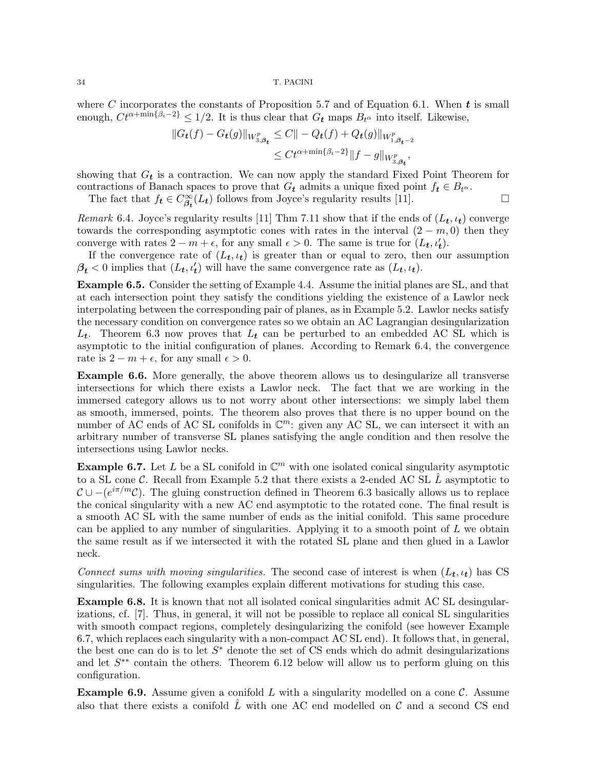where $C$ incorporates the constants of Proposition 5.7 and of Equation 6.1. When $\boldsymbol{t}$ is small enough, $Ct^{\alpha+\min\{\beta_i-2\}} \leq 1/2$. It is thus clear that $G_{\boldsymbol{t}}$ maps $B_{t^\alpha}$ into itself. Likewise,

$$
\begin{aligned}
\|G_{\boldsymbol{t}}(f) - G_{\boldsymbol{t}}(g)\|_{W^p_{3,\boldsymbol{\beta_t}}} &\leq C\| - Q_{\boldsymbol{t}}(f) + Q_{\boldsymbol{t}}(g)\|_{W^p_{1,\boldsymbol{\beta_t}-2}} \\
&\leq Ct^{\alpha+\min\{\beta_i-2\}}\|f-g\|_{W^p_{3,\boldsymbol{\beta_t}}},
\end{aligned}
$$

showing that $G_{\boldsymbol{t}}$ is a contraction. We can now apply the standard Fixed Point Theorem for contractions of Banach spaces to prove that $G_{\boldsymbol{t}}$ admits a unique fixed point $f_{\boldsymbol{t}} \in B_{t^\alpha}$.

The fact that $f_{\boldsymbol{t}} \in C^\infty_{\boldsymbol{\beta_t}}(L_{\boldsymbol{t}})$ follows from Joyce's regularity results [11]. □

*Remark* 6.4. Joyce's regularity results [11] Thm 7.11 show that if the ends of $(L_{\boldsymbol{t}}, \iota_{\boldsymbol{t}})$ converge towards the corresponding asymptotic cones with rates in the interval $(2-m, 0)$ then they converge with rates $2-m+\epsilon$, for any small $\epsilon > 0$. The same is true for $(L_{\boldsymbol{t}}, \iota'_{\boldsymbol{t}})$.

If the convergence rate of $(L_{\boldsymbol{t}}, \iota_{\boldsymbol{t}})$ is greater than or equal to zero, then our assumption $\boldsymbol{\beta_t} < 0$ implies that $(L_{\boldsymbol{t}}, \iota'_{\boldsymbol{t}})$ will have the same convergence rate as $(L_{\boldsymbol{t}}, \iota_{\boldsymbol{t}})$.

**Example 6.5.** Consider the setting of Example 4.4. Assume the initial planes are SL, and that at each intersection point they satisfy the conditions yielding the existence of a Lawlor neck interpolating between the corresponding pair of planes, as in Example 5.2. Lawlor necks satisfy the necessary condition on convergence rates so we obtain an AC Lagrangian desingularization $L_{\boldsymbol{t}}$. Theorem 6.3 now proves that $L_{\boldsymbol{t}}$ can be perturbed to an embedded AC SL which is asymptotic to the initial configuration of planes. According to Remark 6.4, the convergence rate is $2-m+\epsilon$, for any small $\epsilon > 0$.

**Example 6.6.** More generally, the above theorem allows us to desingularize all transverse intersections for which there exists a Lawlor neck. The fact that we are working in the immersed category allows us to not worry about other intersections: we simply label them as smooth, immersed, points. The theorem also proves that there is no upper bound on the number of AC ends of AC SL conifolds in $\mathbb{C}^m$: given any AC SL, we can intersect it with an arbitrary number of transverse SL planes satisfying the angle condition and then resolve the intersections using Lawlor necks.

**Example 6.7.** Let $L$ be a SL conifold in $\mathbb{C}^m$ with one isolated conical singularity asymptotic to a SL cone $\mathcal{C}$. Recall from Example 5.2 that there exists a 2-ended AC SL $\hat{L}$ asymptotic to $\mathcal{C} \cup -(e^{i\pi/m}\mathcal{C})$. The gluing construction defined in Theorem 6.3 basically allows us to replace the conical singularity with a new AC end asymptotic to the rotated cone. The final result is a smooth AC SL with the same number of ends as the initial conifold. This same procedure can be applied to any number of singularities. Applying it to a smooth point of $L$ we obtain the same result as if we intersected it with the rotated SL plane and then glued in a Lawlor neck.

*Connect sums with moving singularities.* The second case of interest is when $(L_{\boldsymbol{t}}, \iota_{\boldsymbol{t}})$ has CS singularities. The following examples explain different motivations for studing this case.

**Example 6.8.** It is known that not all isolated conical singularities admit AC SL desingularizations, cf. [7]. Thus, in general, it will not be possible to replace all conical SL singularities with smooth compact regions, completely desingularizing the conifold (see however Example 6.7, which replaces each singularity with a non-compact AC SL end). It follows that, in general, the best one can do is to let $S^*$ denote the set of CS ends which do admit desingularizations and let $S^{**}$ contain the others. Theorem 6.12 below will allow us to perform gluing on this configuration.

**Example 6.9.** Assume given a conifold $L$ with a singularity modelled on a cone $\mathcal{C}$. Assume also that there exists a conifold $\hat{L}$ with one AC end modelled on $\mathcal{C}$ and a second CS end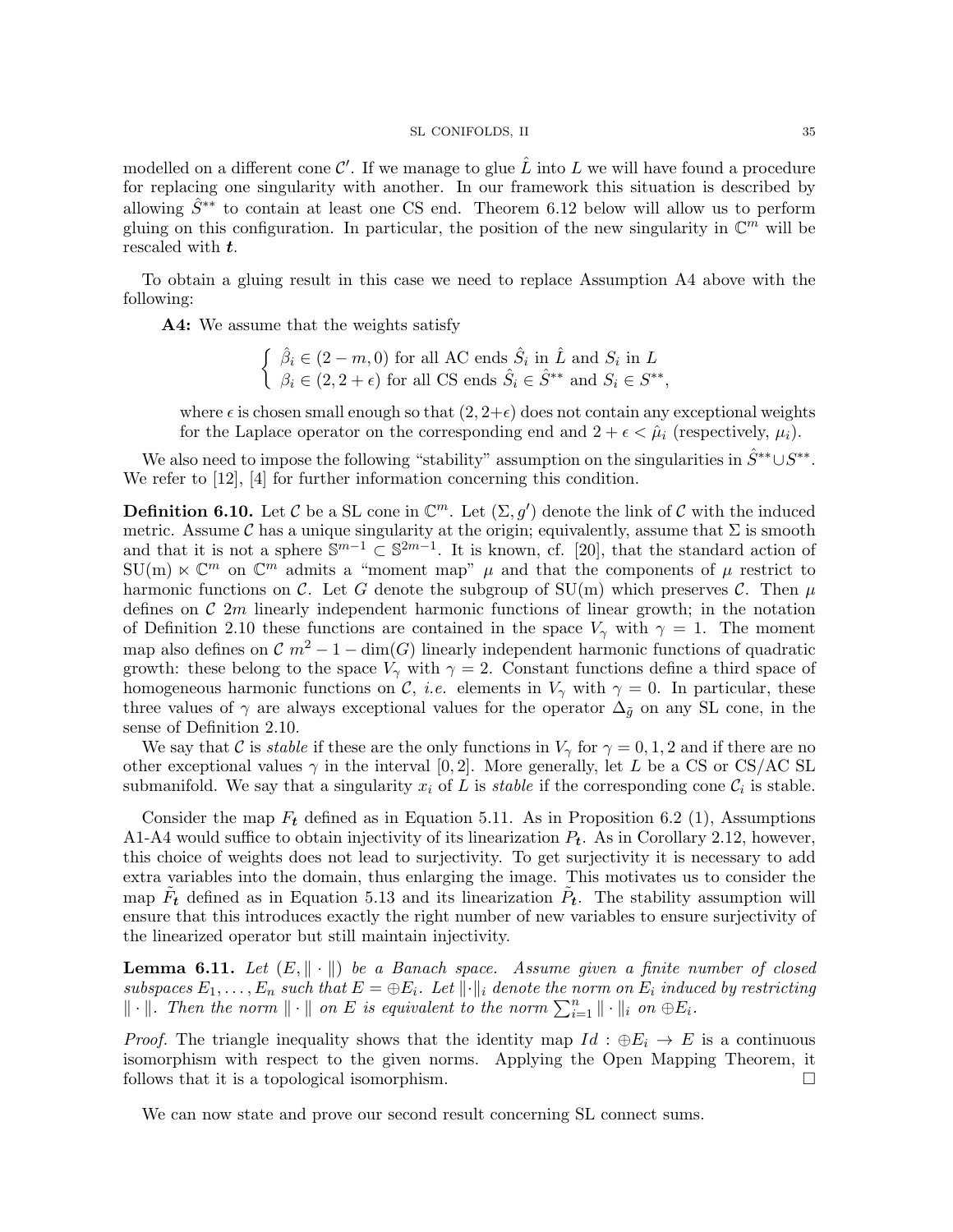modelled on a different cone $\mathcal{C}'$. If we manage to glue $\hat{L}$ into $L$ we will have found a procedure for replacing one singularity with another. In our framework this situation is described by allowing $\hat{S}^{**}$ to contain at least one CS end. Theorem 6.12 below will allow us to perform gluing on this configuration. In particular, the position of the new singularity in $\mathbb{C}^m$ will be rescaled with $\boldsymbol{t}$.

To obtain a gluing result in this case we need to replace Assumption A4 above with the following:

**A4:** We assume that the weights satisfy

$$\begin{cases} \hat{\beta}_i \in (2-m, 0) \text{ for all AC ends } \hat{S}_i \text{ in } \hat{L} \text{ and } S_i \text{ in } L \\ \beta_i \in (2, 2+\epsilon) \text{ for all CS ends } \hat{S}_i \in \hat{S}^{**} \text{ and } S_i \in S^{**}, \end{cases}$$

where $\epsilon$ is chosen small enough so that $(2, 2+\epsilon)$ does not contain any exceptional weights for the Laplace operator on the corresponding end and $2+\epsilon < \hat{\mu}_i$ (respectively, $\mu_i$).

We also need to impose the following "stability" assumption on the singularities in $\hat{S}^{**} \cup S^{**}$. We refer to [12], [4] for further information concerning this condition.

**Definition 6.10.** Let $\mathcal{C}$ be a SL cone in $\mathbb{C}^m$. Let $(\Sigma, g')$ denote the link of $\mathcal{C}$ with the induced metric. Assume $\mathcal{C}$ has a unique singularity at the origin; equivalently, assume that $\Sigma$ is smooth and that it is not a sphere $\mathbb{S}^{m-1} \subset \mathbb{S}^{2m-1}$. It is known, cf. [20], that the standard action of $\mathrm{SU(m)} \ltimes \mathbb{C}^m$ on $\mathbb{C}^m$ admits a "moment map" $\mu$ and that the components of $\mu$ restrict to harmonic functions on $\mathcal{C}$. Let $G$ denote the subgroup of $\mathrm{SU(m)}$ which preserves $\mathcal{C}$. Then $\mu$ defines on $\mathcal{C}$ $2m$ linearly independent harmonic functions of linear growth; in the notation of Definition 2.10 these functions are contained in the space $V_\gamma$ with $\gamma = 1$. The moment map also defines on $\mathcal{C}$ $m^2 - 1 - \dim(G)$ linearly independent harmonic functions of quadratic growth: these belong to the space $V_\gamma$ with $\gamma = 2$. Constant functions define a third space of homogeneous harmonic functions on $\mathcal{C}$, *i.e.* elements in $V_\gamma$ with $\gamma = 0$. In particular, these three values of $\gamma$ are always exceptional values for the operator $\Delta_{\tilde{g}}$ on any SL cone, in the sense of Definition 2.10.

We say that $\mathcal{C}$ is *stable* if these are the only functions in $V_\gamma$ for $\gamma = 0, 1, 2$ and if there are no other exceptional values $\gamma$ in the interval $[0, 2]$. More generally, let $L$ be a CS or CS/AC SL submanifold. We say that a singularity $x_i$ of $L$ is *stable* if the corresponding cone $\mathcal{C}_i$ is stable.

Consider the map $F_{\boldsymbol{t}}$ defined as in Equation 5.11. As in Proposition 6.2 (1), Assumptions A1-A4 would suffice to obtain injectivity of its linearization $P_{\boldsymbol{t}}$. As in Corollary 2.12, however, this choice of weights does not lead to surjectivity. To get surjectivity it is necessary to add extra variables into the domain, thus enlarging the image. This motivates us to consider the map $\tilde{F}_{\boldsymbol{t}}$ defined as in Equation 5.13 and its linearization $\tilde{P}_{\boldsymbol{t}}$. The stability assumption will ensure that this introduces exactly the right number of new variables to ensure surjectivity of the linearized operator but still maintain injectivity.

**Lemma 6.11.** *Let $(E, \|\cdot\|)$ be a Banach space. Assume given a finite number of closed subspaces $E_1, \dots, E_n$ such that $E = \oplus E_i$. Let $\|\cdot\|_i$ denote the norm on $E_i$ induced by restricting $\|\cdot\|$. Then the norm $\|\cdot\|$ on $E$ is equivalent to the norm $\sum_{i=1}^n \|\cdot\|_i$ on $\oplus E_i$.*

*Proof.* The triangle inequality shows that the identity map $Id : \oplus E_i \to E$ is a continuous isomorphism with respect to the given norms. Applying the Open Mapping Theorem, it follows that it is a topological isomorphism. $\square$

We can now state and prove our second result concerning SL connect sums.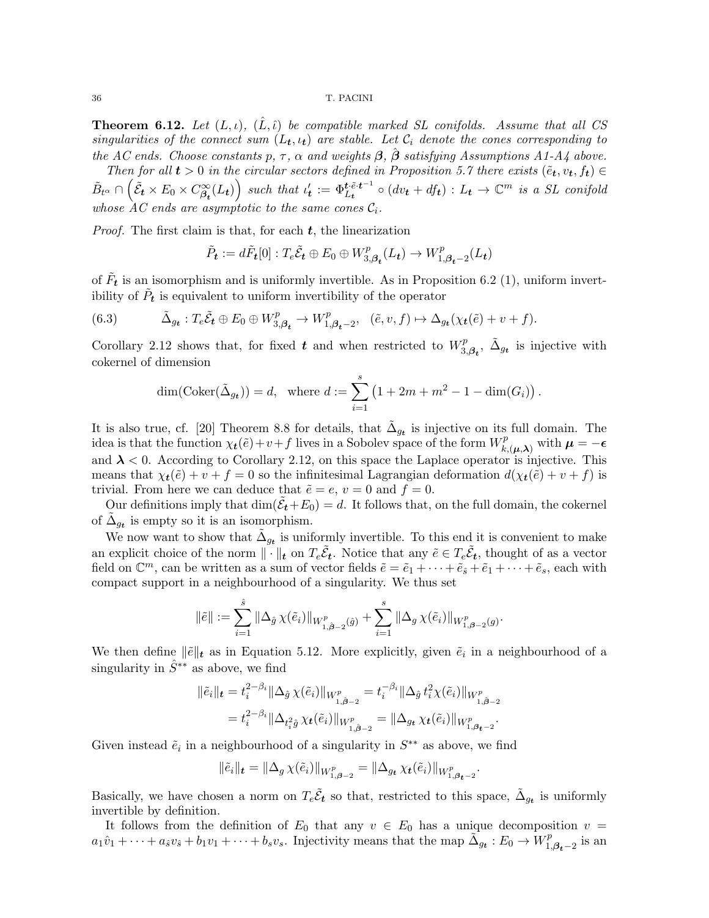**Theorem 6.12.** *Let $(L,\iota)$, $(\hat{L},\hat{\iota})$ be compatible marked SL conifolds. Assume that all CS singularities of the connect sum $(L_{\boldsymbol{t}},\iota_{\boldsymbol{t}})$ are stable. Let $\mathcal{C}_i$ denote the cones corresponding to the AC ends. Choose constants $p$, $\tau$, $\alpha$ and weights $\boldsymbol{\beta}$, $\hat{\boldsymbol{\beta}}$ satisfying Assumptions A1-A4 above.*

*Then for all $\boldsymbol{t}>0$ in the circular sectors defined in Proposition 5.7 there exists $(\tilde{e}_{\boldsymbol{t}}, v_{\boldsymbol{t}}, f_{\boldsymbol{t}}) \in \tilde{B}_{t^\alpha} \cap \left(\tilde{\mathcal{E}}_{\boldsymbol{t}} \times E_0 \times C^\infty_{\boldsymbol{\beta}_{\boldsymbol{t}}}(L_{\boldsymbol{t}})\right)$ such that $\iota'_{\boldsymbol{t}} := \Phi^{\boldsymbol{t}\cdot\tilde{e}\cdot\boldsymbol{t}^{-1}}_{L_{\boldsymbol{t}}} \circ (dv_{\boldsymbol{t}} + df_{\boldsymbol{t}}) : L_{\boldsymbol{t}} \to \mathbb{C}^m$ is a SL conifold whose AC ends are asymptotic to the same cones $\mathcal{C}_i$.*

*Proof.* The first claim is that, for each $\boldsymbol{t}$, the linearization

$$\tilde{P}_{\boldsymbol{t}} := d\tilde{F}_{\boldsymbol{t}}[0] : T_e\tilde{\mathcal{E}}_{\boldsymbol{t}} \oplus E_0 \oplus W^p_{3,\boldsymbol{\beta}_{\boldsymbol{t}}}(L_{\boldsymbol{t}}) \to W^p_{1,\boldsymbol{\beta}_{\boldsymbol{t}}-2}(L_{\boldsymbol{t}})$$

of $\tilde{F}_{\boldsymbol{t}}$ is an isomorphism and is uniformly invertible. As in Proposition 6.2 (1), uniform invertibility of $\tilde{P}_{\boldsymbol{t}}$ is equivalent to uniform invertibility of the operator

$$\tilde{\Delta}_{g_{\boldsymbol{t}}} : T_e\tilde{\mathcal{E}}_{\boldsymbol{t}} \oplus E_0 \oplus W^p_{3,\boldsymbol{\beta}_{\boldsymbol{t}}} \to W^p_{1,\boldsymbol{\beta}_{\boldsymbol{t}}-2}, \quad (\tilde{e}, v, f) \mapsto \Delta_{g_{\boldsymbol{t}}}(\chi_{\boldsymbol{t}}(\tilde{e}) + v + f). \tag{6.3}$$

Corollary 2.12 shows that, for fixed $\boldsymbol{t}$ and when restricted to $W^p_{3,\boldsymbol{\beta}_{\boldsymbol{t}}}$, $\tilde{\Delta}_{g_{\boldsymbol{t}}}$ is injective with cokernel of dimension

$$\dim(\mathrm{Coker}(\tilde{\Delta}_{g_{\boldsymbol{t}}})) = d, \quad \text{where } d := \sum_{i=1}^{s} \left(1 + 2m + m^2 - 1 - \dim(G_i)\right).$$

It is also true, cf. [20] Theorem 8.8 for details, that $\tilde{\Delta}_{g_{\boldsymbol{t}}}$ is injective on its full domain. The idea is that the function $\chi_{\boldsymbol{t}}(\tilde{e}) + v + f$ lives in a Sobolev space of the form $W^p_{k,(\boldsymbol{\mu},\boldsymbol{\lambda})}$ with $\boldsymbol{\mu} = -\boldsymbol{\epsilon}$ and $\boldsymbol{\lambda} < 0$. According to Corollary 2.12, on this space the Laplace operator is injective. This means that $\chi_{\boldsymbol{t}}(\tilde{e}) + v + f = 0$ so the infinitesimal Lagrangian deformation $d(\chi_{\boldsymbol{t}}(\tilde{e}) + v + f)$ is trivial. From here we can deduce that $\tilde{e} = e$, $v = 0$ and $f = 0$.

Our definitions imply that $\dim(\tilde{\mathcal{E}}_{\boldsymbol{t}} + E_0) = d$. It follows that, on the full domain, the cokernel of $\tilde{\Delta}_{g_{\boldsymbol{t}}}$ is empty so it is an isomorphism.

We now want to show that $\tilde{\Delta}_{g_{\boldsymbol{t}}}$ is uniformly invertible. To this end it is convenient to make an explicit choice of the norm $\|\cdot\|_{\boldsymbol{t}}$ on $T_e\tilde{\mathcal{E}}_{\boldsymbol{t}}$. Notice that any $\tilde{e} \in T_e\tilde{\mathcal{E}}_{\boldsymbol{t}}$, thought of as a vector field on $\mathbb{C}^m$, can be written as a sum of vector fields $\tilde{e} = \tilde{e}_1 + \cdots + \tilde{e}_{\hat{s}} + \tilde{e}_1 + \cdots + \tilde{e}_s$, each with compact support in a neighbourhood of a singularity. We thus set

$$\|\tilde{e}\| := \sum_{i=1}^{\hat{s}} \|\Delta_{\hat{g}}\,\chi(\tilde{e}_i)\|_{W^p_{1,\hat{\boldsymbol{\beta}}-2}(\hat{g})} + \sum_{i=1}^{s} \|\Delta_g\,\chi(\tilde{e}_i)\|_{W^p_{1,\boldsymbol{\beta}-2}(g)}.$$

We then define $\|\tilde{e}\|_{\boldsymbol{t}}$ as in Equation 5.12. More explicitly, given $\tilde{e}_i$ in a neighbourhood of a singularity in $\hat{S}^{**}$ as above, we find

$$\begin{aligned}
\|\tilde{e}_i\|_{\boldsymbol{t}} &= t_i^{2-\beta_i}\|\Delta_{\hat{g}}\,\chi(\tilde{e}_i)\|_{W^p_{1,\hat{\boldsymbol{\beta}}-2}} = t_i^{-\beta_i}\|\Delta_{\hat{g}}\,t_i^2\chi(\tilde{e}_i)\|_{W^p_{1,\hat{\boldsymbol{\beta}}-2}} \\
&= t_i^{2-\beta_i}\|\Delta_{t_i^2\hat{g}}\,\chi_{\boldsymbol{t}}(\tilde{e}_i)\|_{W^p_{1,\hat{\boldsymbol{\beta}}-2}} = \|\Delta_{g_{\boldsymbol{t}}}\,\chi_{\boldsymbol{t}}(\tilde{e}_i)\|_{W^p_{1,\boldsymbol{\beta}_{\boldsymbol{t}}-2}}.
\end{aligned}$$

Given instead $\tilde{e}_i$ in a neighbourhood of a singularity in $S^{**}$ as above, we find

$$\|\tilde{e}_i\|_{\boldsymbol{t}} = \|\Delta_g\,\chi(\tilde{e}_i)\|_{W^p_{1,\boldsymbol{\beta}-2}} = \|\Delta_{g_{\boldsymbol{t}}}\,\chi_{\boldsymbol{t}}(\tilde{e}_i)\|_{W^p_{1,\boldsymbol{\beta}_{\boldsymbol{t}}-2}}.$$

Basically, we have chosen a norm on $T_e\tilde{\mathcal{E}}_{\boldsymbol{t}}$ so that, restricted to this space, $\tilde{\Delta}_{g_{\boldsymbol{t}}}$ is uniformly invertible by definition.

It follows from the definition of $E_0$ that any $v \in E_0$ has a unique decomposition $v = a_1\hat{v}_1 + \cdots + a_{\hat{s}}v_{\hat{s}} + b_1v_1 + \cdots + b_sv_s$. Injectivity means that the map $\tilde{\Delta}_{g_{\boldsymbol{t}}} : E_0 \to W^p_{1,\boldsymbol{\beta}_{\boldsymbol{t}}-2}$ is an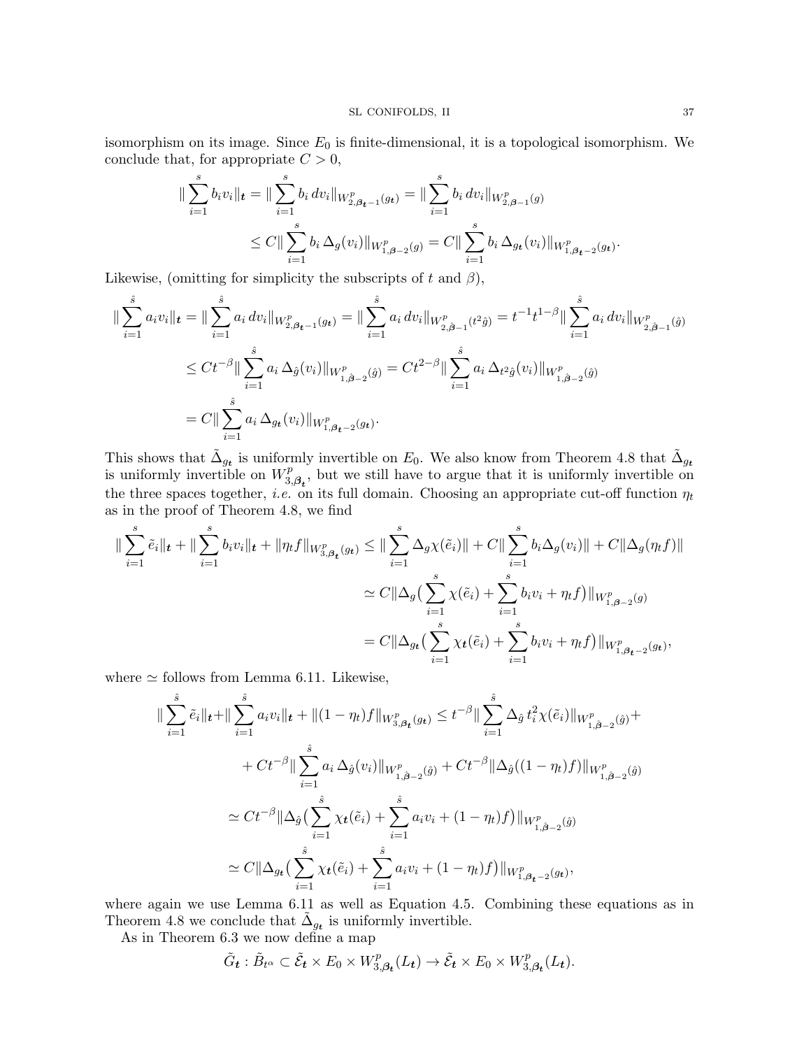isomorphism on its image. Since $E_0$ is finite-dimensional, it is a topological isomorphism. We conclude that, for appropriate $C > 0$,

$$\|\sum_{i=1}^{s} b_i v_i\|_{\boldsymbol{t}} = \|\sum_{i=1}^{s} b_i \, dv_i\|_{W^p_{2,\boldsymbol{\beta_t}-1}(g_{\boldsymbol{t}})} = \|\sum_{i=1}^{s} b_i \, dv_i\|_{W^p_{2,\boldsymbol{\beta}-1}(g)}$$
$$\leq C\|\sum_{i=1}^{s} b_i \, \Delta_g(v_i)\|_{W^p_{1,\boldsymbol{\beta}-2}(g)} = C\|\sum_{i=1}^{s} b_i \, \Delta_{g_{\boldsymbol{t}}}(v_i)\|_{W^p_{1,\boldsymbol{\beta_t}-2}(g_{\boldsymbol{t}})}.$$

Likewise, (omitting for simplicity the subscripts of $t$ and $\beta$),

$$\|\sum_{i=1}^{\hat{s}} a_i v_i\|_{\boldsymbol{t}} = \|\sum_{i=1}^{\hat{s}} a_i \, dv_i\|_{W^p_{2,\boldsymbol{\beta_t}-1}(g_{\boldsymbol{t}})} = \|\sum_{i=1}^{\hat{s}} a_i \, dv_i\|_{W^p_{2,\hat{\boldsymbol{\beta}}-1}(t^2\hat{g})} = t^{-1}t^{1-\beta}\|\sum_{i=1}^{\hat{s}} a_i \, dv_i\|_{W^p_{2,\hat{\boldsymbol{\beta}}-1}(\hat{g})}$$
$$\leq Ct^{-\beta}\|\sum_{i=1}^{\hat{s}} a_i \, \Delta_{\hat{g}}(v_i)\|_{W^p_{1,\hat{\boldsymbol{\beta}}-2}(\hat{g})} = Ct^{2-\beta}\|\sum_{i=1}^{\hat{s}} a_i \, \Delta_{t^2\hat{g}}(v_i)\|_{W^p_{1,\hat{\boldsymbol{\beta}}-2}(\hat{g})}$$
$$= C\|\sum_{i=1}^{\hat{s}} a_i \, \Delta_{g_{\boldsymbol{t}}}(v_i)\|_{W^p_{1,\boldsymbol{\beta_t}-2}(g_{\boldsymbol{t}})}.$$

This shows that $\tilde{\Delta}_{g_{\boldsymbol{t}}}$ is uniformly invertible on $E_0$. We also know from Theorem 4.8 that $\tilde{\Delta}_{g_{\boldsymbol{t}}}$ is uniformly invertible on $W^p_{3,\boldsymbol{\beta_t}}$, but we still have to argue that it is uniformly invertible on the three spaces together, *i.e.* on its full domain. Choosing an appropriate cut-off function $\eta_t$ as in the proof of Theorem 4.8, we find

$$\|\sum_{i=1}^{s} \tilde{e}_i\|_{\boldsymbol{t}} + \|\sum_{i=1}^{s} b_i v_i\|_{\boldsymbol{t}} + \|\eta_t f\|_{W^p_{3,\boldsymbol{\beta_t}}(g_{\boldsymbol{t}})} \leq \|\sum_{i=1}^{s} \Delta_g \chi(\tilde{e}_i)\| + C\|\sum_{i=1}^{s} b_i \Delta_g(v_i)\| + C\|\Delta_g(\eta_t f)\|$$
$$\simeq C\|\Delta_g\big(\sum_{i=1}^{s} \chi(\tilde{e}_i) + \sum_{i=1}^{s} b_i v_i + \eta_t f\big)\|_{W^p_{1,\boldsymbol{\beta}-2}(g)}$$
$$= C\|\Delta_{g_{\boldsymbol{t}}}\big(\sum_{i=1}^{s} \chi_{\boldsymbol{t}}(\tilde{e}_i) + \sum_{i=1}^{s} b_i v_i + \eta_t f\big)\|_{W^p_{1,\boldsymbol{\beta_t}-2}(g_{\boldsymbol{t}})},$$

where $\simeq$ follows from Lemma 6.11. Likewise,

$$\|\sum_{i=1}^{\hat{s}} \tilde{e}_i\|_{\boldsymbol{t}} + \|\sum_{i=1}^{\hat{s}} a_i v_i\|_{\boldsymbol{t}} + \|(1-\eta_t)f\|_{W^p_{3,\boldsymbol{\beta_t}}(g_{\boldsymbol{t}})} \leq t^{-\beta}\|\sum_{i=1}^{\hat{s}} \Delta_{\hat{g}}\, t_i^2 \chi(\tilde{e}_i)\|_{W^p_{1,\hat{\boldsymbol{\beta}}-2}(\hat{g})} +$$
$$+ Ct^{-\beta}\|\sum_{i=1}^{\hat{s}} a_i \, \Delta_{\hat{g}}(v_i)\|_{W^p_{1,\hat{\boldsymbol{\beta}}-2}(\hat{g})} + Ct^{-\beta}\|\Delta_{\hat{g}}((1-\eta_t)f)\|_{W^p_{1,\hat{\boldsymbol{\beta}}-2}(\hat{g})}$$
$$\simeq Ct^{-\beta}\|\Delta_{\hat{g}}\big(\sum_{i=1}^{\hat{s}} \chi_{\boldsymbol{t}}(\tilde{e}_i) + \sum_{i=1}^{\hat{s}} a_i v_i + (1-\eta_t)f\big)\|_{W^p_{1,\hat{\boldsymbol{\beta}}-2}(\hat{g})}$$
$$\simeq C\|\Delta_{g_{\boldsymbol{t}}}\big(\sum_{i=1}^{\hat{s}} \chi_{\boldsymbol{t}}(\tilde{e}_i) + \sum_{i=1}^{\hat{s}} a_i v_i + (1-\eta_t)f\big)\|_{W^p_{1,\boldsymbol{\beta_t}-2}(g_{\boldsymbol{t}})},$$

where again we use Lemma 6.11 as well as Equation 4.5. Combining these equations as in Theorem 4.8 we conclude that $\tilde{\Delta}_{g_{\boldsymbol{t}}}$ is uniformly invertible.

As in Theorem 6.3 we now define a map

$$\tilde{G}_{\boldsymbol{t}} : \tilde{B}_{t^\alpha} \subset \tilde{\mathcal{E}}_{\boldsymbol{t}} \times E_0 \times W^p_{3,\boldsymbol{\beta_t}}(L_{\boldsymbol{t}}) \to \tilde{\mathcal{E}}_{\boldsymbol{t}} \times E_0 \times W^p_{3,\boldsymbol{\beta_t}}(L_{\boldsymbol{t}}).$$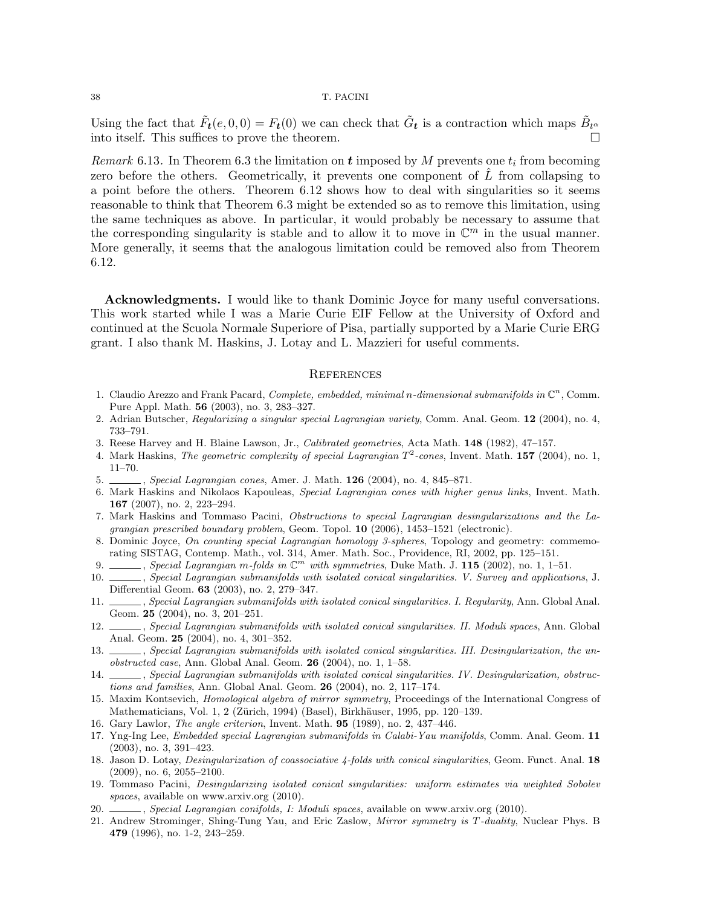Using the fact that $\tilde{F}_{\boldsymbol{t}}(e, 0, 0) = F_{\boldsymbol{t}}(0)$ we can check that $\tilde{G}_{\boldsymbol{t}}$ is a contraction which maps $\tilde{B}_{t^\alpha}$ into itself. This suffices to prove the theorem. □

*Remark* 6.13. In Theorem 6.3 the limitation on $\boldsymbol{t}$ imposed by $M$ prevents one $t_i$ from becoming zero before the others. Geometrically, it prevents one component of $\hat{L}$ from collapsing to a point before the others. Theorem 6.12 shows how to deal with singularities so it seems reasonable to think that Theorem 6.3 might be extended so as to remove this limitation, using the same techniques as above. In particular, it would probably be necessary to assume that the corresponding singularity is stable and to allow it to move in $\mathbb{C}^m$ in the usual manner. More generally, it seems that the analogous limitation could be removed also from Theorem 6.12.

**Acknowledgments.** I would like to thank Dominic Joyce for many useful conversations. This work started while I was a Marie Curie EIF Fellow at the University of Oxford and continued at the Scuola Normale Superiore of Pisa, partially supported by a Marie Curie ERG grant. I also thank M. Haskins, J. Lotay and L. Mazzieri for useful comments.

## References

1. Claudio Arezzo and Frank Pacard, *Complete, embedded, minimal n-dimensional submanifolds in* $\mathbb{C}^n$, Comm. Pure Appl. Math. **56** (2003), no. 3, 283–327.
2. Adrian Butscher, *Regularizing a singular special Lagrangian variety*, Comm. Anal. Geom. **12** (2004), no. 4, 733–791.
3. Reese Harvey and H. Blaine Lawson, Jr., *Calibrated geometries*, Acta Math. **148** (1982), 47–157.
4. Mark Haskins, *The geometric complexity of special Lagrangian* $T^2$*-cones*, Invent. Math. **157** (2004), no. 1, 11–70.
5. ______, *Special Lagrangian cones*, Amer. J. Math. **126** (2004), no. 4, 845–871.
6. Mark Haskins and Nikolaos Kapouleas, *Special Lagrangian cones with higher genus links*, Invent. Math. **167** (2007), no. 2, 223–294.
7. Mark Haskins and Tommaso Pacini, *Obstructions to special Lagrangian desingularizations and the Lagrangian prescribed boundary problem*, Geom. Topol. **10** (2006), 1453–1521 (electronic).
8. Dominic Joyce, *On counting special Lagrangian homology 3-spheres*, Topology and geometry: commemorating SISTAG, Contemp. Math., vol. 314, Amer. Math. Soc., Providence, RI, 2002, pp. 125–151.
9. ______, *Special Lagrangian m-folds in* $\mathbb{C}^m$ *with symmetries*, Duke Math. J. **115** (2002), no. 1, 1–51.
10. ______, *Special Lagrangian submanifolds with isolated conical singularities. V. Survey and applications*, J. Differential Geom. **63** (2003), no. 2, 279–347.
11. ______, *Special Lagrangian submanifolds with isolated conical singularities. I. Regularity*, Ann. Global Anal. Geom. **25** (2004), no. 3, 201–251.
12. ______, *Special Lagrangian submanifolds with isolated conical singularities. II. Moduli spaces*, Ann. Global Anal. Geom. **25** (2004), no. 4, 301–352.
13. ______, *Special Lagrangian submanifolds with isolated conical singularities. III. Desingularization, the unobstructed case*, Ann. Global Anal. Geom. **26** (2004), no. 1, 1–58.
14. ______, *Special Lagrangian submanifolds with isolated conical singularities. IV. Desingularization, obstructions and families*, Ann. Global Anal. Geom. **26** (2004), no. 2, 117–174.
15. Maxim Kontsevich, *Homological algebra of mirror symmetry*, Proceedings of the International Congress of Mathematicians, Vol. 1, 2 (Zürich, 1994) (Basel), Birkhäuser, 1995, pp. 120–139.
16. Gary Lawlor, *The angle criterion*, Invent. Math. **95** (1989), no. 2, 437–446.
17. Yng-Ing Lee, *Embedded special Lagrangian submanifolds in Calabi-Yau manifolds*, Comm. Anal. Geom. **11** (2003), no. 3, 391–423.
18. Jason D. Lotay, *Desingularization of coassociative 4-folds with conical singularities*, Geom. Funct. Anal. **18** (2009), no. 6, 2055–2100.
19. Tommaso Pacini, *Desingularizing isolated conical singularities: uniform estimates via weighted Sobolev spaces*, available on www.arxiv.org (2010).
20. ______, *Special Lagrangian conifolds, I: Moduli spaces*, available on www.arxiv.org (2010).
21. Andrew Strominger, Shing-Tung Yau, and Eric Zaslow, *Mirror symmetry is T-duality*, Nuclear Phys. B **479** (1996), no. 1-2, 243–259.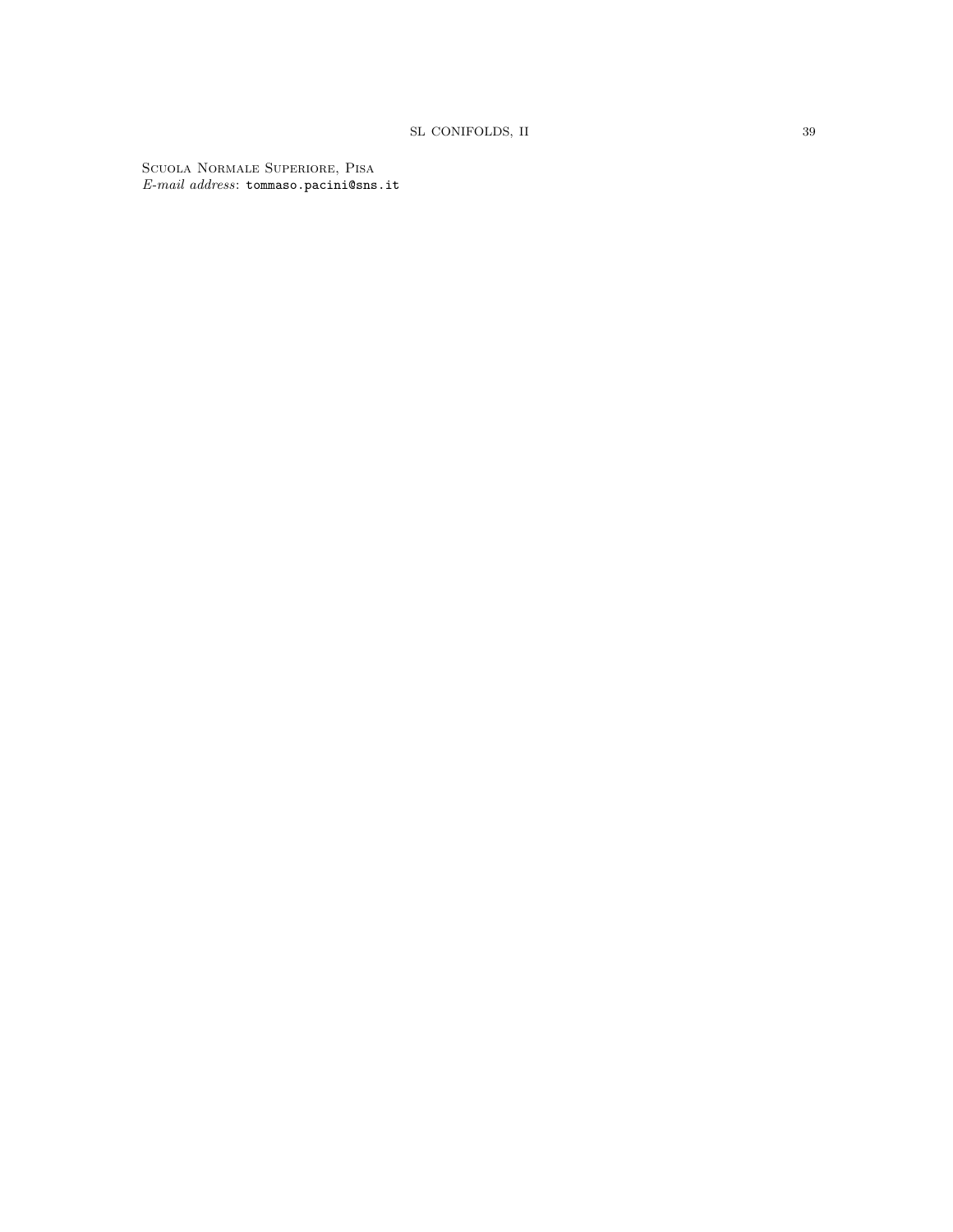Scuola Normale Superiore, Pisa
*E-mail address*: tommaso.pacini@sns.it